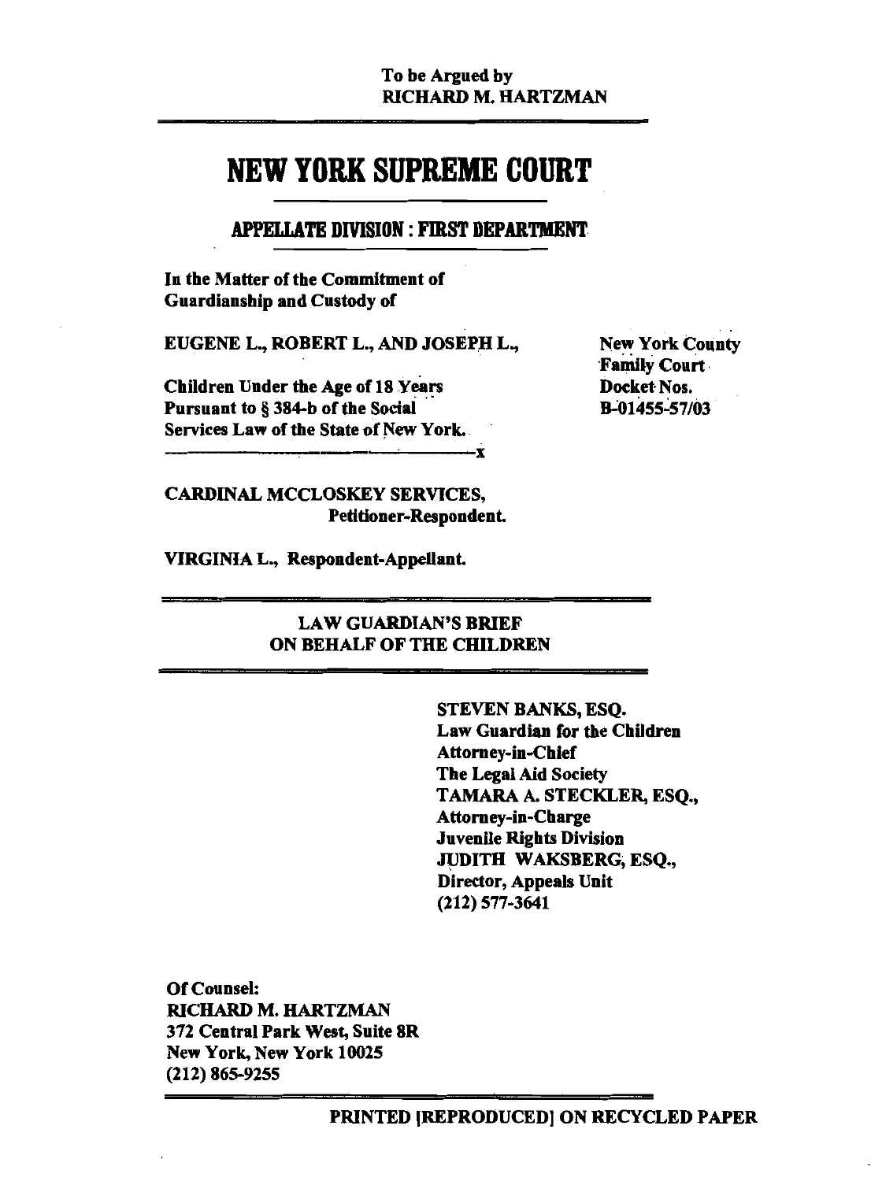To be Argued by
RICHARD M. HARTZMAN

# NEW YORK SUPREME COURT

## APPELLATE DIVISION : FIRST DEPARTMENT

**In the Matter of the Commitment of Guardianship and Custody of**

**EUGENE L., ROBERT L., AND JOSEPH L.,**

**Children Under the Age of 18 Years Pursuant to § 384-b of the Social Services Law of the State of New York.**

---x

New York County Family Court Docket Nos. B-01455-57/03

**CARDINAL MCCLOSKEY SERVICES,**
**Petitioner-Respondent.**

**VIRGINIA L., Respondent-Appellant.**

---

**LAW GUARDIAN'S BRIEF ON BEHALF OF THE CHILDREN**

---

**STEVEN BANKS, ESQ.**
**Law Guardian for the Children**
**Attorney-in-Chief**
**The Legal Aid Society**
**TAMARA A. STECKLER, ESQ.,**
**Attorney-in-Charge**
**Juvenile Rights Division**
**JUDITH WAKSBERG, ESQ.,**
**Director, Appeals Unit**
**(212) 577-3641**

**Of Counsel:**
**RICHARD M. HARTZMAN**
**372 Central Park West, Suite 8R**
**New York, New York 10025**
**(212) 865-9255**

**PRINTED [REPRODUCED] ON RECYCLED PAPER**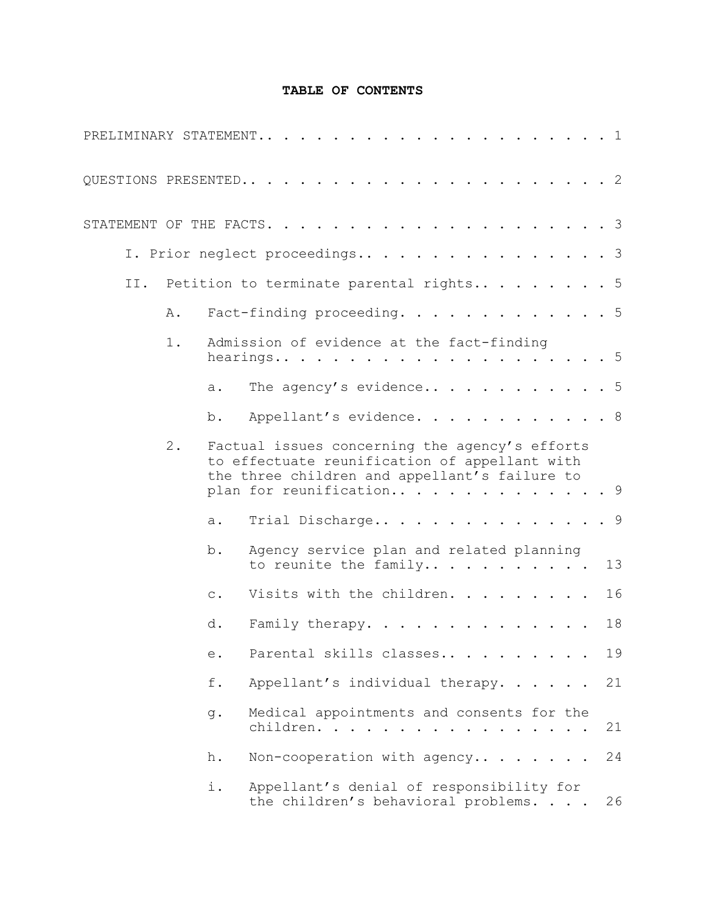**TABLE OF CONTENTS**

PRELIMINARY STATEMENT.. . . . . . . . . . . . . . . . . . . . . . 1

QUESTIONS PRESENTED.. . . . . . . . . . . . . . . . . . . . . . . 2

STATEMENT OF THE FACTS. . . . . . . . . . . . . . . . . . . . . . 3

I. Prior neglect proceedings.. . . . . . . . . . . . . . . . 3

II. Petition to terminate parental rights.. . . . . . . . . 5

A. Fact-finding proceeding. . . . . . . . . . . . . 5

1. Admission of evidence at the fact-finding hearings.. . . . . . . . . . . . . . . . . . . . 5

a. The agency's evidence.. . . . . . . . . . . 5

b. Appellant's evidence. . . . . . . . . . . . 8

2. Factual issues concerning the agency's efforts to effectuate reunification of appellant with the three children and appellant's failure to plan for reunification.. . . . . . . . . . . . . 9

a. Trial Discharge.. . . . . . . . . . . . . . . 9

b. Agency service plan and related planning to reunite the family.. . . . . . . . . . . 13

c. Visits with the children. . . . . . . . . 16

d. Family therapy. . . . . . . . . . . . . . . 18

e. Parental skills classes.. . . . . . . . . . 19

f. Appellant's individual therapy. . . . . . 21

g. Medical appointments and consents for the children. . . . . . . . . . . . . . . . . 21

h. Non-cooperation with agency.. . . . . . . . 24

i. Appellant's denial of responsibility for the children's behavioral problems. . . . 26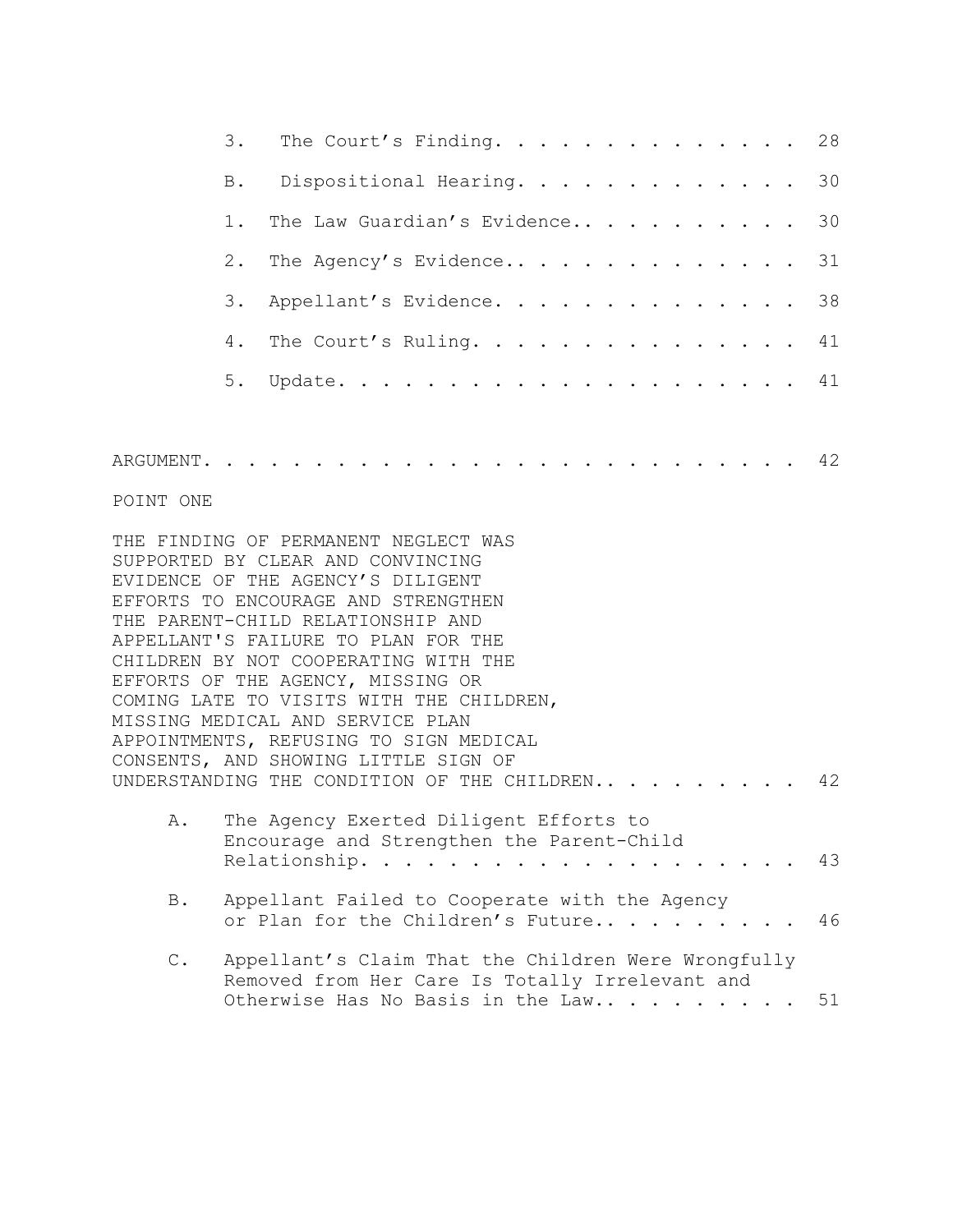3. The Court's Finding. . . . . . . . . . . . . . 28

B. Dispositional Hearing. . . . . . . . . . . . . 30

1. The Law Guardian's Evidence.. . . . . . . . . . 30

2. The Agency's Evidence.. . . . . . . . . . . . . 31

3. Appellant's Evidence. . . . . . . . . . . . . . 38

4. The Court's Ruling. . . . . . . . . . . . . . . 41

5. Update. . . . . . . . . . . . . . . . . . . . . 41

ARGUMENT. . . . . . . . . . . . . . . . . . . . . . . . . 42

POINT ONE

THE FINDING OF PERMANENT NEGLECT WAS SUPPORTED BY CLEAR AND CONVINCING EVIDENCE OF THE AGENCY'S DILIGENT EFFORTS TO ENCOURAGE AND STRENGTHEN THE PARENT-CHILD RELATIONSHIP AND APPELLANT'S FAILURE TO PLAN FOR THE CHILDREN BY NOT COOPERATING WITH THE EFFORTS OF THE AGENCY, MISSING OR COMING LATE TO VISITS WITH THE CHILDREN, MISSING MEDICAL AND SERVICE PLAN APPOINTMENTS, REFUSING TO SIGN MEDICAL CONSENTS, AND SHOWING LITTLE SIGN OF UNDERSTANDING THE CONDITION OF THE CHILDREN.. . . . . . . . . . 42

A. The Agency Exerted Diligent Efforts to Encourage and Strengthen the Parent-Child Relationship. . . . . . . . . . . . . . . . . . . . 43

B. Appellant Failed to Cooperate with the Agency or Plan for the Children's Future.. . . . . . . . . . 46

C. Appellant's Claim That the Children Were Wrongfully Removed from Her Care Is Totally Irrelevant and Otherwise Has No Basis in the Law.. . . . . . . . . 51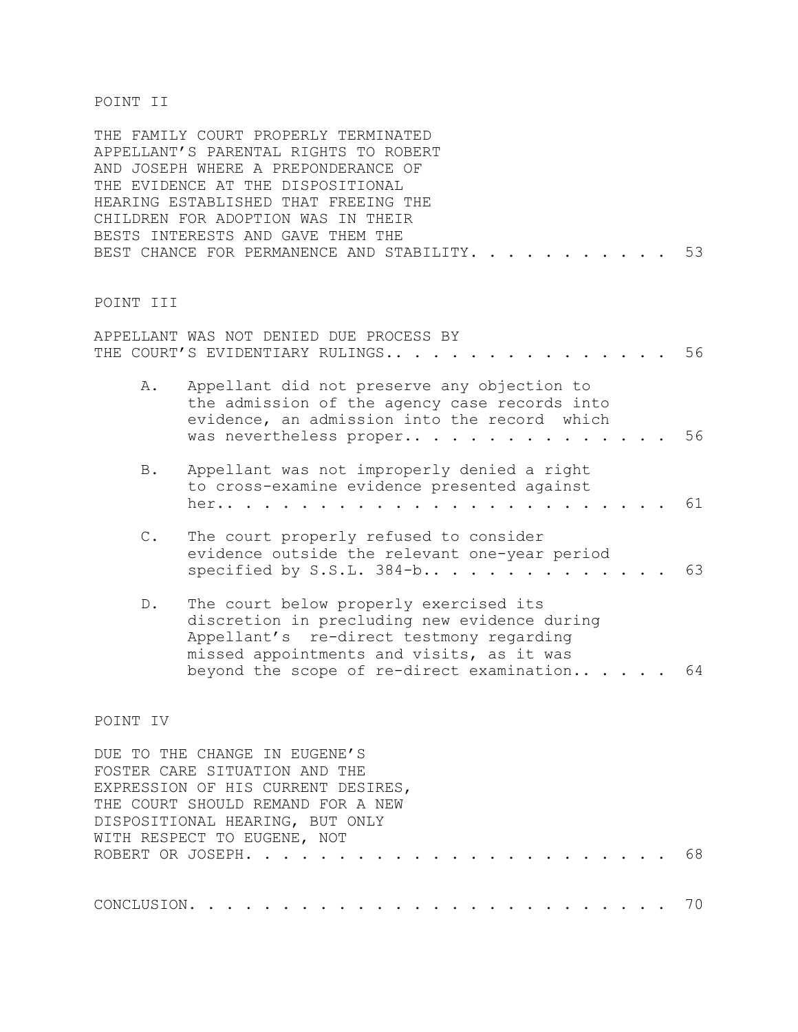POINT II

THE FAMILY COURT PROPERLY TERMINATED APPELLANT'S PARENTAL RIGHTS TO ROBERT AND JOSEPH WHERE A PREPONDERANCE OF THE EVIDENCE AT THE DISPOSITIONAL HEARING ESTABLISHED THAT FREEING THE CHILDREN FOR ADOPTION WAS IN THEIR BESTS INTERESTS AND GAVE THEM THE BEST CHANCE FOR PERMANENCE AND STABILITY. . . . . . . . . . . 53

POINT III

APPELLANT WAS NOT DENIED DUE PROCESS BY THE COURT'S EVIDENTIARY RULINGS.. . . . . . . . . . . . . . . . 56

A. Appellant did not preserve any objection to the admission of the agency case records into evidence, an admission into the record which was nevertheless proper.. . . . . . . . . . . . . . 56

B. Appellant was not improperly denied a right to cross-examine evidence presented against her.. . . . . . . . . . . . . . . . . . . . . . . 61

C. The court properly refused to consider evidence outside the relevant one-year period specified by S.S.L. 384-b.. . . . . . . . . . . . . 63

D. The court below properly exercised its discretion in precluding new evidence during Appellant's re-direct testmony regarding missed appointments and visits, as it was beyond the scope of re-direct examination.. . . . . 64

POINT IV

DUE TO THE CHANGE IN EUGENE'S FOSTER CARE SITUATION AND THE EXPRESSION OF HIS CURRENT DESIRES, THE COURT SHOULD REMAND FOR A NEW DISPOSITIONAL HEARING, BUT ONLY WITH RESPECT TO EUGENE, NOT ROBERT OR JOSEPH. . . . . . . . . . . . . . . . . . . . . . 68

CONCLUSION. . . . . . . . . . . . . . . . . . . . . . . . . 70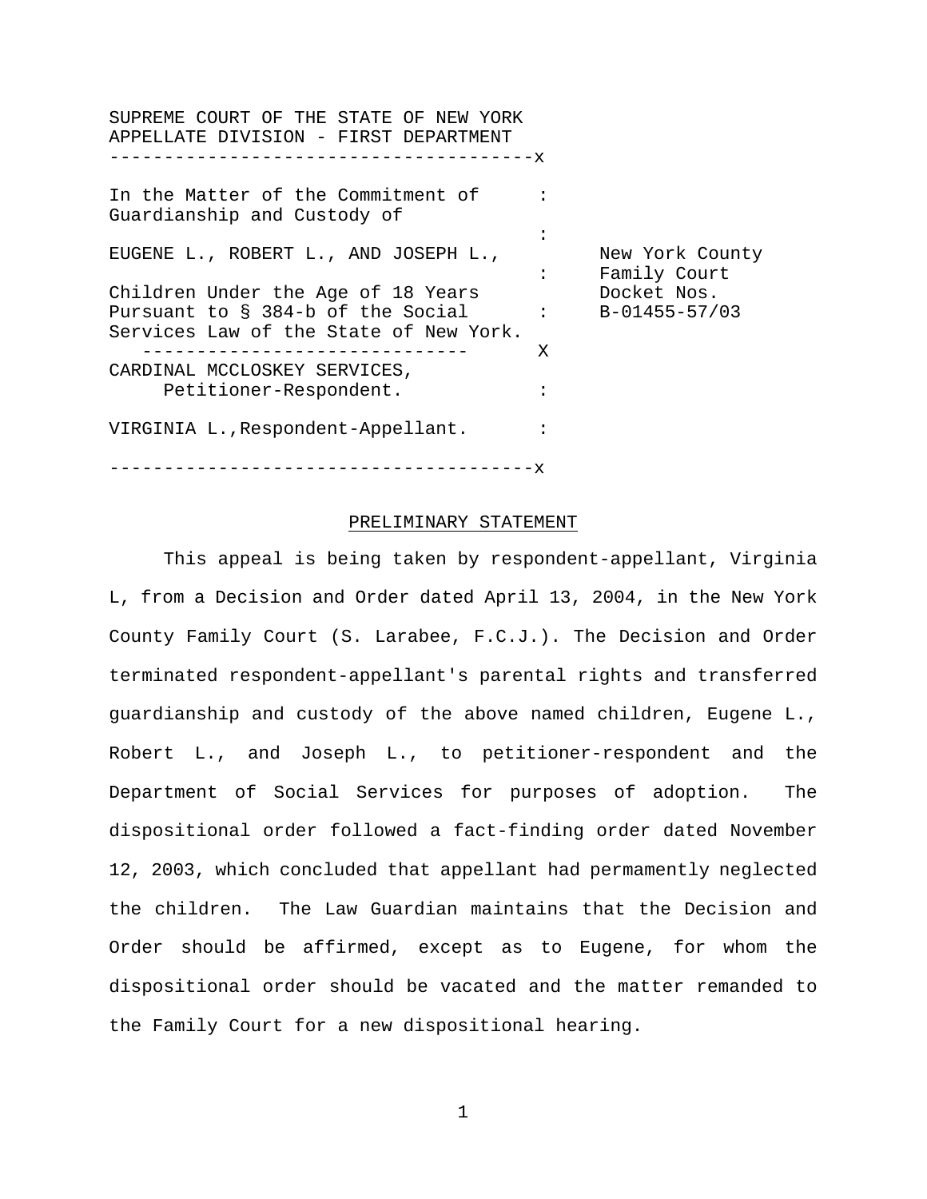SUPREME COURT OF THE STATE OF NEW YORK
APPELLATE DIVISION - FIRST DEPARTMENT

---

In the Matter of the Commitment of Guardianship and Custody of

EUGENE L., ROBERT L., AND JOSEPH L.,

Children Under the Age of 18 Years Pursuant to § 384-b of the Social Services Law of the State of New York.

New York County Family Court Docket Nos. B-01455-57/03

---

CARDINAL MCCLOSKEY SERVICES,
Petitioner-Respondent.

VIRGINIA L.,Respondent-Appellant.

---

## PRELIMINARY STATEMENT

This appeal is being taken by respondent-appellant, Virginia L, from a Decision and Order dated April 13, 2004, in the New York County Family Court (S. Larabee, F.C.J.). The Decision and Order terminated respondent-appellant's parental rights and transferred guardianship and custody of the above named children, Eugene L., Robert L., and Joseph L., to petitioner-respondent and the Department of Social Services for purposes of adoption. The dispositional order followed a fact-finding order dated November 12, 2003, which concluded that appellant had permamently neglected the children. The Law Guardian maintains that the Decision and Order should be affirmed, except as to Eugene, for whom the dispositional order should be vacated and the matter remanded to the Family Court for a new dispositional hearing.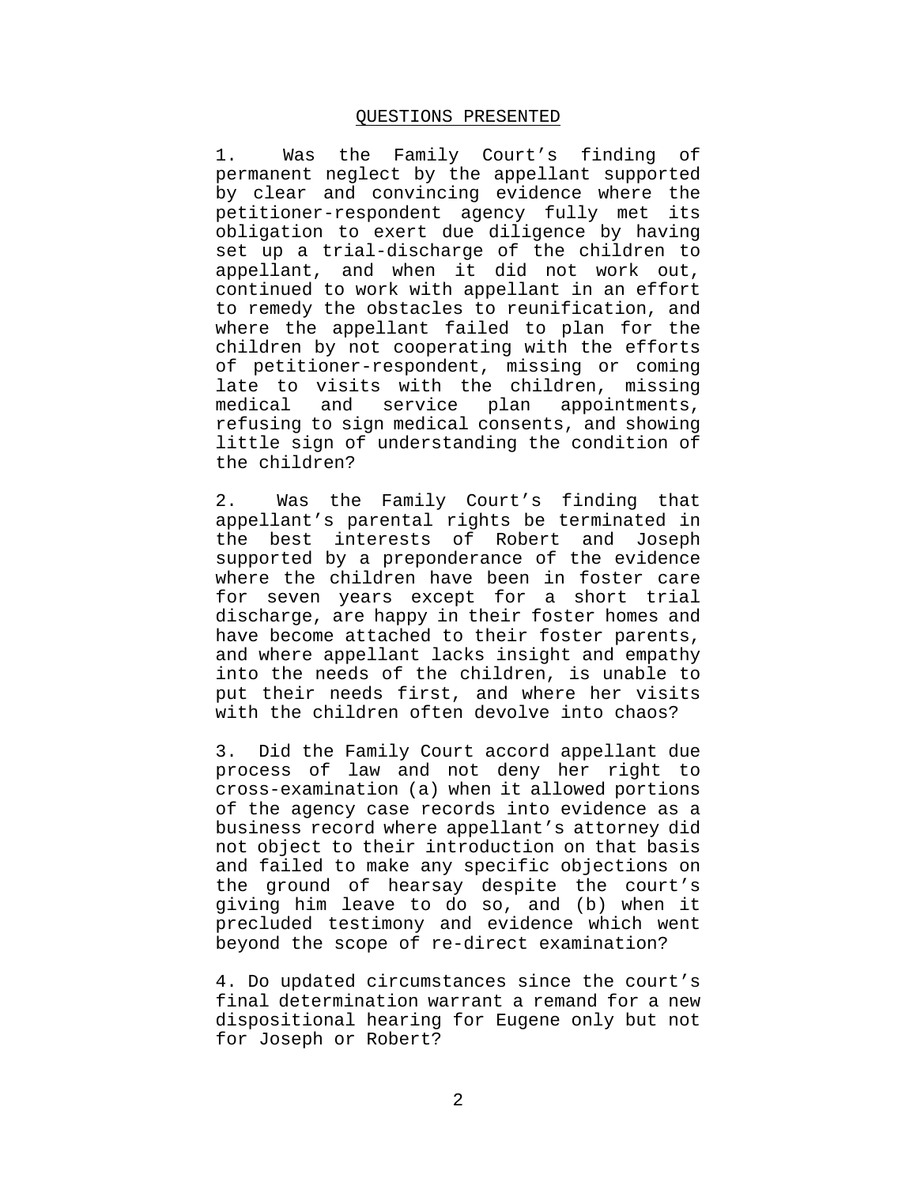## QUESTIONS PRESENTED

1. Was the Family Court's finding of permanent neglect by the appellant supported by clear and convincing evidence where the petitioner-respondent agency fully met its obligation to exert due diligence by having set up a trial-discharge of the children to appellant, and when it did not work out, continued to work with appellant in an effort to remedy the obstacles to reunification, and where the appellant failed to plan for the children by not cooperating with the efforts of petitioner-respondent, missing or coming late to visits with the children, missing medical and service plan appointments, refusing to sign medical consents, and showing little sign of understanding the condition of the children?

2. Was the Family Court's finding that appellant's parental rights be terminated in the best interests of Robert and Joseph supported by a preponderance of the evidence where the children have been in foster care for seven years except for a short trial discharge, are happy in their foster homes and have become attached to their foster parents, and where appellant lacks insight and empathy into the needs of the children, is unable to put their needs first, and where her visits with the children often devolve into chaos?

3. Did the Family Court accord appellant due process of law and not deny her right to cross-examination (a) when it allowed portions of the agency case records into evidence as a business record where appellant's attorney did not object to their introduction on that basis and failed to make any specific objections on the ground of hearsay despite the court's giving him leave to do so, and (b) when it precluded testimony and evidence which went beyond the scope of re-direct examination?

4. Do updated circumstances since the court's final determination warrant a remand for a new dispositional hearing for Eugene only but not for Joseph or Robert?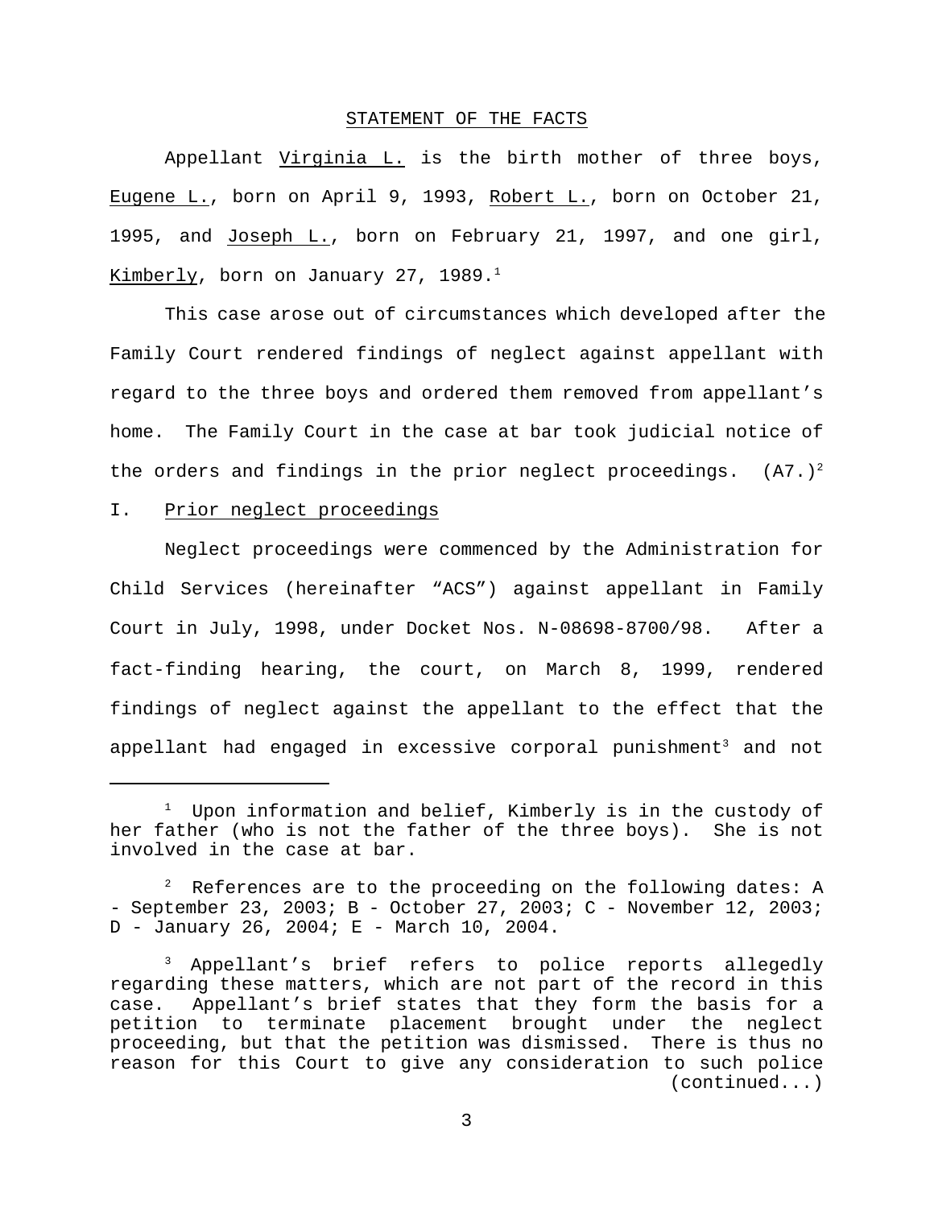## STATEMENT OF THE FACTS

Appellant Virginia L. is the birth mother of three boys, Eugene L., born on April 9, 1993, Robert L., born on October 21, 1995, and Joseph L., born on February 21, 1997, and one girl, Kimberly, born on January 27, 1989.[1]

This case arose out of circumstances which developed after the Family Court rendered findings of neglect against appellant with regard to the three boys and ordered them removed from appellant's home. The Family Court in the case at bar took judicial notice of the orders and findings in the prior neglect proceedings. (A7.)[2]

### I. Prior neglect proceedings

Neglect proceedings were commenced by the Administration for Child Services (hereinafter "ACS") against appellant in Family Court in July, 1998, under Docket Nos. N-08698-8700/98. After a fact-finding hearing, the court, on March 8, 1999, rendered findings of neglect against the appellant to the effect that the appellant had engaged in excessive corporal punishment[3] and not

---

[1] Upon information and belief, Kimberly is in the custody of her father (who is not the father of the three boys). She is not involved in the case at bar.

[2] References are to the proceeding on the following dates: A - September 23, 2003; B - October 27, 2003; C - November 12, 2003; D - January 26, 2004; E - March 10, 2004.

[3] Appellant's brief refers to police reports allegedly regarding these matters, which are not part of the record in this case. Appellant's brief states that they form the basis for a petition to terminate placement brought under the neglect proceeding, but that the petition was dismissed. There is thus no reason for this Court to give any consideration to such police (continued...)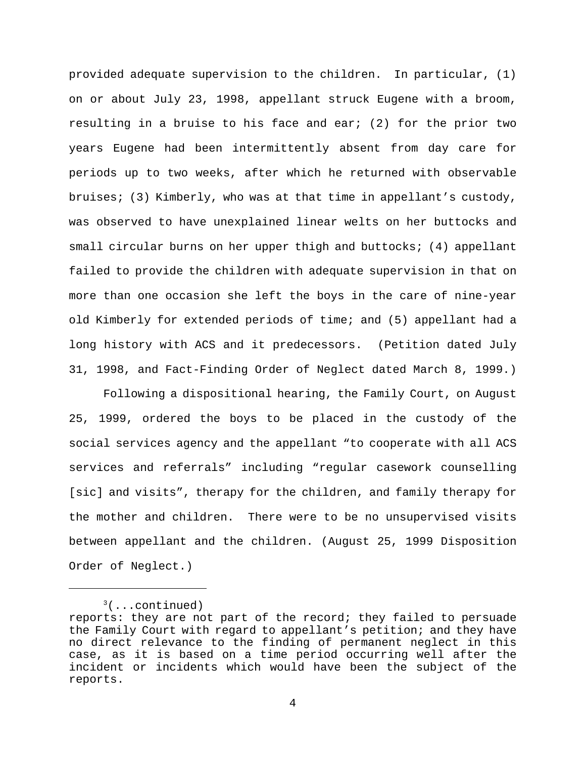provided adequate supervision to the children. In particular, (1) on or about July 23, 1998, appellant struck Eugene with a broom, resulting in a bruise to his face and ear; (2) for the prior two years Eugene had been intermittently absent from day care for periods up to two weeks, after which he returned with observable bruises; (3) Kimberly, who was at that time in appellant's custody, was observed to have unexplained linear welts on her buttocks and small circular burns on her upper thigh and buttocks; (4) appellant failed to provide the children with adequate supervision in that on more than one occasion she left the boys in the care of nine-year old Kimberly for extended periods of time; and (5) appellant had a long history with ACS and it predecessors. (Petition dated July 31, 1998, and Fact-Finding Order of Neglect dated March 8, 1999.)

Following a dispositional hearing, the Family Court, on August 25, 1999, ordered the boys to be placed in the custody of the social services agency and the appellant "to cooperate with all ACS services and referrals" including "regular casework counselling [sic] and visits", therapy for the children, and family therapy for the mother and children. There were to be no unsupervised visits between appellant and the children. (August 25, 1999 Disposition Order of Neglect.)

---

[3](...continued)
reports: they are not part of the record; they failed to persuade the Family Court with regard to appellant's petition; and they have no direct relevance to the finding of permanent neglect in this case, as it is based on a time period occurring well after the incident or incidents which would have been the subject of the reports.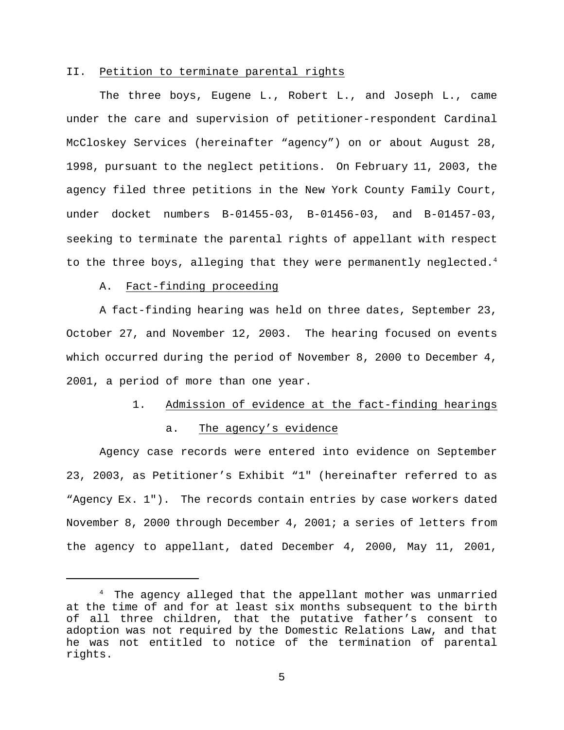## II. Petition to terminate parental rights

The three boys, Eugene L., Robert L., and Joseph L., came under the care and supervision of petitioner-respondent Cardinal McCloskey Services (hereinafter "agency") on or about August 28, 1998, pursuant to the neglect petitions. On February 11, 2003, the agency filed three petitions in the New York County Family Court, under docket numbers B-01455-03, B-01456-03, and B-01457-03, seeking to terminate the parental rights of appellant with respect to the three boys, alleging that they were permanently neglected.[4]

### A. Fact-finding proceeding

A fact-finding hearing was held on three dates, September 23, October 27, and November 12, 2003. The hearing focused on events which occurred during the period of November 8, 2000 to December 4, 2001, a period of more than one year.

#### 1. Admission of evidence at the fact-finding hearings

##### a. The agency's evidence

Agency case records were entered into evidence on September 23, 2003, as Petitioner's Exhibit "1" (hereinafter referred to as "Agency Ex. 1"). The records contain entries by case workers dated November 8, 2000 through December 4, 2001; a series of letters from the agency to appellant, dated December 4, 2000, May 11, 2001,

---

[4] The agency alleged that the appellant mother was unmarried at the time of and for at least six months subsequent to the birth of all three children, that the putative father's consent to adoption was not required by the Domestic Relations Law, and that he was not entitled to notice of the termination of parental rights.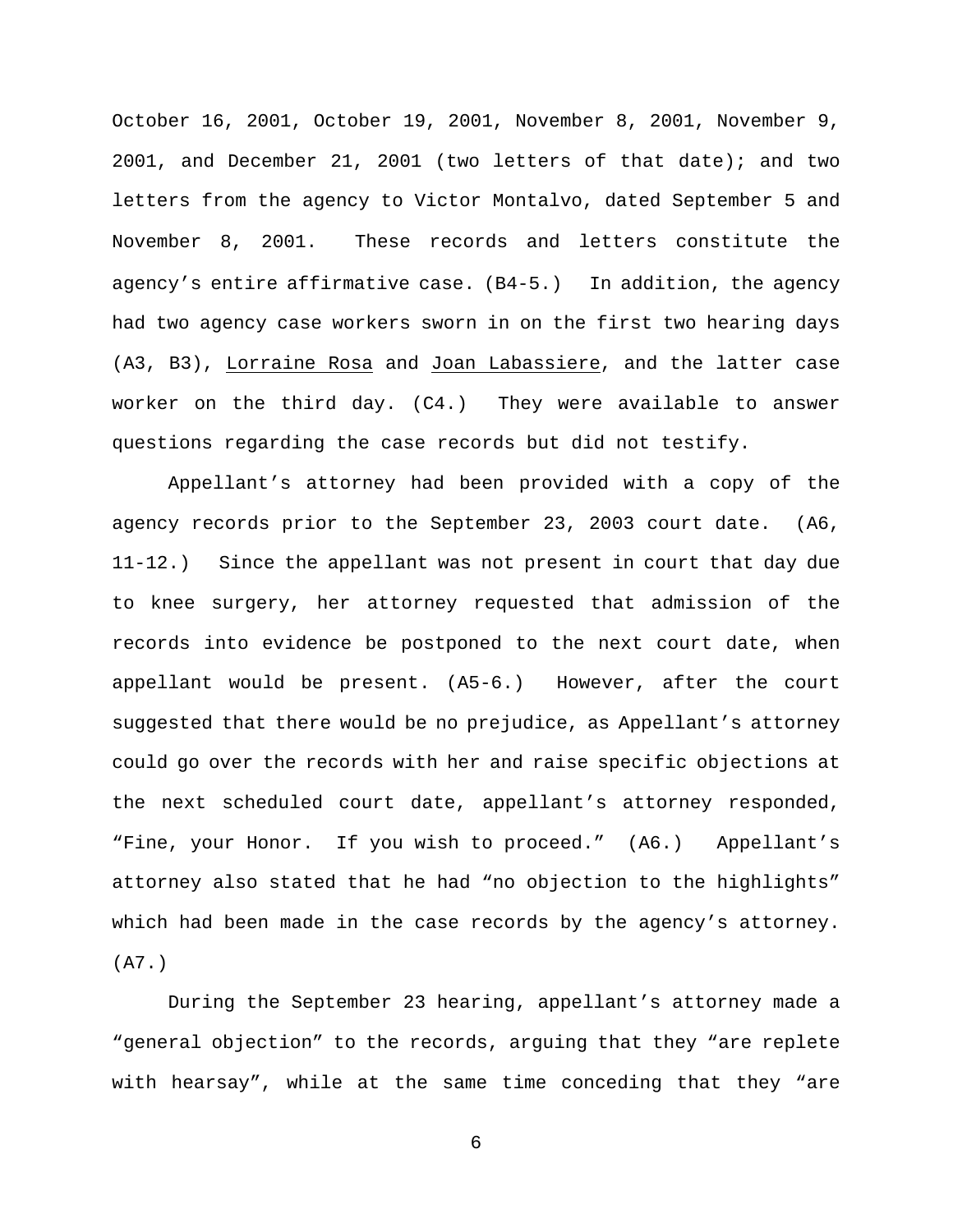October 16, 2001, October 19, 2001, November 8, 2001, November 9, 2001, and December 21, 2001 (two letters of that date); and two letters from the agency to Victor Montalvo, dated September 5 and November 8, 2001. These records and letters constitute the agency's entire affirmative case. (B4-5.) In addition, the agency had two agency case workers sworn in on the first two hearing days (A3, B3), Lorraine Rosa and Joan Labassiere, and the latter case worker on the third day. (C4.) They were available to answer questions regarding the case records but did not testify.

Appellant's attorney had been provided with a copy of the agency records prior to the September 23, 2003 court date. (A6, 11-12.) Since the appellant was not present in court that day due to knee surgery, her attorney requested that admission of the records into evidence be postponed to the next court date, when appellant would be present. (A5-6.) However, after the court suggested that there would be no prejudice, as Appellant's attorney could go over the records with her and raise specific objections at the next scheduled court date, appellant's attorney responded, "Fine, your Honor. If you wish to proceed." (A6.) Appellant's attorney also stated that he had "no objection to the highlights" which had been made in the case records by the agency's attorney. (A7.)

During the September 23 hearing, appellant's attorney made a "general objection" to the records, arguing that they "are replete with hearsay", while at the same time conceding that they "are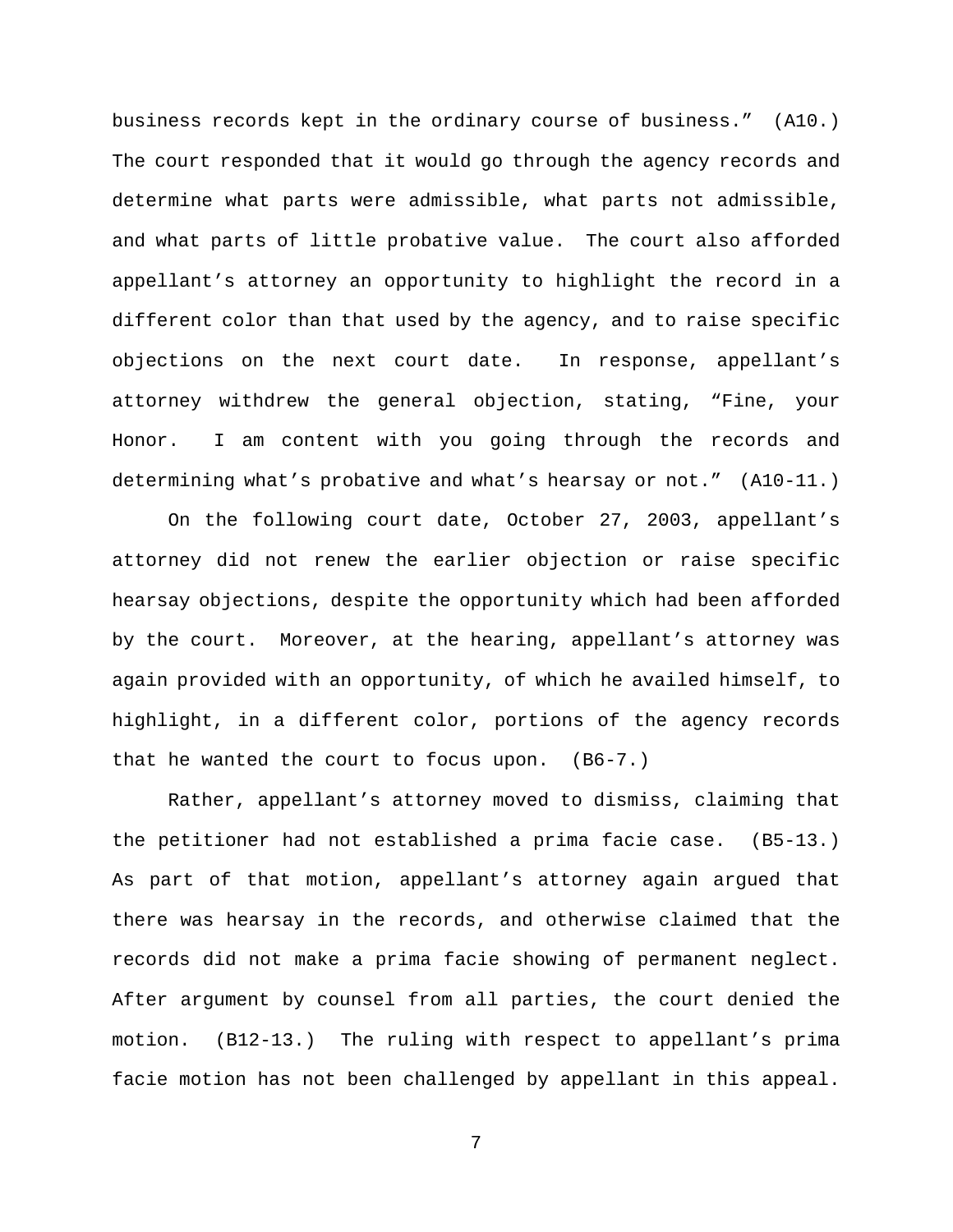business records kept in the ordinary course of business." (A10.) The court responded that it would go through the agency records and determine what parts were admissible, what parts not admissible, and what parts of little probative value. The court also afforded appellant's attorney an opportunity to highlight the record in a different color than that used by the agency, and to raise specific objections on the next court date. In response, appellant's attorney withdrew the general objection, stating, "Fine, your Honor. I am content with you going through the records and determining what's probative and what's hearsay or not." (A10-11.)

On the following court date, October 27, 2003, appellant's attorney did not renew the earlier objection or raise specific hearsay objections, despite the opportunity which had been afforded by the court. Moreover, at the hearing, appellant's attorney was again provided with an opportunity, of which he availed himself, to highlight, in a different color, portions of the agency records that he wanted the court to focus upon. (B6-7.)

Rather, appellant's attorney moved to dismiss, claiming that the petitioner had not established a prima facie case. (B5-13.) As part of that motion, appellant's attorney again argued that there was hearsay in the records, and otherwise claimed that the records did not make a prima facie showing of permanent neglect. After argument by counsel from all parties, the court denied the motion. (B12-13.) The ruling with respect to appellant's prima facie motion has not been challenged by appellant in this appeal.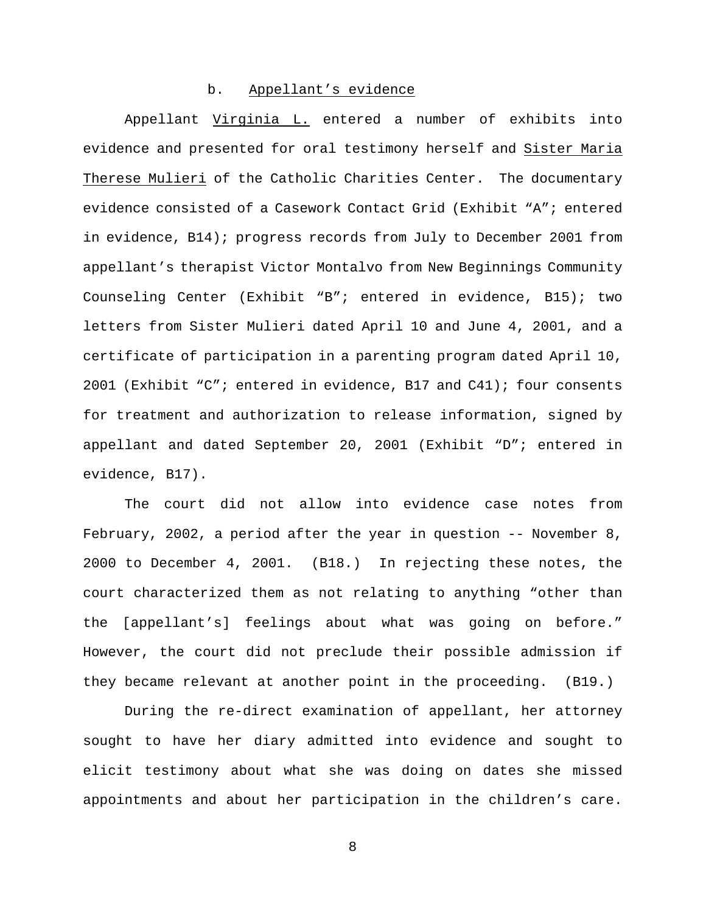### b. <u>Appellant's evidence</u>

Appellant <u>Virginia L.</u> entered a number of exhibits into evidence and presented for oral testimony herself and <u>Sister Maria Therese Mulieri</u> of the Catholic Charities Center. The documentary evidence consisted of a Casework Contact Grid (Exhibit "A"; entered in evidence, B14); progress records from July to December 2001 from appellant's therapist Victor Montalvo from New Beginnings Community Counseling Center (Exhibit "B"; entered in evidence, B15); two letters from Sister Mulieri dated April 10 and June 4, 2001, and a certificate of participation in a parenting program dated April 10, 2001 (Exhibit "C"; entered in evidence, B17 and C41); four consents for treatment and authorization to release information, signed by appellant and dated September 20, 2001 (Exhibit "D"; entered in evidence, B17).

The court did not allow into evidence case notes from February, 2002, a period after the year in question -- November 8, 2000 to December 4, 2001. (B18.) In rejecting these notes, the court characterized them as not relating to anything "other than the [appellant's] feelings about what was going on before." However, the court did not preclude their possible admission if they became relevant at another point in the proceeding. (B19.)

During the re-direct examination of appellant, her attorney sought to have her diary admitted into evidence and sought to elicit testimony about what she was doing on dates she missed appointments and about her participation in the children's care.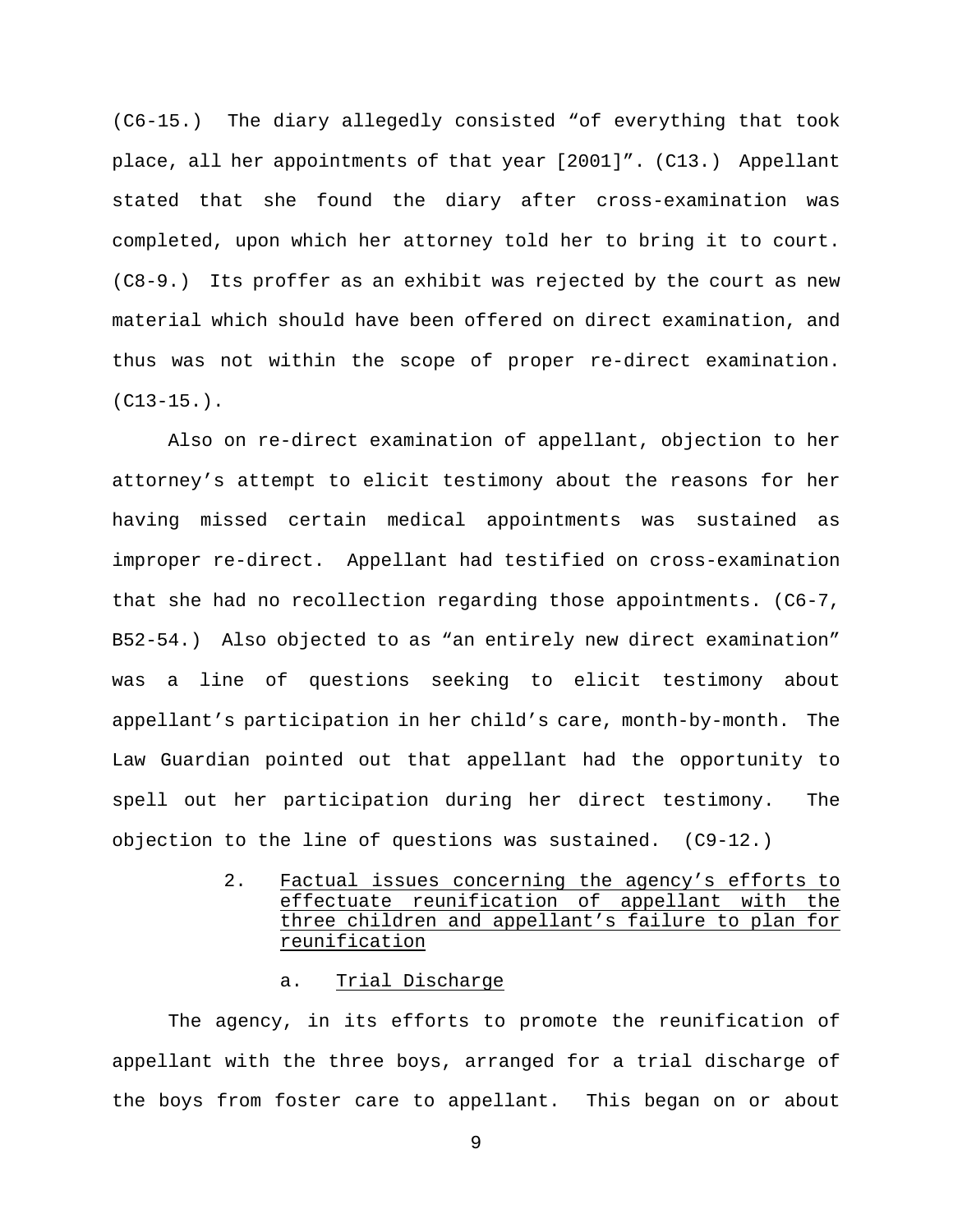(C6-15.) The diary allegedly consisted "of everything that took place, all her appointments of that year [2001]". (C13.) Appellant stated that she found the diary after cross-examination was completed, upon which her attorney told her to bring it to court. (C8-9.) Its proffer as an exhibit was rejected by the court as new material which should have been offered on direct examination, and thus was not within the scope of proper re-direct examination. (C13-15.).

Also on re-direct examination of appellant, objection to her attorney's attempt to elicit testimony about the reasons for her having missed certain medical appointments was sustained as improper re-direct. Appellant had testified on cross-examination that she had no recollection regarding those appointments. (C6-7, B52-54.) Also objected to as "an entirely new direct examination" was a line of questions seeking to elicit testimony about appellant's participation in her child's care, month-by-month. The Law Guardian pointed out that appellant had the opportunity to spell out her participation during her direct testimony. The objection to the line of questions was sustained. (C9-12.)

2. <u>Factual issues concerning the agency's efforts to effectuate reunification of appellant with the three children and appellant's failure to plan for reunification</u>

a. <u>Trial Discharge</u>

The agency, in its efforts to promote the reunification of appellant with the three boys, arranged for a trial discharge of the boys from foster care to appellant. This began on or about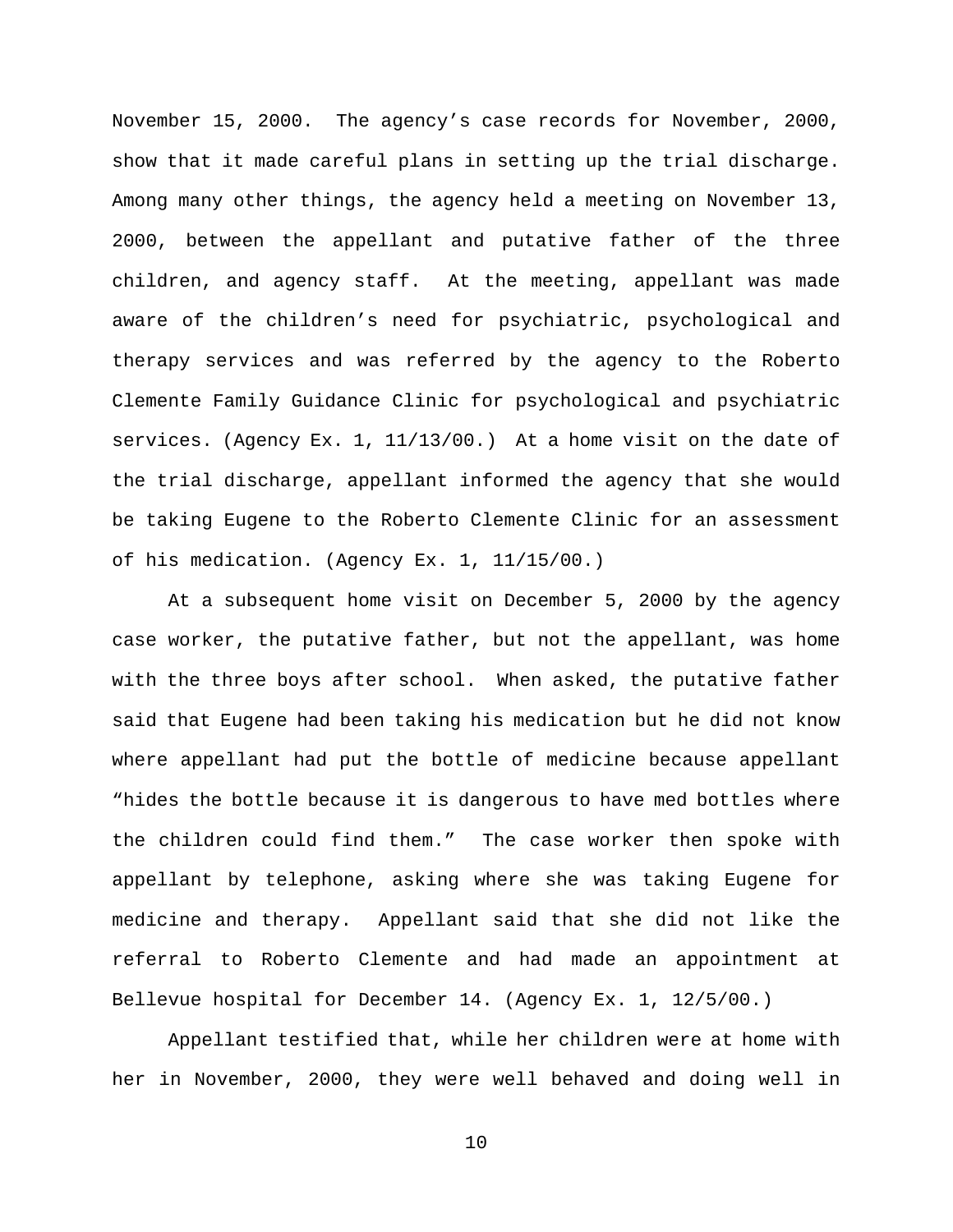November 15, 2000. The agency's case records for November, 2000, show that it made careful plans in setting up the trial discharge. Among many other things, the agency held a meeting on November 13, 2000, between the appellant and putative father of the three children, and agency staff. At the meeting, appellant was made aware of the children's need for psychiatric, psychological and therapy services and was referred by the agency to the Roberto Clemente Family Guidance Clinic for psychological and psychiatric services. (Agency Ex. 1, 11/13/00.) At a home visit on the date of the trial discharge, appellant informed the agency that she would be taking Eugene to the Roberto Clemente Clinic for an assessment of his medication. (Agency Ex. 1, 11/15/00.)

At a subsequent home visit on December 5, 2000 by the agency case worker, the putative father, but not the appellant, was home with the three boys after school. When asked, the putative father said that Eugene had been taking his medication but he did not know where appellant had put the bottle of medicine because appellant "hides the bottle because it is dangerous to have med bottles where the children could find them." The case worker then spoke with appellant by telephone, asking where she was taking Eugene for medicine and therapy. Appellant said that she did not like the referral to Roberto Clemente and had made an appointment at Bellevue hospital for December 14. (Agency Ex. 1, 12/5/00.)

Appellant testified that, while her children were at home with her in November, 2000, they were well behaved and doing well in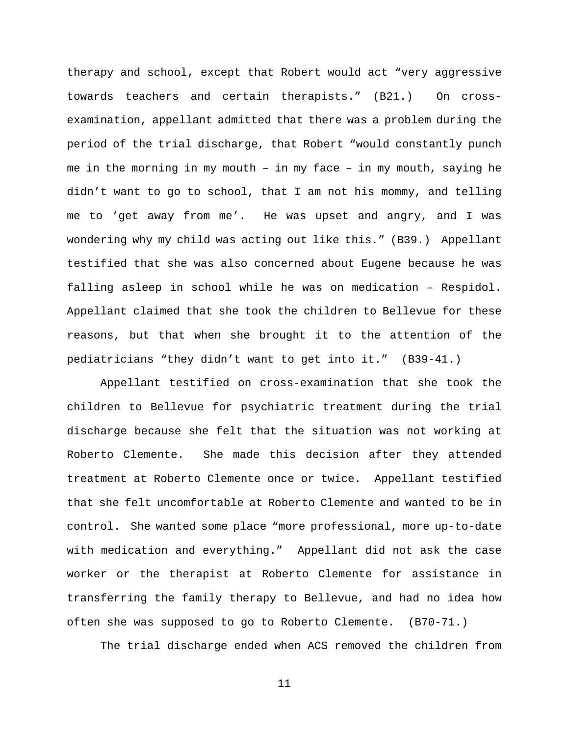therapy and school, except that Robert would act “very aggressive towards teachers and certain therapists.” (B21.) On cross-examination, appellant admitted that there was a problem during the period of the trial discharge, that Robert “would constantly punch me in the morning in my mouth – in my face – in my mouth, saying he didn’t want to go to school, that I am not his mommy, and telling me to ‘get away from me’. He was upset and angry, and I was wondering why my child was acting out like this.” (B39.) Appellant testified that she was also concerned about Eugene because he was falling asleep in school while he was on medication – Respidol. Appellant claimed that she took the children to Bellevue for these reasons, but that when she brought it to the attention of the pediatricians “they didn’t want to get into it.” (B39-41.)

Appellant testified on cross-examination that she took the children to Bellevue for psychiatric treatment during the trial discharge because she felt that the situation was not working at Roberto Clemente. She made this decision after they attended treatment at Roberto Clemente once or twice. Appellant testified that she felt uncomfortable at Roberto Clemente and wanted to be in control. She wanted some place “more professional, more up-to-date with medication and everything.” Appellant did not ask the case worker or the therapist at Roberto Clemente for assistance in transferring the family therapy to Bellevue, and had no idea how often she was supposed to go to Roberto Clemente. (B70-71.)

The trial discharge ended when ACS removed the children from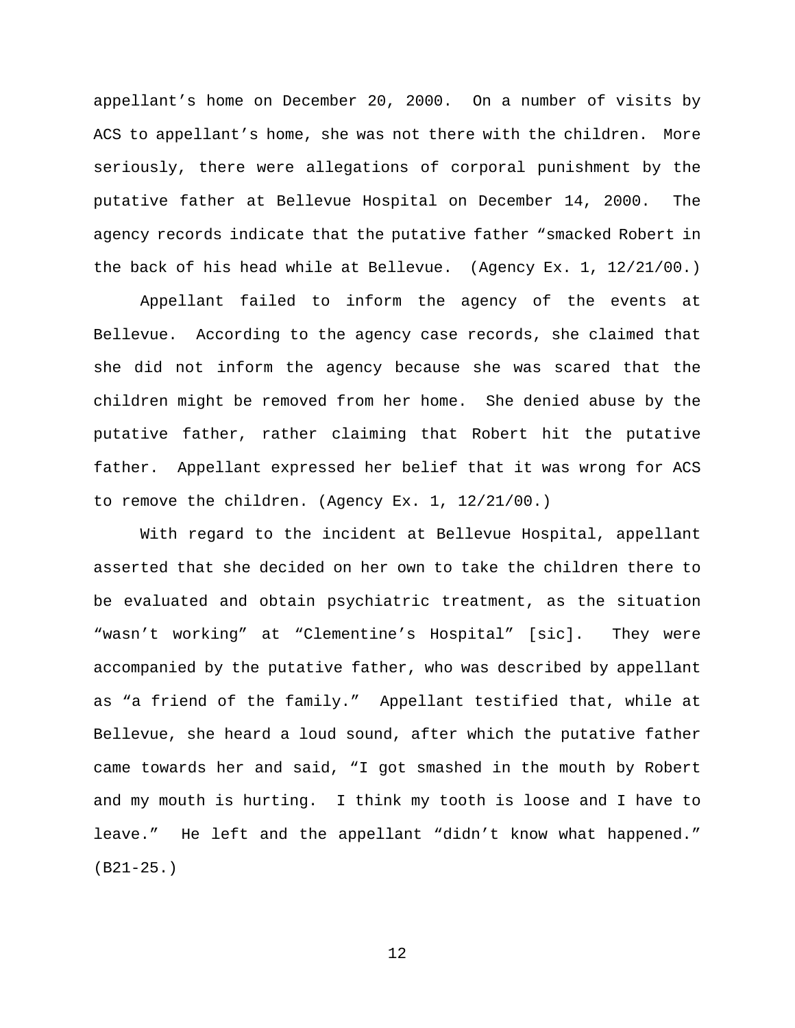appellant's home on December 20, 2000. On a number of visits by ACS to appellant's home, she was not there with the children. More seriously, there were allegations of corporal punishment by the putative father at Bellevue Hospital on December 14, 2000. The agency records indicate that the putative father "smacked Robert in the back of his head while at Bellevue. (Agency Ex. 1, 12/21/00.)

Appellant failed to inform the agency of the events at Bellevue. According to the agency case records, she claimed that she did not inform the agency because she was scared that the children might be removed from her home. She denied abuse by the putative father, rather claiming that Robert hit the putative father. Appellant expressed her belief that it was wrong for ACS to remove the children. (Agency Ex. 1, 12/21/00.)

With regard to the incident at Bellevue Hospital, appellant asserted that she decided on her own to take the children there to be evaluated and obtain psychiatric treatment, as the situation "wasn't working" at "Clementine's Hospital" [sic]. They were accompanied by the putative father, who was described by appellant as "a friend of the family." Appellant testified that, while at Bellevue, she heard a loud sound, after which the putative father came towards her and said, "I got smashed in the mouth by Robert and my mouth is hurting. I think my tooth is loose and I have to leave." He left and the appellant "didn't know what happened." (B21-25.)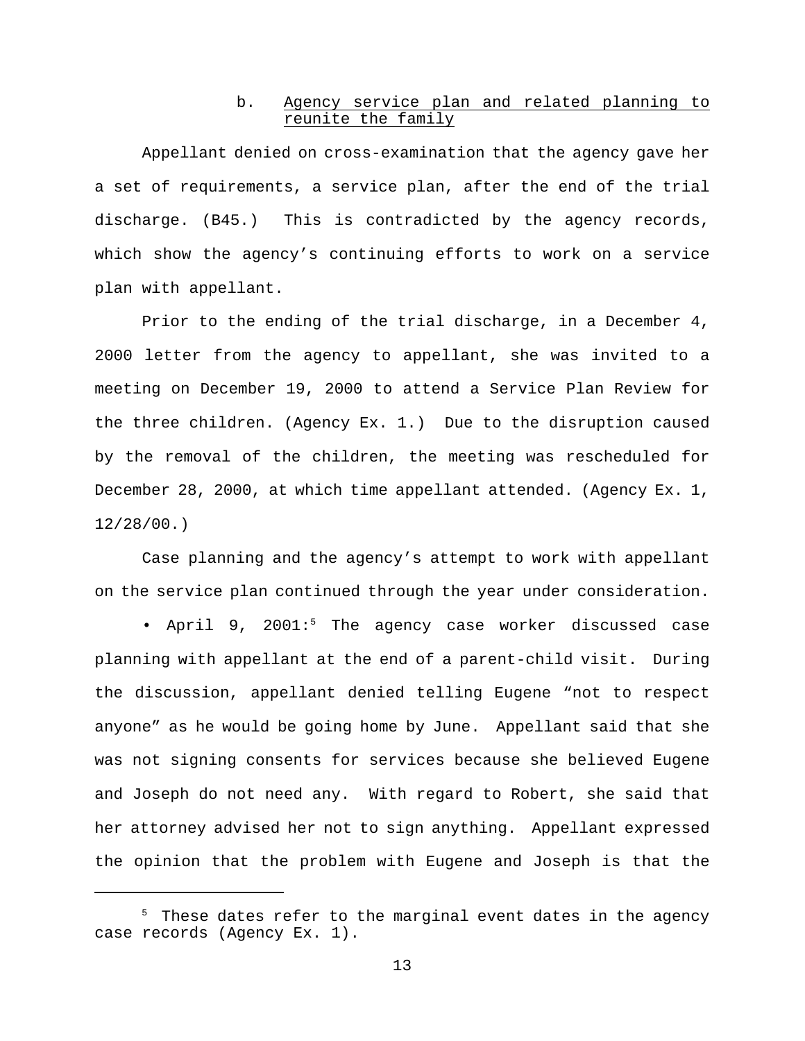b. <u>Agency service plan and related planning to reunite the family</u>

Appellant denied on cross-examination that the agency gave her a set of requirements, a service plan, after the end of the trial discharge. (B45.) This is contradicted by the agency records, which show the agency's continuing efforts to work on a service plan with appellant.

Prior to the ending of the trial discharge, in a December 4, 2000 letter from the agency to appellant, she was invited to a meeting on December 19, 2000 to attend a Service Plan Review for the three children. (Agency Ex. 1.) Due to the disruption caused by the removal of the children, the meeting was rescheduled for December 28, 2000, at which time appellant attended. (Agency Ex. 1, 12/28/00.)

Case planning and the agency's attempt to work with appellant on the service plan continued through the year under consideration.

• April 9, 2001:[5] The agency case worker discussed case planning with appellant at the end of a parent-child visit. During the discussion, appellant denied telling Eugene "not to respect anyone" as he would be going home by June. Appellant said that she was not signing consents for services because she believed Eugene and Joseph do not need any. With regard to Robert, she said that her attorney advised her not to sign anything. Appellant expressed the opinion that the problem with Eugene and Joseph is that the

[5] These dates refer to the marginal event dates in the agency case records (Agency Ex. 1).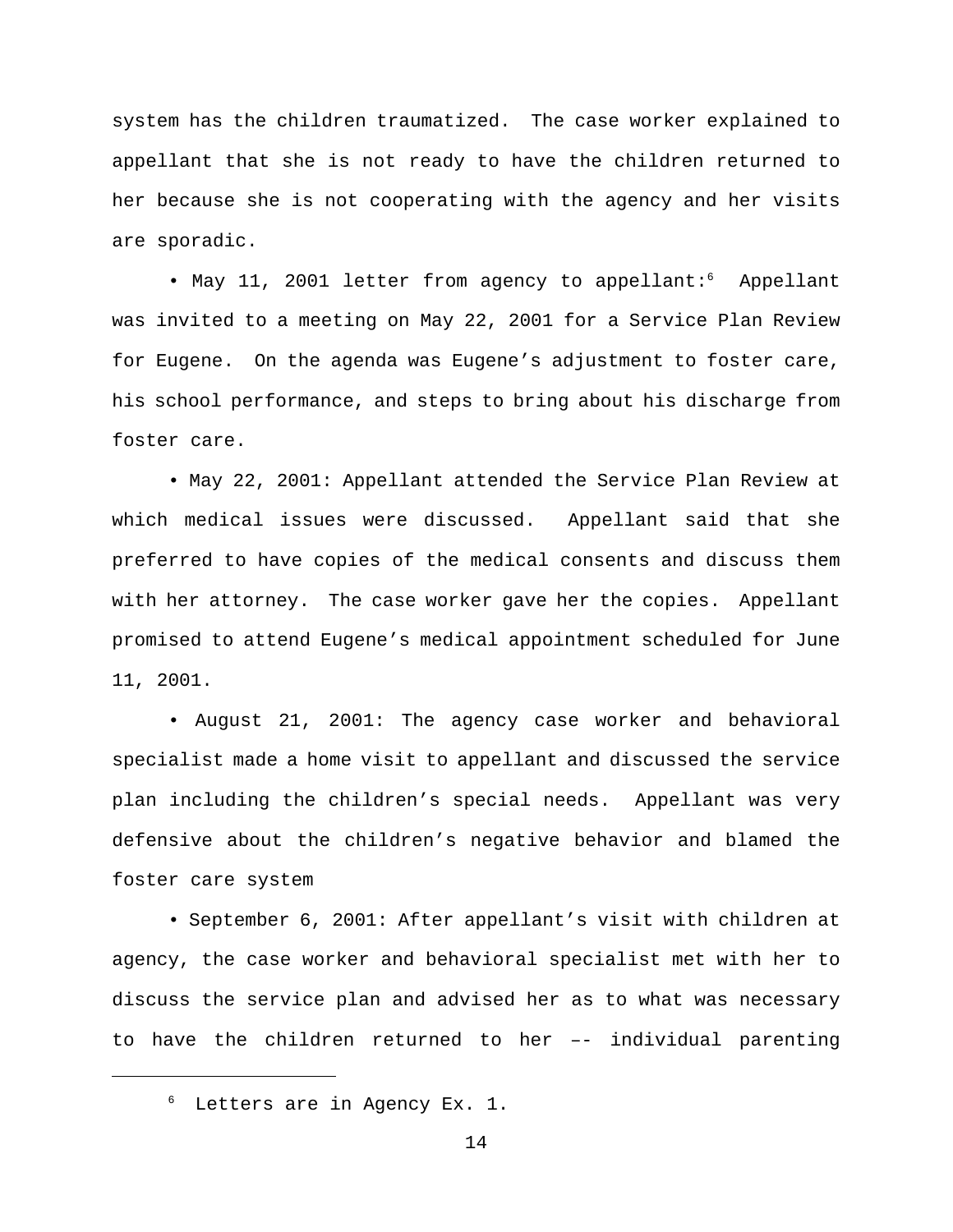system has the children traumatized. The case worker explained to appellant that she is not ready to have the children returned to her because she is not cooperating with the agency and her visits are sporadic.

• May 11, 2001 letter from agency to appellant:[6] Appellant was invited to a meeting on May 22, 2001 for a Service Plan Review for Eugene. On the agenda was Eugene's adjustment to foster care, his school performance, and steps to bring about his discharge from foster care.

• May 22, 2001: Appellant attended the Service Plan Review at which medical issues were discussed. Appellant said that she preferred to have copies of the medical consents and discuss them with her attorney. The case worker gave her the copies. Appellant promised to attend Eugene's medical appointment scheduled for June 11, 2001.

• August 21, 2001: The agency case worker and behavioral specialist made a home visit to appellant and discussed the service plan including the children's special needs. Appellant was very defensive about the children's negative behavior and blamed the foster care system

• September 6, 2001: After appellant's visit with children at agency, the case worker and behavioral specialist met with her to discuss the service plan and advised her as to what was necessary to have the children returned to her –– individual parenting

[6] Letters are in Agency Ex. 1.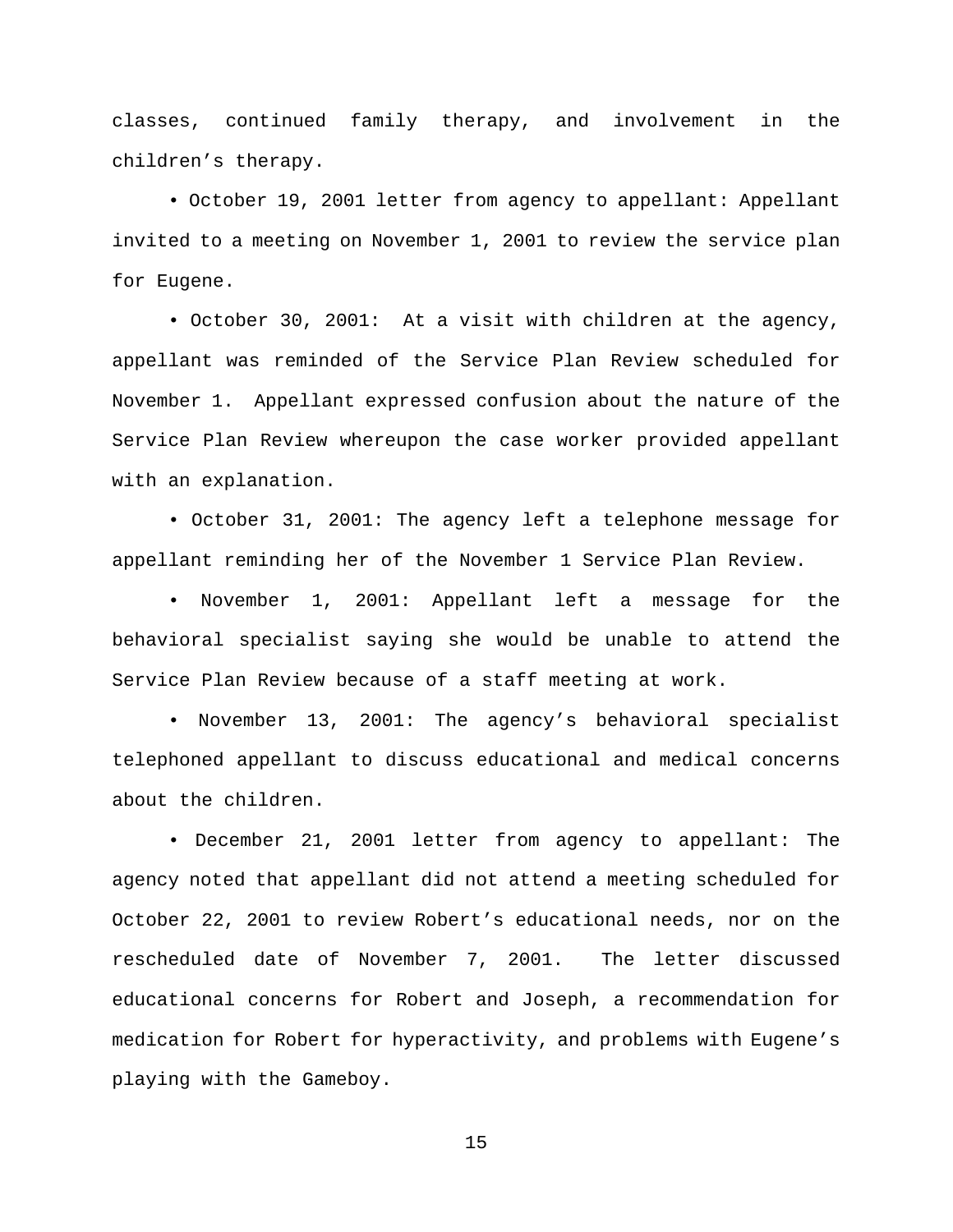classes, continued family therapy, and involvement in the children's therapy.

• October 19, 2001 letter from agency to appellant: Appellant invited to a meeting on November 1, 2001 to review the service plan for Eugene.

• October 30, 2001: At a visit with children at the agency, appellant was reminded of the Service Plan Review scheduled for November 1. Appellant expressed confusion about the nature of the Service Plan Review whereupon the case worker provided appellant with an explanation.

• October 31, 2001: The agency left a telephone message for appellant reminding her of the November 1 Service Plan Review.

• November 1, 2001: Appellant left a message for the behavioral specialist saying she would be unable to attend the Service Plan Review because of a staff meeting at work.

• November 13, 2001: The agency's behavioral specialist telephoned appellant to discuss educational and medical concerns about the children.

• December 21, 2001 letter from agency to appellant: The agency noted that appellant did not attend a meeting scheduled for October 22, 2001 to review Robert's educational needs, nor on the rescheduled date of November 7, 2001. The letter discussed educational concerns for Robert and Joseph, a recommendation for medication for Robert for hyperactivity, and problems with Eugene's playing with the Gameboy.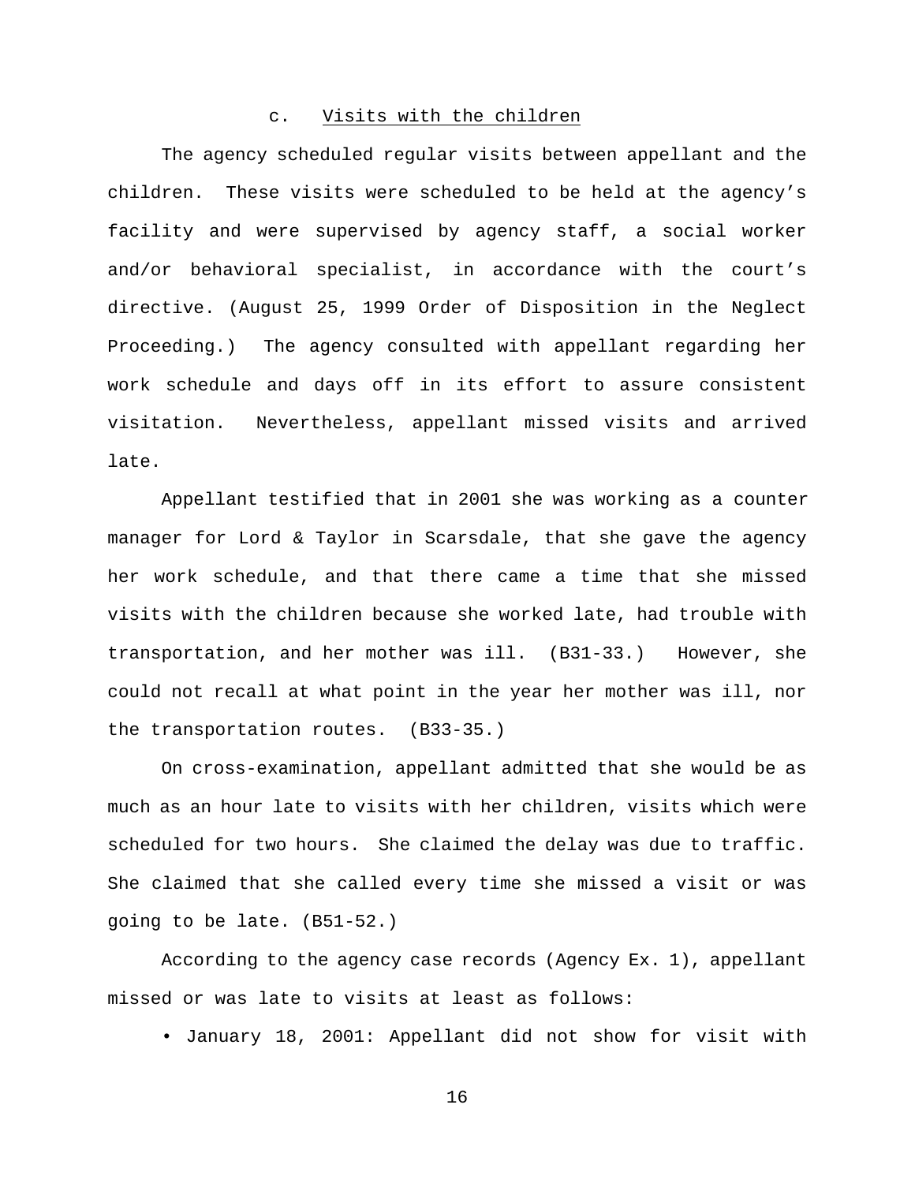### c. Visits with the children

The agency scheduled regular visits between appellant and the children. These visits were scheduled to be held at the agency's facility and were supervised by agency staff, a social worker and/or behavioral specialist, in accordance with the court's directive. (August 25, 1999 Order of Disposition in the Neglect Proceeding.) The agency consulted with appellant regarding her work schedule and days off in its effort to assure consistent visitation. Nevertheless, appellant missed visits and arrived late.

Appellant testified that in 2001 she was working as a counter manager for Lord & Taylor in Scarsdale, that she gave the agency her work schedule, and that there came a time that she missed visits with the children because she worked late, had trouble with transportation, and her mother was ill. (B31-33.) However, she could not recall at what point in the year her mother was ill, nor the transportation routes. (B33-35.)

On cross-examination, appellant admitted that she would be as much as an hour late to visits with her children, visits which were scheduled for two hours. She claimed the delay was due to traffic. She claimed that she called every time she missed a visit or was going to be late. (B51-52.)

According to the agency case records (Agency Ex. 1), appellant missed or was late to visits at least as follows:

- January 18, 2001: Appellant did not show for visit with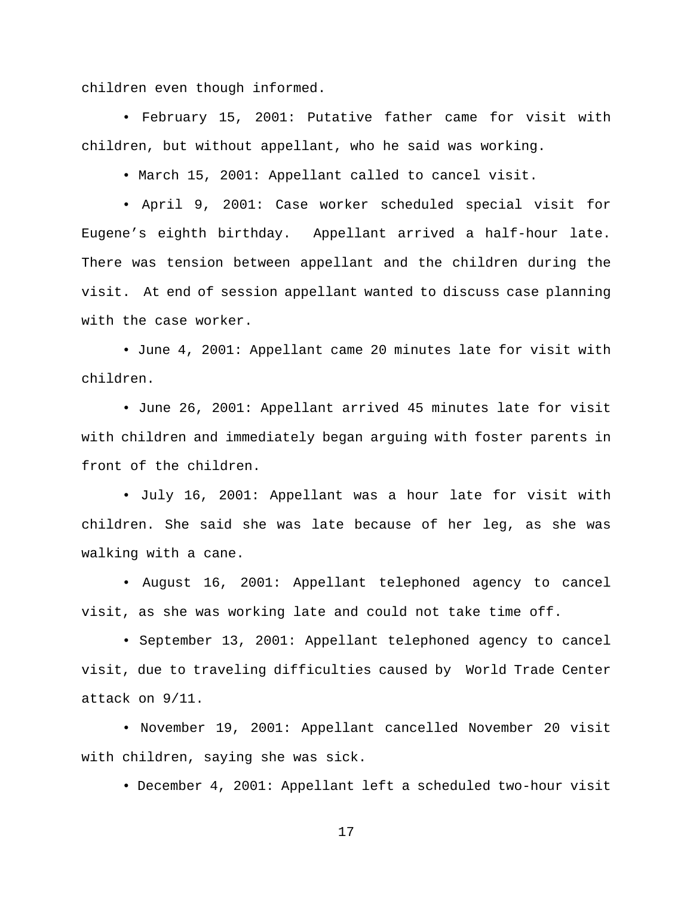children even though informed.

• February 15, 2001: Putative father came for visit with children, but without appellant, who he said was working.

• March 15, 2001: Appellant called to cancel visit.

• April 9, 2001: Case worker scheduled special visit for Eugene’s eighth birthday. Appellant arrived a half-hour late. There was tension between appellant and the children during the visit. At end of session appellant wanted to discuss case planning with the case worker.

• June 4, 2001: Appellant came 20 minutes late for visit with children.

• June 26, 2001: Appellant arrived 45 minutes late for visit with children and immediately began arguing with foster parents in front of the children.

• July 16, 2001: Appellant was a hour late for visit with children. She said she was late because of her leg, as she was walking with a cane.

• August 16, 2001: Appellant telephoned agency to cancel visit, as she was working late and could not take time off.

• September 13, 2001: Appellant telephoned agency to cancel visit, due to traveling difficulties caused by World Trade Center attack on 9/11.

• November 19, 2001: Appellant cancelled November 20 visit with children, saying she was sick.

• December 4, 2001: Appellant left a scheduled two-hour visit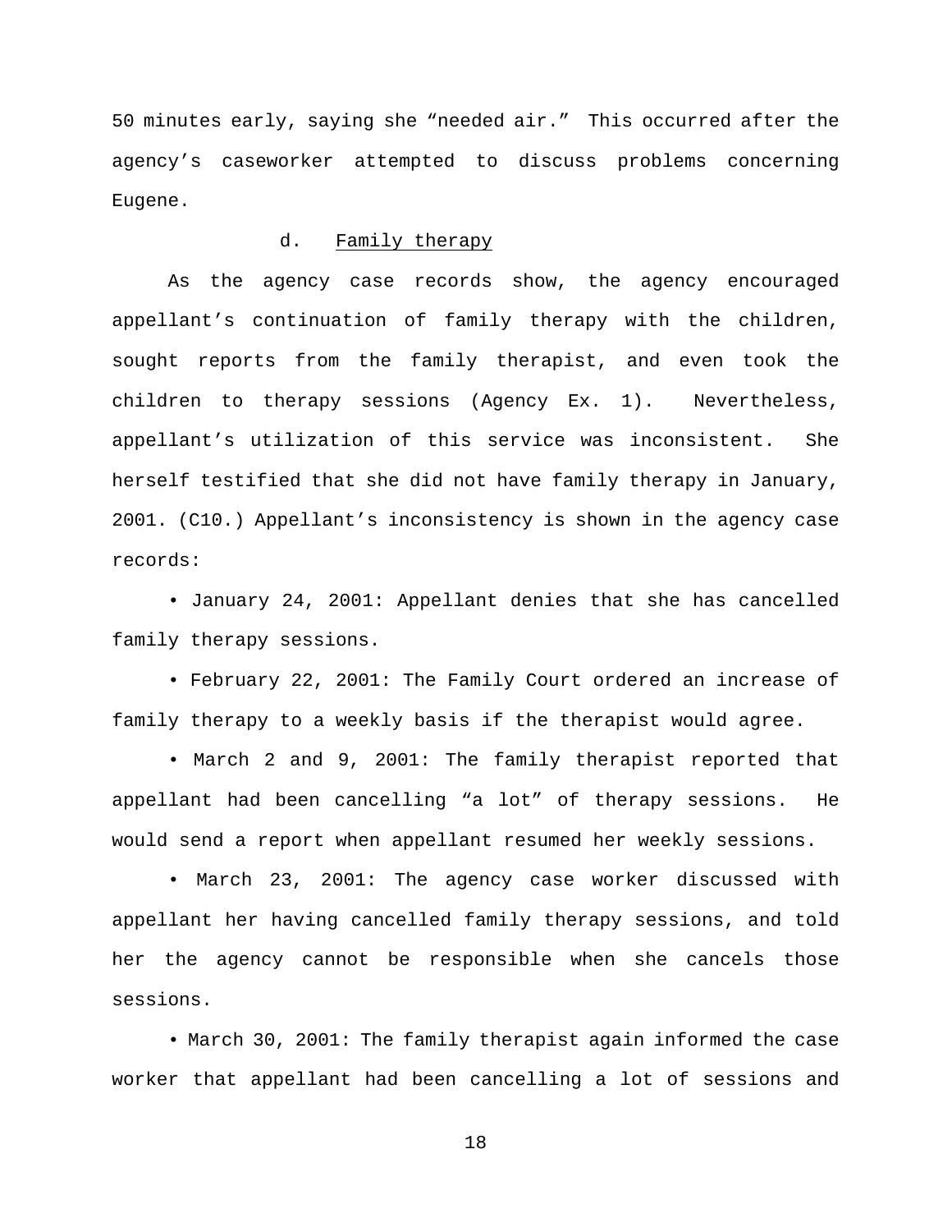50 minutes early, saying she “needed air.” This occurred after the agency’s caseworker attempted to discuss problems concerning Eugene.

#### d. Family therapy

As the agency case records show, the agency encouraged appellant’s continuation of family therapy with the children, sought reports from the family therapist, and even took the children to therapy sessions (Agency Ex. 1). Nevertheless, appellant’s utilization of this service was inconsistent. She herself testified that she did not have family therapy in January, 2001. (C10.) Appellant’s inconsistency is shown in the agency case records:

- January 24, 2001: Appellant denies that she has cancelled family therapy sessions.
- February 22, 2001: The Family Court ordered an increase of family therapy to a weekly basis if the therapist would agree.
- March 2 and 9, 2001: The family therapist reported that appellant had been cancelling “a lot” of therapy sessions. He would send a report when appellant resumed her weekly sessions.
- March 23, 2001: The agency case worker discussed with appellant her having cancelled family therapy sessions, and told her the agency cannot be responsible when she cancels those sessions.
- March 30, 2001: The family therapist again informed the case worker that appellant had been cancelling a lot of sessions and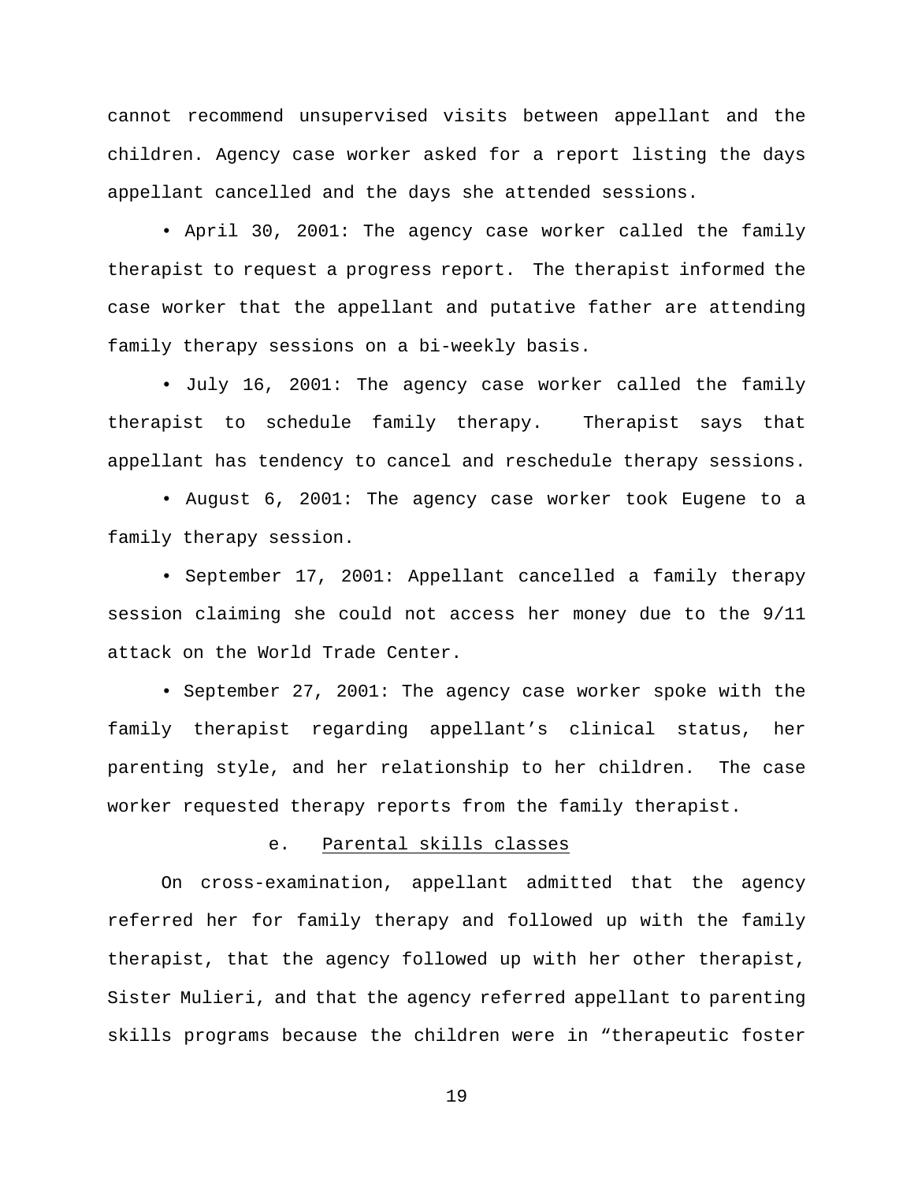cannot recommend unsupervised visits between appellant and the children. Agency case worker asked for a report listing the days appellant cancelled and the days she attended sessions.

- April 30, 2001: The agency case worker called the family therapist to request a progress report. The therapist informed the case worker that the appellant and putative father are attending family therapy sessions on a bi-weekly basis.

- July 16, 2001: The agency case worker called the family therapist to schedule family therapy. Therapist says that appellant has tendency to cancel and reschedule therapy sessions.

- August 6, 2001: The agency case worker took Eugene to a family therapy session.

- September 17, 2001: Appellant cancelled a family therapy session claiming she could not access her money due to the 9/11 attack on the World Trade Center.

- September 27, 2001: The agency case worker spoke with the family therapist regarding appellant's clinical status, her parenting style, and her relationship to her children. The case worker requested therapy reports from the family therapist.

e. Parental skills classes

On cross-examination, appellant admitted that the agency referred her for family therapy and followed up with the family therapist, that the agency followed up with her other therapist, Sister Mulieri, and that the agency referred appellant to parenting skills programs because the children were in "therapeutic foster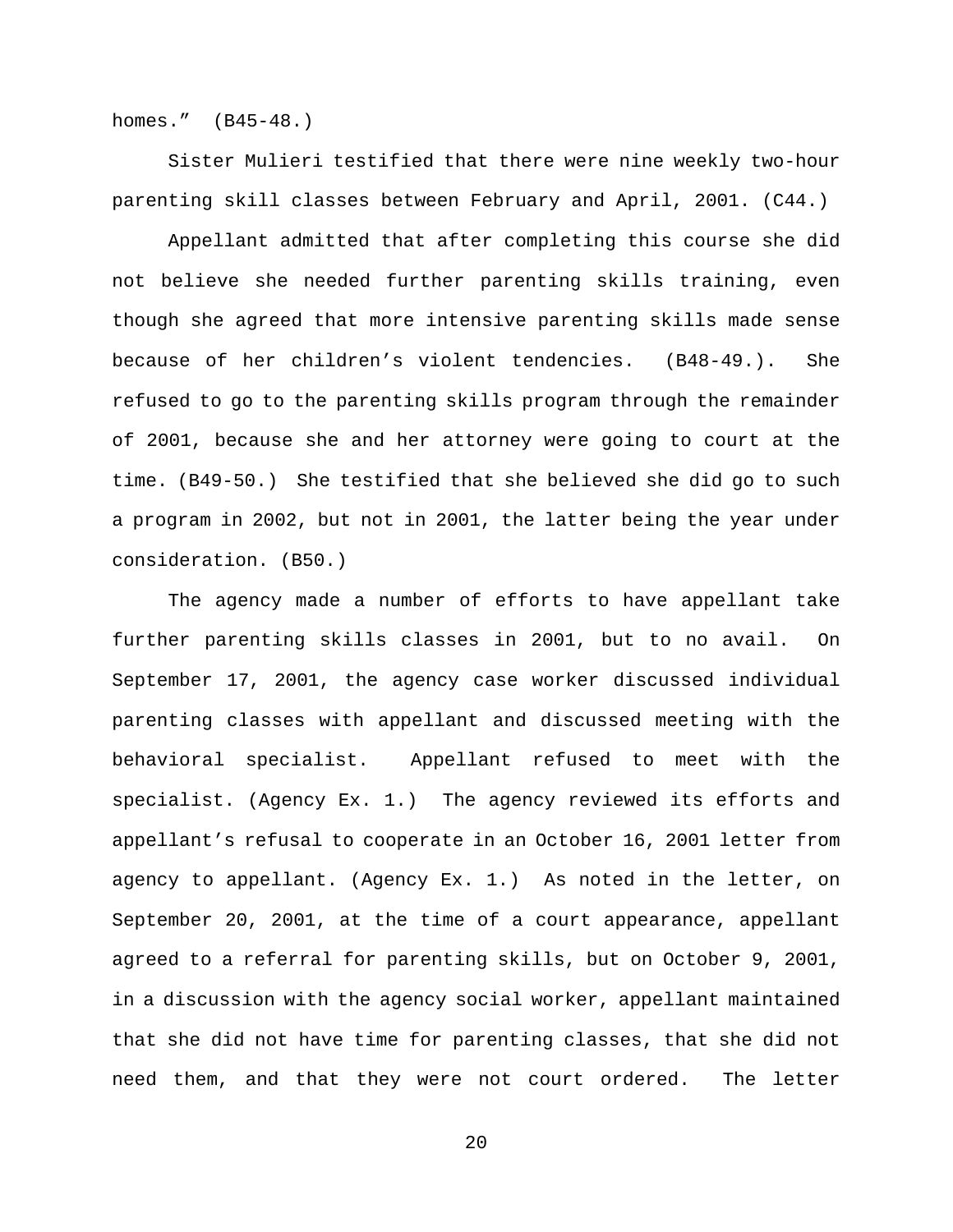homes." (B45-48.)

Sister Mulieri testified that there were nine weekly two-hour parenting skill classes between February and April, 2001. (C44.)

Appellant admitted that after completing this course she did not believe she needed further parenting skills training, even though she agreed that more intensive parenting skills made sense because of her children's violent tendencies. (B48-49.). She refused to go to the parenting skills program through the remainder of 2001, because she and her attorney were going to court at the time. (B49-50.) She testified that she believed she did go to such a program in 2002, but not in 2001, the latter being the year under consideration. (B50.)

The agency made a number of efforts to have appellant take further parenting skills classes in 2001, but to no avail. On September 17, 2001, the agency case worker discussed individual parenting classes with appellant and discussed meeting with the behavioral specialist. Appellant refused to meet with the specialist. (Agency Ex. 1.) The agency reviewed its efforts and appellant's refusal to cooperate in an October 16, 2001 letter from agency to appellant. (Agency Ex. 1.) As noted in the letter, on September 20, 2001, at the time of a court appearance, appellant agreed to a referral for parenting skills, but on October 9, 2001, in a discussion with the agency social worker, appellant maintained that she did not have time for parenting classes, that she did not need them, and that they were not court ordered. The letter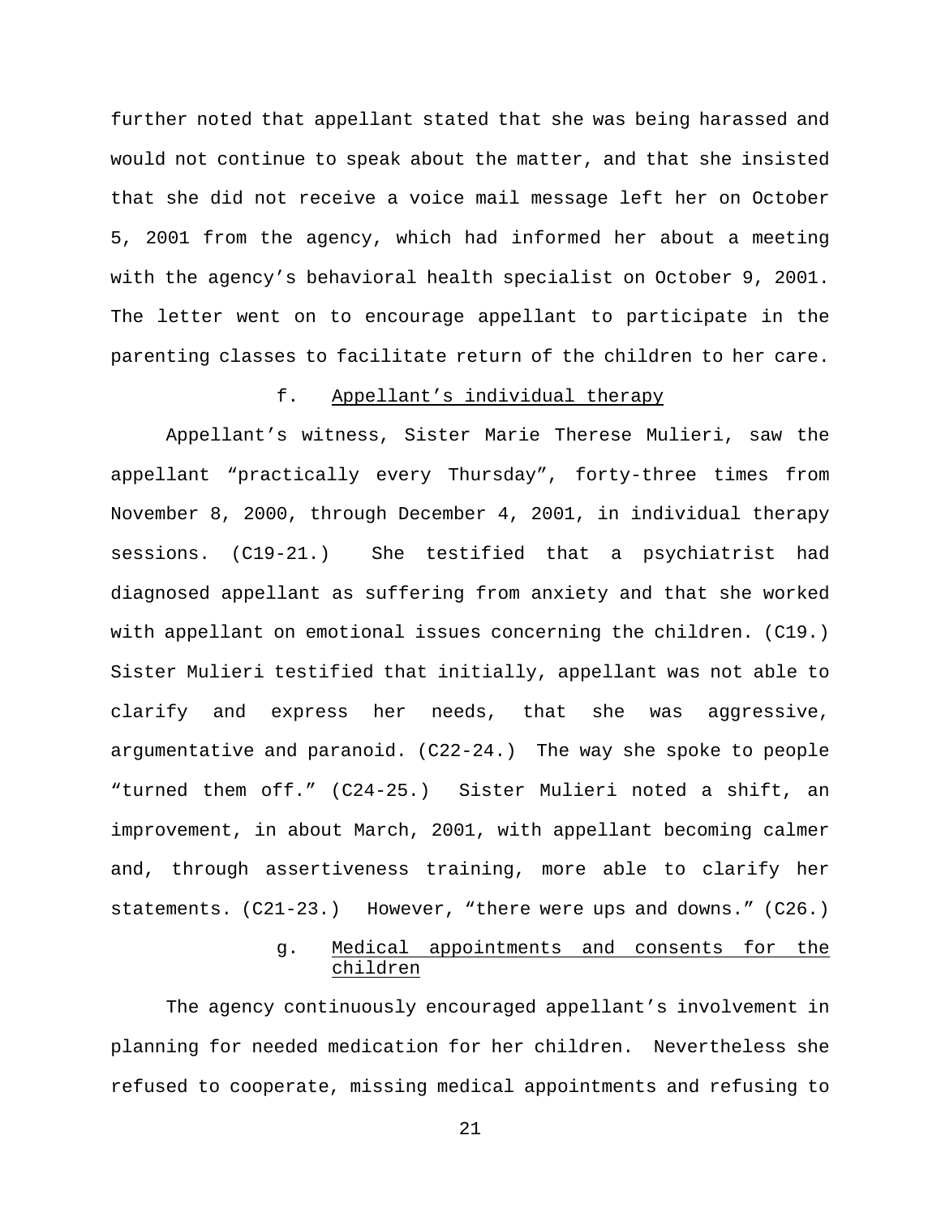further noted that appellant stated that she was being harassed and would not continue to speak about the matter, and that she insisted that she did not receive a voice mail message left her on October 5, 2001 from the agency, which had informed her about a meeting with the agency's behavioral health specialist on October 9, 2001. The letter went on to encourage appellant to participate in the parenting classes to facilitate return of the children to her care.

f. Appellant's individual therapy

Appellant's witness, Sister Marie Therese Mulieri, saw the appellant "practically every Thursday", forty-three times from November 8, 2000, through December 4, 2001, in individual therapy sessions. (C19-21.) She testified that a psychiatrist had diagnosed appellant as suffering from anxiety and that she worked with appellant on emotional issues concerning the children. (C19.) Sister Mulieri testified that initially, appellant was not able to clarify and express her needs, that she was aggressive, argumentative and paranoid. (C22-24.) The way she spoke to people "turned them off." (C24-25.) Sister Mulieri noted a shift, an improvement, in about March, 2001, with appellant becoming calmer and, through assertiveness training, more able to clarify her statements. (C21-23.) However, "there were ups and downs." (C26.)

g. Medical appointments and consents for the children

The agency continuously encouraged appellant's involvement in planning for needed medication for her children. Nevertheless she refused to cooperate, missing medical appointments and refusing to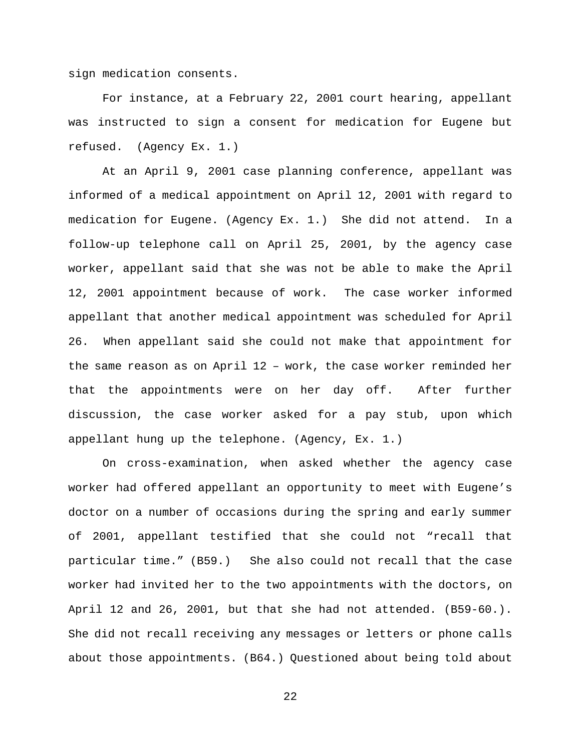sign medication consents.

For instance, at a February 22, 2001 court hearing, appellant was instructed to sign a consent for medication for Eugene but refused. (Agency Ex. 1.)

At an April 9, 2001 case planning conference, appellant was informed of a medical appointment on April 12, 2001 with regard to medication for Eugene. (Agency Ex. 1.) She did not attend. In a follow-up telephone call on April 25, 2001, by the agency case worker, appellant said that she was not be able to make the April 12, 2001 appointment because of work. The case worker informed appellant that another medical appointment was scheduled for April 26. When appellant said she could not make that appointment for the same reason as on April 12 – work, the case worker reminded her that the appointments were on her day off. After further discussion, the case worker asked for a pay stub, upon which appellant hung up the telephone. (Agency, Ex. 1.)

On cross-examination, when asked whether the agency case worker had offered appellant an opportunity to meet with Eugene's doctor on a number of occasions during the spring and early summer of 2001, appellant testified that she could not "recall that particular time." (B59.) She also could not recall that the case worker had invited her to the two appointments with the doctors, on April 12 and 26, 2001, but that she had not attended. (B59-60.). She did not recall receiving any messages or letters or phone calls about those appointments. (B64.) Questioned about being told about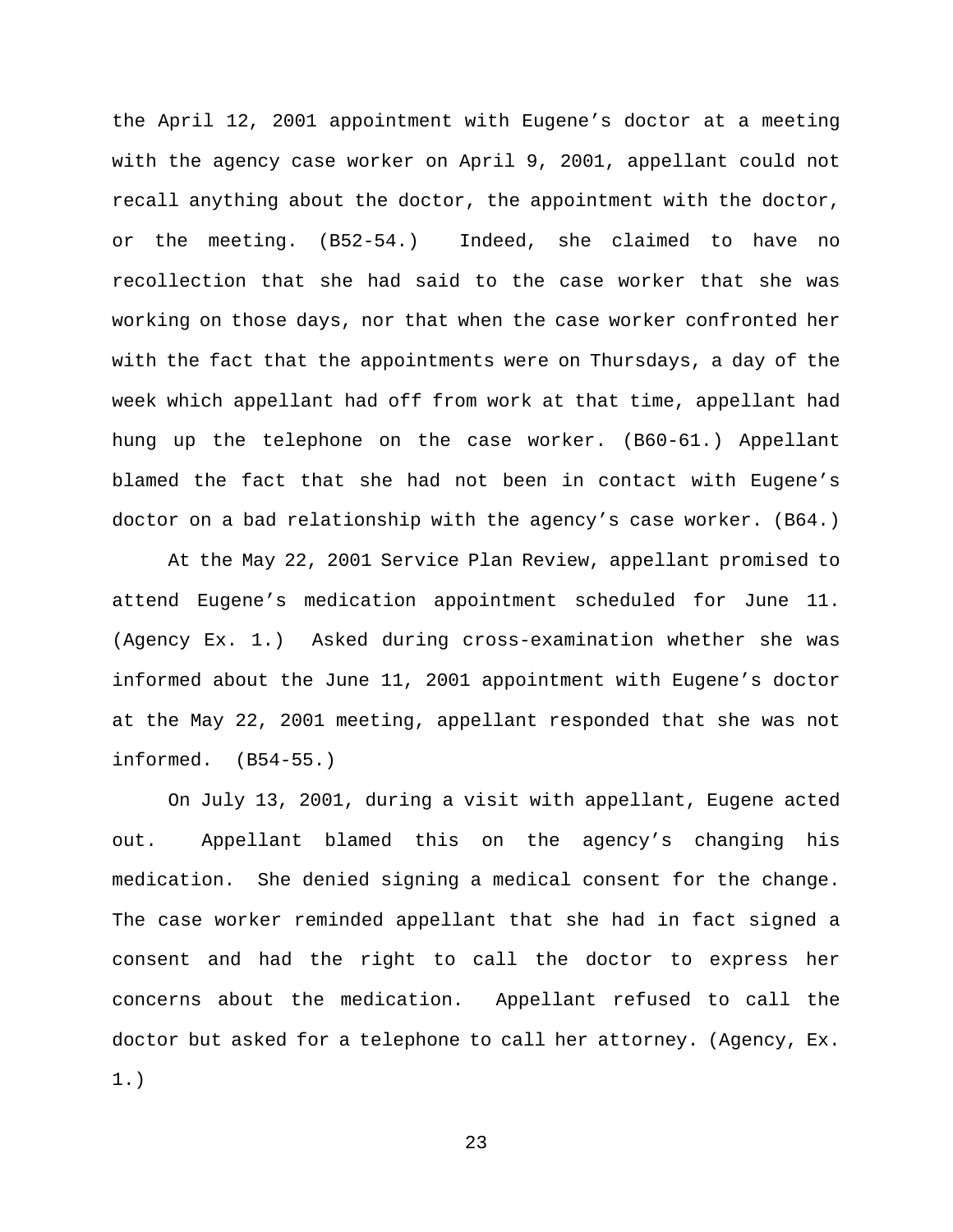the April 12, 2001 appointment with Eugene's doctor at a meeting with the agency case worker on April 9, 2001, appellant could not recall anything about the doctor, the appointment with the doctor, or the meeting. (B52-54.) Indeed, she claimed to have no recollection that she had said to the case worker that she was working on those days, nor that when the case worker confronted her with the fact that the appointments were on Thursdays, a day of the week which appellant had off from work at that time, appellant had hung up the telephone on the case worker. (B60-61.) Appellant blamed the fact that she had not been in contact with Eugene's doctor on a bad relationship with the agency's case worker. (B64.)

At the May 22, 2001 Service Plan Review, appellant promised to attend Eugene's medication appointment scheduled for June 11. (Agency Ex. 1.) Asked during cross-examination whether she was informed about the June 11, 2001 appointment with Eugene's doctor at the May 22, 2001 meeting, appellant responded that she was not informed. (B54-55.)

On July 13, 2001, during a visit with appellant, Eugene acted out. Appellant blamed this on the agency's changing his medication. She denied signing a medical consent for the change. The case worker reminded appellant that she had in fact signed a consent and had the right to call the doctor to express her concerns about the medication. Appellant refused to call the doctor but asked for a telephone to call her attorney. (Agency, Ex. 1.)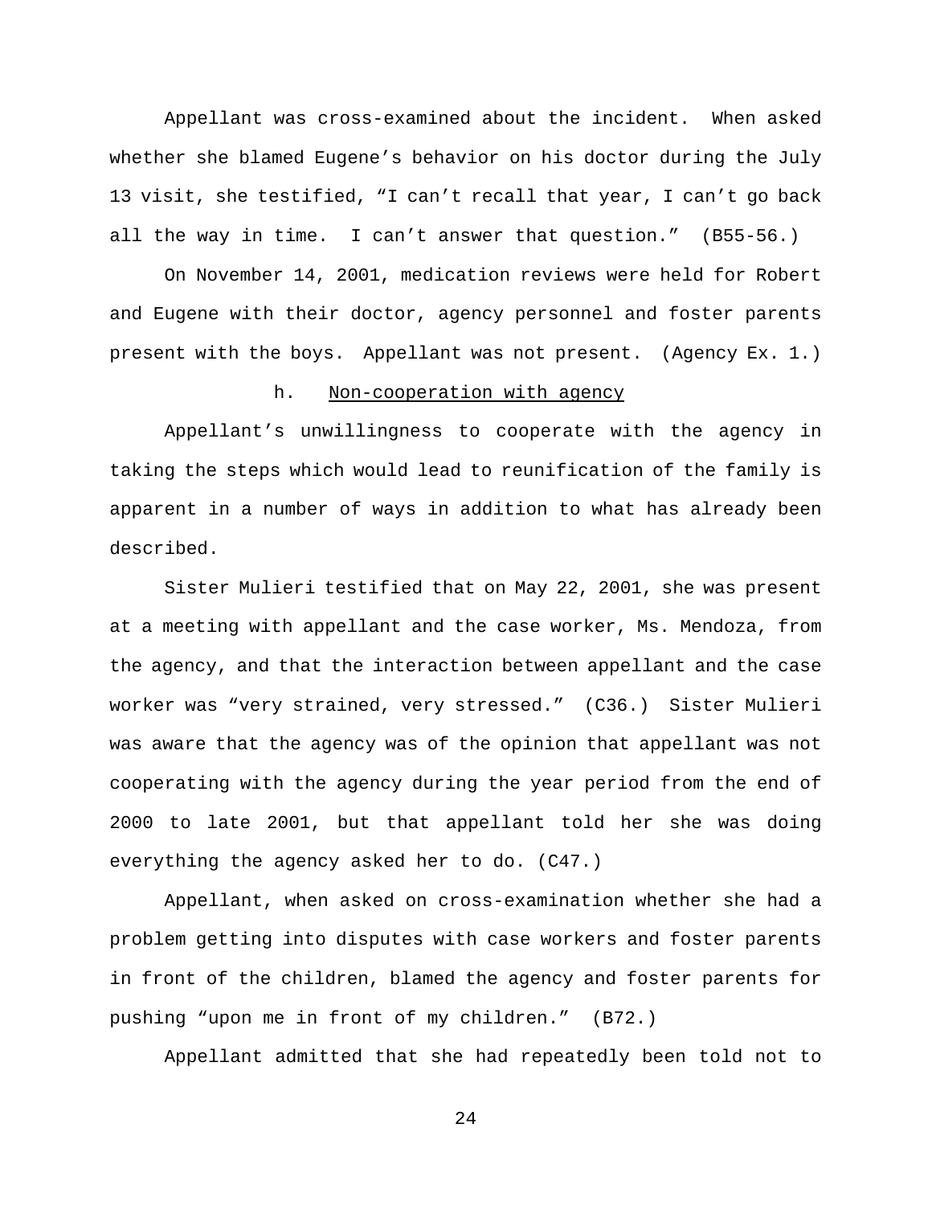Appellant was cross-examined about the incident. When asked whether she blamed Eugene's behavior on his doctor during the July 13 visit, she testified, "I can't recall that year, I can't go back all the way in time. I can't answer that question." (B55-56.)

On November 14, 2001, medication reviews were held for Robert and Eugene with their doctor, agency personnel and foster parents present with the boys. Appellant was not present. (Agency Ex. 1.)

h. <u>Non-cooperation with agency</u>

Appellant's unwillingness to cooperate with the agency in taking the steps which would lead to reunification of the family is apparent in a number of ways in addition to what has already been described.

Sister Mulieri testified that on May 22, 2001, she was present at a meeting with appellant and the case worker, Ms. Mendoza, from the agency, and that the interaction between appellant and the case worker was "very strained, very stressed." (C36.) Sister Mulieri was aware that the agency was of the opinion that appellant was not cooperating with the agency during the year period from the end of 2000 to late 2001, but that appellant told her she was doing everything the agency asked her to do. (C47.)

Appellant, when asked on cross-examination whether she had a problem getting into disputes with case workers and foster parents in front of the children, blamed the agency and foster parents for pushing "upon me in front of my children." (B72.)

Appellant admitted that she had repeatedly been told not to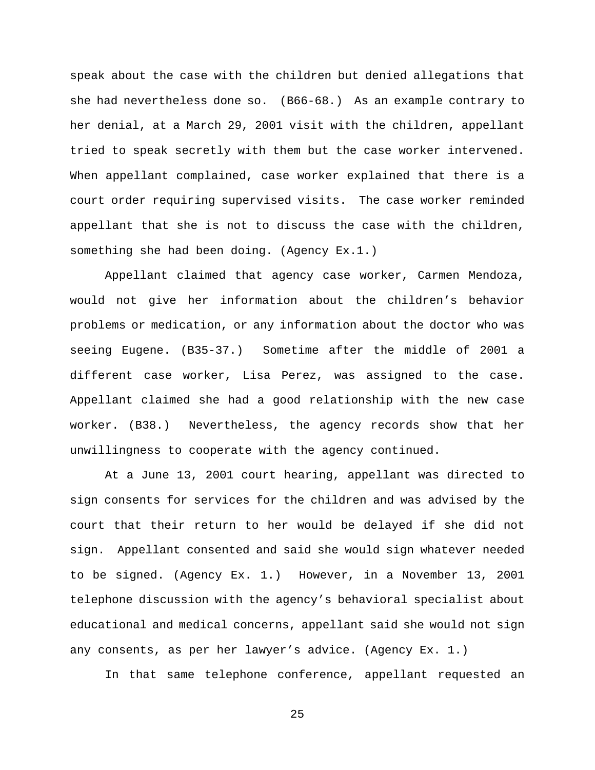speak about the case with the children but denied allegations that she had nevertheless done so. (B66-68.) As an example contrary to her denial, at a March 29, 2001 visit with the children, appellant tried to speak secretly with them but the case worker intervened. When appellant complained, case worker explained that there is a court order requiring supervised visits. The case worker reminded appellant that she is not to discuss the case with the children, something she had been doing. (Agency Ex.1.)

Appellant claimed that agency case worker, Carmen Mendoza, would not give her information about the children's behavior problems or medication, or any information about the doctor who was seeing Eugene. (B35-37.) Sometime after the middle of 2001 a different case worker, Lisa Perez, was assigned to the case. Appellant claimed she had a good relationship with the new case worker. (B38.) Nevertheless, the agency records show that her unwillingness to cooperate with the agency continued.

At a June 13, 2001 court hearing, appellant was directed to sign consents for services for the children and was advised by the court that their return to her would be delayed if she did not sign. Appellant consented and said she would sign whatever needed to be signed. (Agency Ex. 1.) However, in a November 13, 2001 telephone discussion with the agency's behavioral specialist about educational and medical concerns, appellant said she would not sign any consents, as per her lawyer's advice. (Agency Ex. 1.)

In that same telephone conference, appellant requested an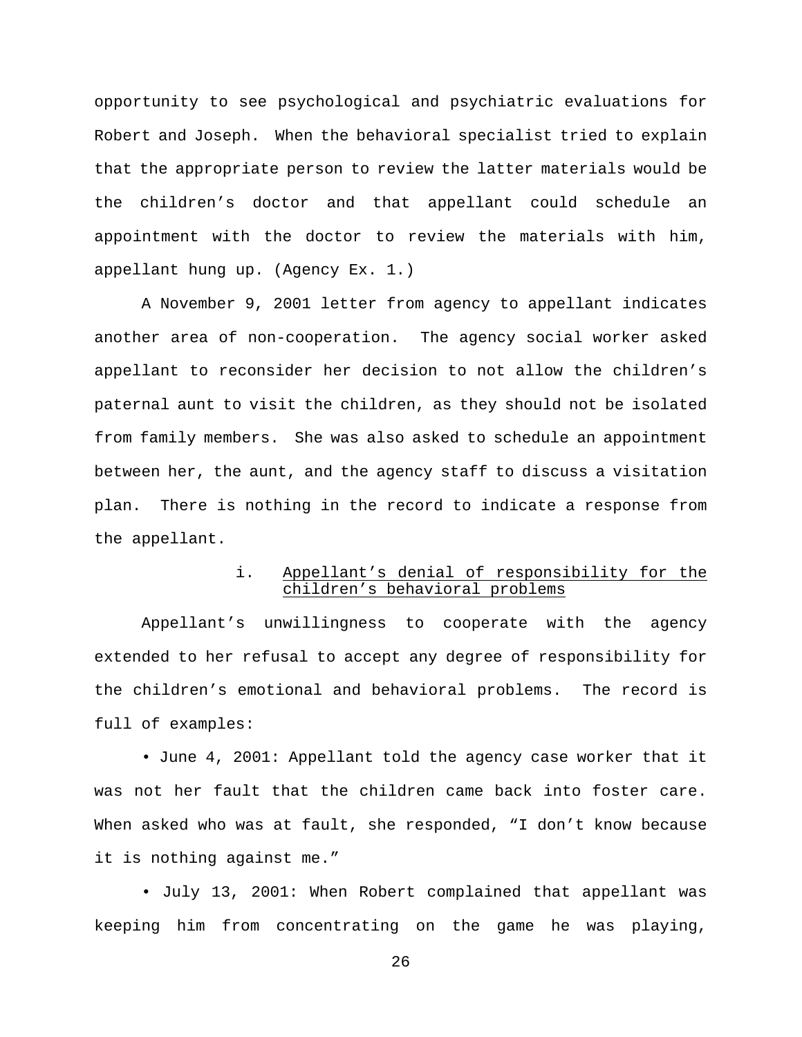opportunity to see psychological and psychiatric evaluations for Robert and Joseph. When the behavioral specialist tried to explain that the appropriate person to review the latter materials would be the children's doctor and that appellant could schedule an appointment with the doctor to review the materials with him, appellant hung up. (Agency Ex. 1.)

A November 9, 2001 letter from agency to appellant indicates another area of non-cooperation. The agency social worker asked appellant to reconsider her decision to not allow the children's paternal aunt to visit the children, as they should not be isolated from family members. She was also asked to schedule an appointment between her, the aunt, and the agency staff to discuss a visitation plan. There is nothing in the record to indicate a response from the appellant.

#### i. Appellant's denial of responsibility for the children's behavioral problems

Appellant's unwillingness to cooperate with the agency extended to her refusal to accept any degree of responsibility for the children's emotional and behavioral problems. The record is full of examples:

• June 4, 2001: Appellant told the agency case worker that it was not her fault that the children came back into foster care. When asked who was at fault, she responded, "I don't know because it is nothing against me."

• July 13, 2001: When Robert complained that appellant was keeping him from concentrating on the game he was playing,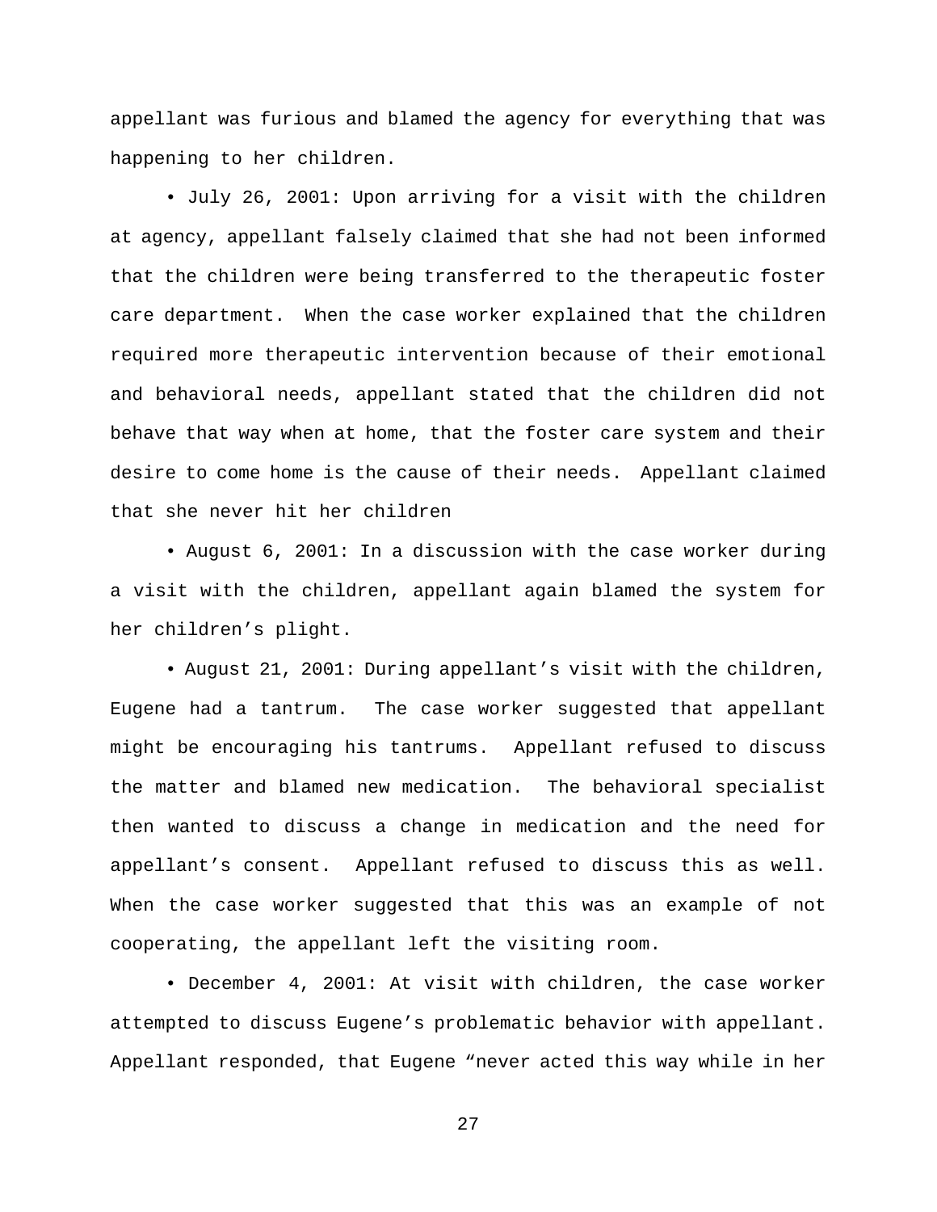appellant was furious and blamed the agency for everything that was happening to her children.

• July 26, 2001: Upon arriving for a visit with the children at agency, appellant falsely claimed that she had not been informed that the children were being transferred to the therapeutic foster care department. When the case worker explained that the children required more therapeutic intervention because of their emotional and behavioral needs, appellant stated that the children did not behave that way when at home, that the foster care system and their desire to come home is the cause of their needs. Appellant claimed that she never hit her children

• August 6, 2001: In a discussion with the case worker during a visit with the children, appellant again blamed the system for her children's plight.

• August 21, 2001: During appellant's visit with the children, Eugene had a tantrum. The case worker suggested that appellant might be encouraging his tantrums. Appellant refused to discuss the matter and blamed new medication. The behavioral specialist then wanted to discuss a change in medication and the need for appellant's consent. Appellant refused to discuss this as well. When the case worker suggested that this was an example of not cooperating, the appellant left the visiting room.

• December 4, 2001: At visit with children, the case worker attempted to discuss Eugene's problematic behavior with appellant. Appellant responded, that Eugene "never acted this way while in her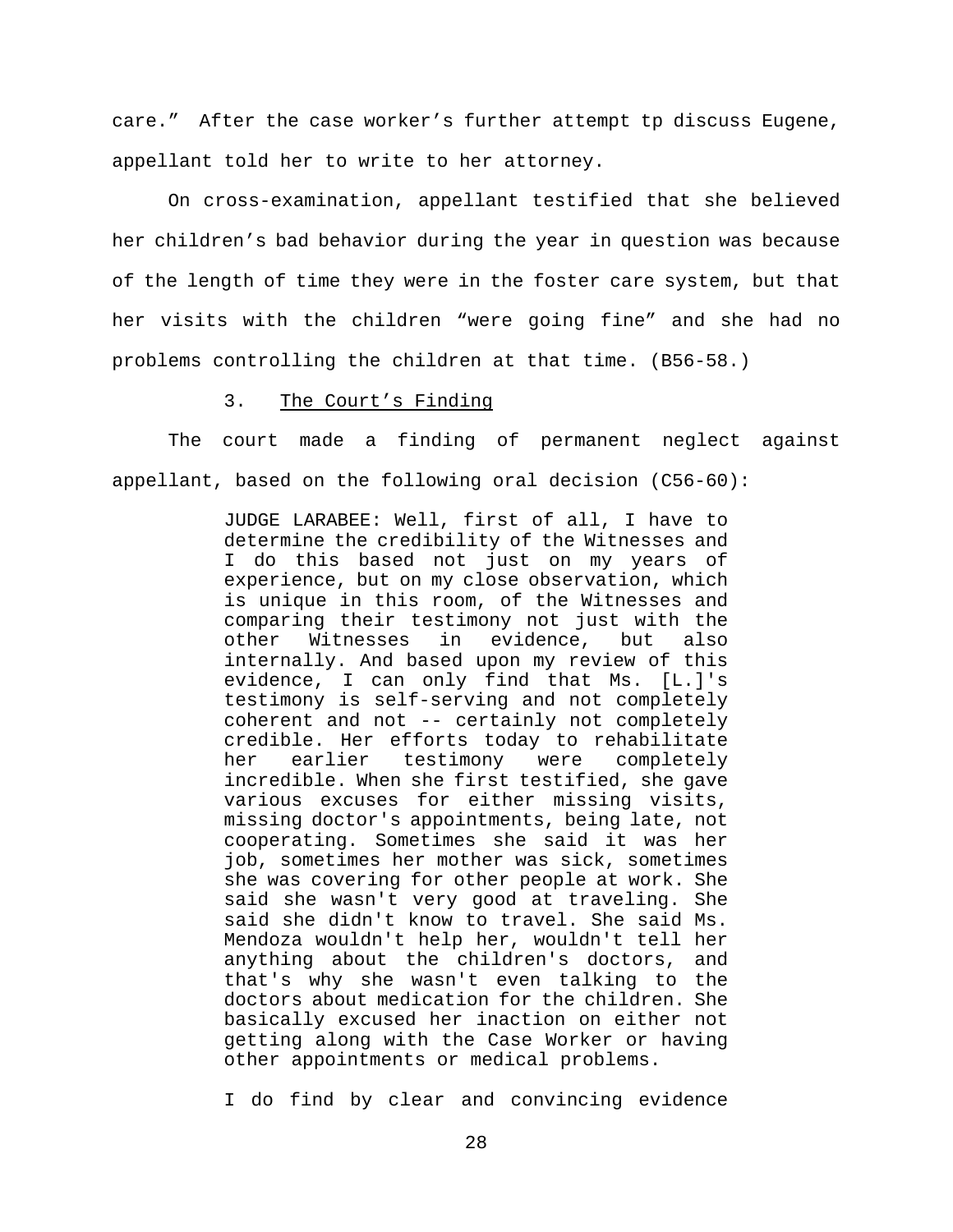care." After the case worker's further attempt tp discuss Eugene, appellant told her to write to her attorney.

On cross-examination, appellant testified that she believed her children's bad behavior during the year in question was because of the length of time they were in the foster care system, but that her visits with the children "were going fine" and she had no problems controlling the children at that time. (B56-58.)

3. The Court's Finding

The court made a finding of permanent neglect against appellant, based on the following oral decision (C56-60):

> JUDGE LARABEE: Well, first of all, I have to determine the credibility of the Witnesses and I do this based not just on my years of experience, but on my close observation, which is unique in this room, of the Witnesses and comparing their testimony not just with the other Witnesses in evidence, but also internally. And based upon my review of this evidence, I can only find that Ms. [L.]'s testimony is self-serving and not completely coherent and not -- certainly not completely credible. Her efforts today to rehabilitate her earlier testimony were completely incredible. When she first testified, she gave various excuses for either missing visits, missing doctor's appointments, being late, not cooperating. Sometimes she said it was her job, sometimes her mother was sick, sometimes she was covering for other people at work. She said she wasn't very good at traveling. She said she didn't know to travel. She said Ms. Mendoza wouldn't help her, wouldn't tell her anything about the children's doctors, and that's why she wasn't even talking to the doctors about medication for the children. She basically excused her inaction on either not getting along with the Case Worker or having other appointments or medical problems.
>
> I do find by clear and convincing evidence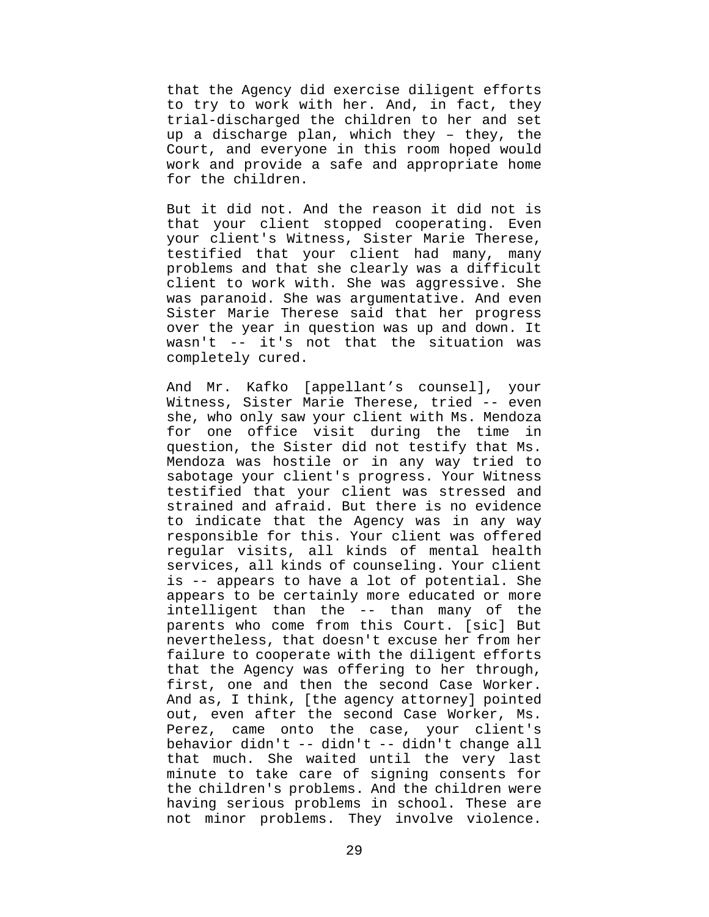that the Agency did exercise diligent efforts to try to work with her. And, in fact, they trial-discharged the children to her and set up a discharge plan, which they – they, the Court, and everyone in this room hoped would work and provide a safe and appropriate home for the children.

But it did not. And the reason it did not is that your client stopped cooperating. Even your client's Witness, Sister Marie Therese, testified that your client had many, many problems and that she clearly was a difficult client to work with. She was aggressive. She was paranoid. She was argumentative. And even Sister Marie Therese said that her progress over the year in question was up and down. It wasn't -- it's not that the situation was completely cured.

And Mr. Kafko [appellant's counsel], your Witness, Sister Marie Therese, tried -- even she, who only saw your client with Ms. Mendoza for one office visit during the time in question, the Sister did not testify that Ms. Mendoza was hostile or in any way tried to sabotage your client's progress. Your Witness testified that your client was stressed and strained and afraid. But there is no evidence to indicate that the Agency was in any way responsible for this. Your client was offered regular visits, all kinds of mental health services, all kinds of counseling. Your client is -- appears to have a lot of potential. She appears to be certainly more educated or more intelligent than the -- than many of the parents who come from this Court. [sic] But nevertheless, that doesn't excuse her from her failure to cooperate with the diligent efforts that the Agency was offering to her through, first, one and then the second Case Worker. And as, I think, [the agency attorney] pointed out, even after the second Case Worker, Ms. Perez, came onto the case, your client's behavior didn't -- didn't -- didn't change all that much. She waited until the very last minute to take care of signing consents for the children's problems. And the children were having serious problems in school. These are not minor problems. They involve violence.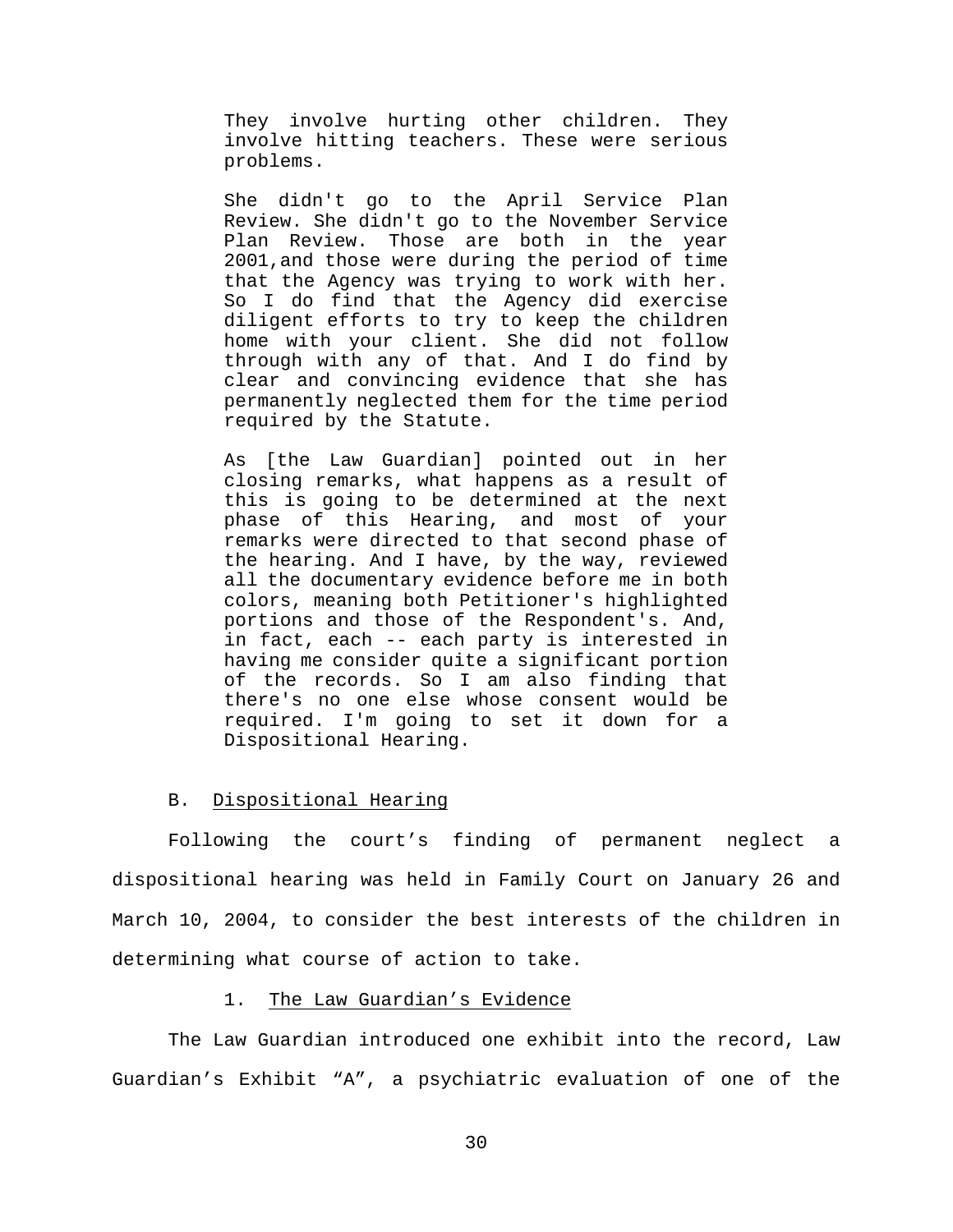> They involve hurting other children. They involve hitting teachers. These were serious problems.
>
> She didn't go to the April Service Plan Review. She didn't go to the November Service Plan Review. Those are both in the year 2001,and those were during the period of time that the Agency was trying to work with her. So I do find that the Agency did exercise diligent efforts to try to keep the children home with your client. She did not follow through with any of that. And I do find by clear and convincing evidence that she has permanently neglected them for the time period required by the Statute.
>
> As [the Law Guardian] pointed out in her closing remarks, what happens as a result of this is going to be determined at the next phase of this Hearing, and most of your remarks were directed to that second phase of the hearing. And I have, by the way, reviewed all the documentary evidence before me in both colors, meaning both Petitioner's highlighted portions and those of the Respondent's. And, in fact, each -- each party is interested in having me consider quite a significant portion of the records. So I am also finding that there's no one else whose consent would be required. I'm going to set it down for a Dispositional Hearing.

B. Dispositional Hearing

Following the court's finding of permanent neglect a dispositional hearing was held in Family Court on January 26 and March 10, 2004, to consider the best interests of the children in determining what course of action to take.

1. The Law Guardian's Evidence

The Law Guardian introduced one exhibit into the record, Law Guardian's Exhibit "A", a psychiatric evaluation of one of the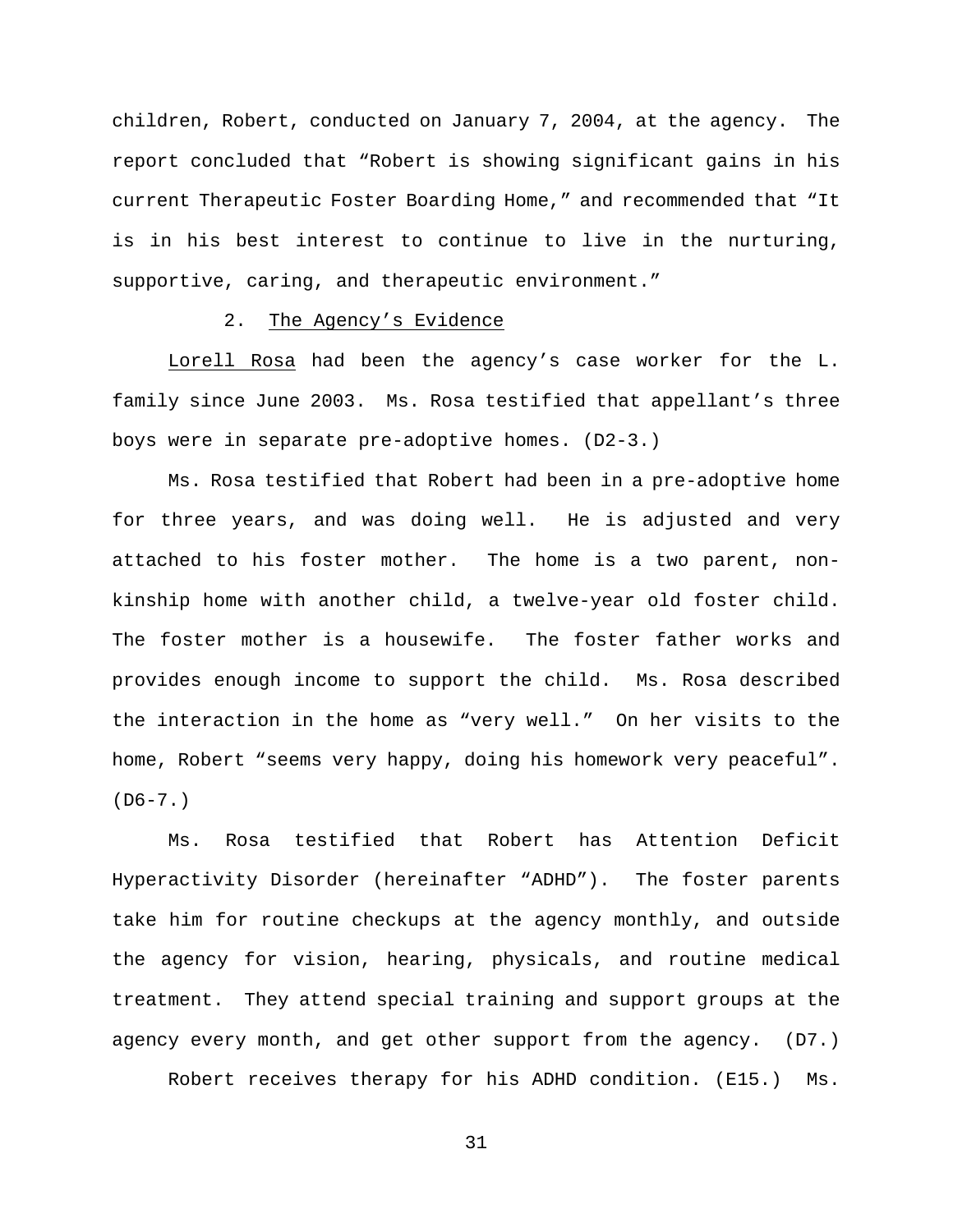children, Robert, conducted on January 7, 2004, at the agency. The report concluded that "Robert is showing significant gains in his current Therapeutic Foster Boarding Home," and recommended that "It is in his best interest to continue to live in the nurturing, supportive, caring, and therapeutic environment."

2. <u>The Agency's Evidence</u>

<u>Lorell Rosa</u> had been the agency's case worker for the L. family since June 2003. Ms. Rosa testified that appellant's three boys were in separate pre-adoptive homes. (D2-3.)

Ms. Rosa testified that Robert had been in a pre-adoptive home for three years, and was doing well. He is adjusted and very attached to his foster mother. The home is a two parent, non-kinship home with another child, a twelve-year old foster child. The foster mother is a housewife. The foster father works and provides enough income to support the child. Ms. Rosa described the interaction in the home as "very well." On her visits to the home, Robert "seems very happy, doing his homework very peaceful". (D6-7.)

Ms. Rosa testified that Robert has Attention Deficit Hyperactivity Disorder (hereinafter "ADHD"). The foster parents take him for routine checkups at the agency monthly, and outside the agency for vision, hearing, physicals, and routine medical treatment. They attend special training and support groups at the agency every month, and get other support from the agency. (D7.)

Robert receives therapy for his ADHD condition. (E15.) Ms.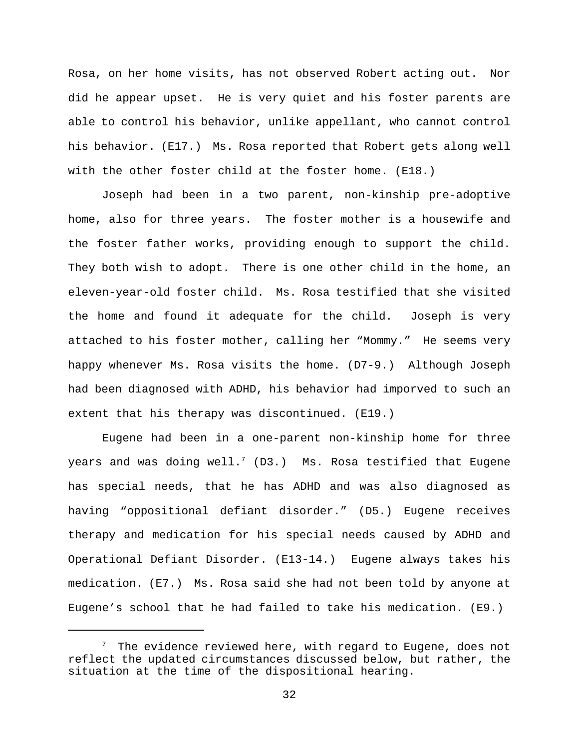Rosa, on her home visits, has not observed Robert acting out. Nor did he appear upset. He is very quiet and his foster parents are able to control his behavior, unlike appellant, who cannot control his behavior. (E17.) Ms. Rosa reported that Robert gets along well with the other foster child at the foster home. (E18.)

Joseph had been in a two parent, non-kinship pre-adoptive home, also for three years. The foster mother is a housewife and the foster father works, providing enough to support the child. They both wish to adopt. There is one other child in the home, an eleven-year-old foster child. Ms. Rosa testified that she visited the home and found it adequate for the child. Joseph is very attached to his foster mother, calling her "Mommy." He seems very happy whenever Ms. Rosa visits the home. (D7-9.) Although Joseph had been diagnosed with ADHD, his behavior had imporved to such an extent that his therapy was discontinued. (E19.)

Eugene had been in a one-parent non-kinship home for three years and was doing well.[7] (D3.) Ms. Rosa testified that Eugene has special needs, that he has ADHD and was also diagnosed as having "oppositional defiant disorder." (D5.) Eugene receives therapy and medication for his special needs caused by ADHD and Operational Defiant Disorder. (E13-14.) Eugene always takes his medication. (E7.) Ms. Rosa said she had not been told by anyone at Eugene's school that he had failed to take his medication. (E9.)

[7] The evidence reviewed here, with regard to Eugene, does not reflect the updated circumstances discussed below, but rather, the situation at the time of the dispositional hearing.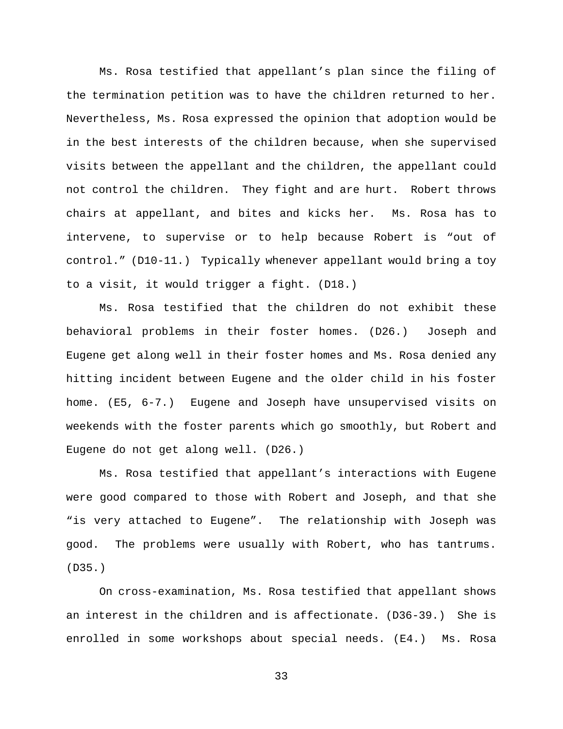Ms. Rosa testified that appellant's plan since the filing of the termination petition was to have the children returned to her. Nevertheless, Ms. Rosa expressed the opinion that adoption would be in the best interests of the children because, when she supervised visits between the appellant and the children, the appellant could not control the children. They fight and are hurt. Robert throws chairs at appellant, and bites and kicks her. Ms. Rosa has to intervene, to supervise or to help because Robert is "out of control." (D10-11.) Typically whenever appellant would bring a toy to a visit, it would trigger a fight. (D18.)

Ms. Rosa testified that the children do not exhibit these behavioral problems in their foster homes. (D26.) Joseph and Eugene get along well in their foster homes and Ms. Rosa denied any hitting incident between Eugene and the older child in his foster home. (E5, 6-7.) Eugene and Joseph have unsupervised visits on weekends with the foster parents which go smoothly, but Robert and Eugene do not get along well. (D26.)

Ms. Rosa testified that appellant's interactions with Eugene were good compared to those with Robert and Joseph, and that she "is very attached to Eugene". The relationship with Joseph was good. The problems were usually with Robert, who has tantrums. (D35.)

On cross-examination, Ms. Rosa testified that appellant shows an interest in the children and is affectionate. (D36-39.) She is enrolled in some workshops about special needs. (E4.) Ms. Rosa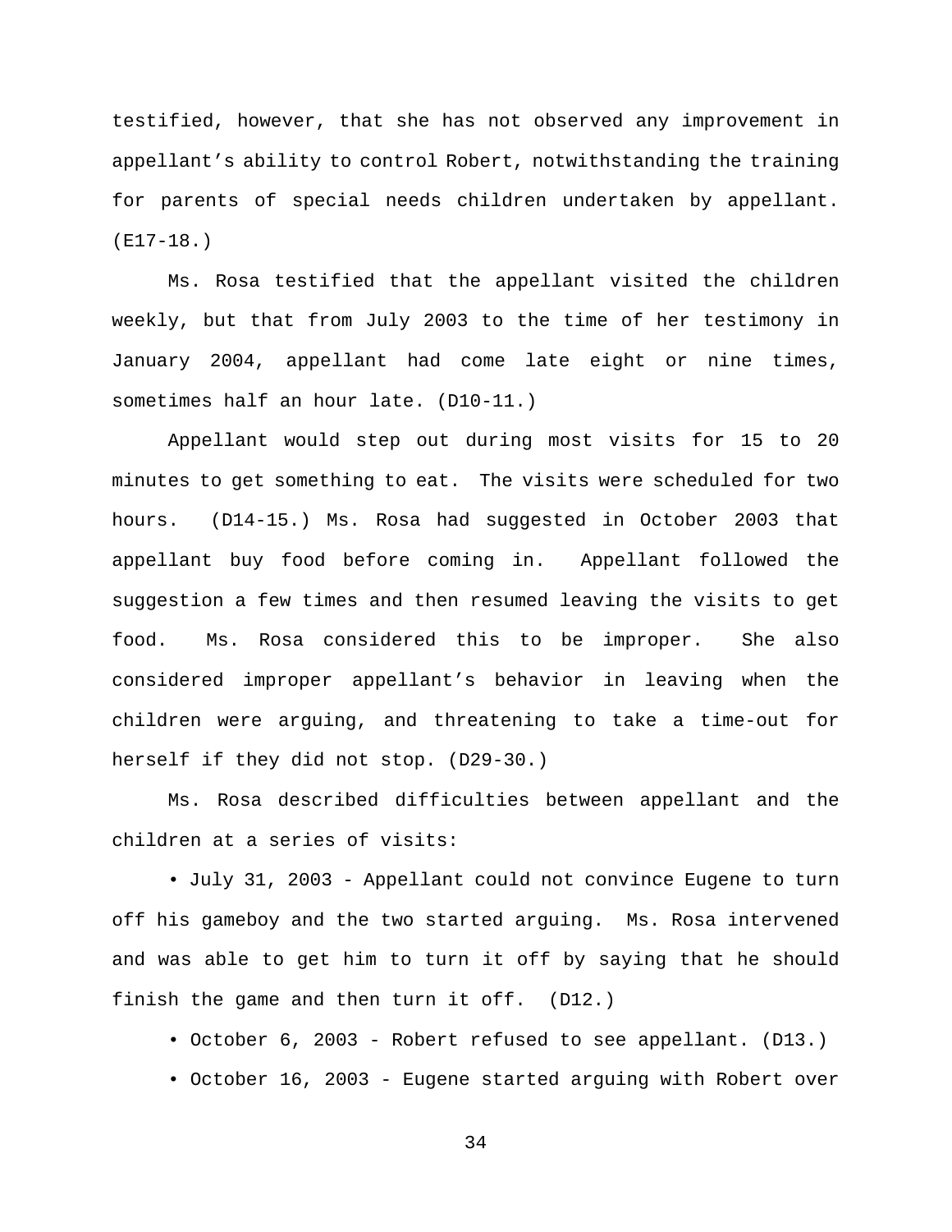testified, however, that she has not observed any improvement in appellant's ability to control Robert, notwithstanding the training for parents of special needs children undertaken by appellant. (E17-18.)

Ms. Rosa testified that the appellant visited the children weekly, but that from July 2003 to the time of her testimony in January 2004, appellant had come late eight or nine times, sometimes half an hour late. (D10-11.)

Appellant would step out during most visits for 15 to 20 minutes to get something to eat. The visits were scheduled for two hours. (D14-15.) Ms. Rosa had suggested in October 2003 that appellant buy food before coming in. Appellant followed the suggestion a few times and then resumed leaving the visits to get food. Ms. Rosa considered this to be improper. She also considered improper appellant's behavior in leaving when the children were arguing, and threatening to take a time-out for herself if they did not stop. (D29-30.)

Ms. Rosa described difficulties between appellant and the children at a series of visits:

- July 31, 2003 - Appellant could not convince Eugene to turn off his gameboy and the two started arguing. Ms. Rosa intervened and was able to get him to turn it off by saying that he should finish the game and then turn it off. (D12.)
- October 6, 2003 - Robert refused to see appellant. (D13.)
- October 16, 2003 - Eugene started arguing with Robert over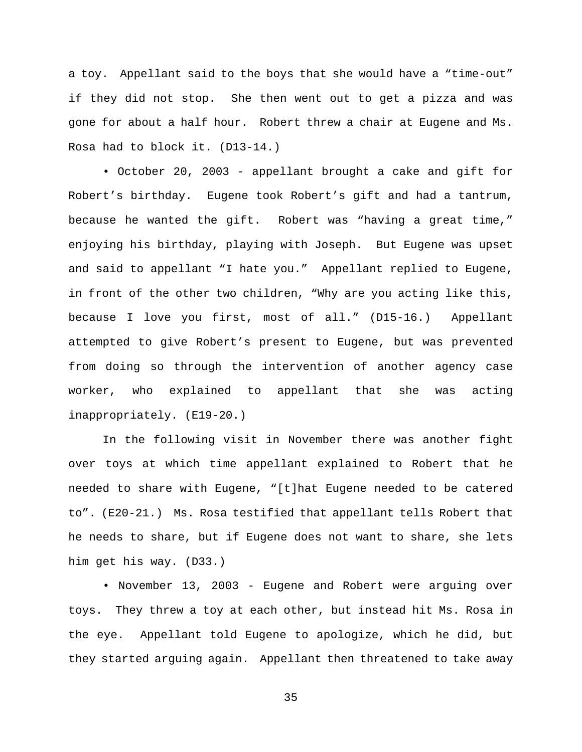a toy. Appellant said to the boys that she would have a "time-out" if they did not stop. She then went out to get a pizza and was gone for about a half hour. Robert threw a chair at Eugene and Ms. Rosa had to block it. (D13-14.)

• October 20, 2003 - appellant brought a cake and gift for Robert's birthday. Eugene took Robert's gift and had a tantrum, because he wanted the gift. Robert was "having a great time," enjoying his birthday, playing with Joseph. But Eugene was upset and said to appellant "I hate you." Appellant replied to Eugene, in front of the other two children, "Why are you acting like this, because I love you first, most of all." (D15-16.) Appellant attempted to give Robert's present to Eugene, but was prevented from doing so through the intervention of another agency case worker, who explained to appellant that she was acting inappropriately. (E19-20.)

In the following visit in November there was another fight over toys at which time appellant explained to Robert that he needed to share with Eugene, "[t]hat Eugene needed to be catered to". (E20-21.) Ms. Rosa testified that appellant tells Robert that he needs to share, but if Eugene does not want to share, she lets him get his way. (D33.)

• November 13, 2003 - Eugene and Robert were arguing over toys. They threw a toy at each other, but instead hit Ms. Rosa in the eye. Appellant told Eugene to apologize, which he did, but they started arguing again. Appellant then threatened to take away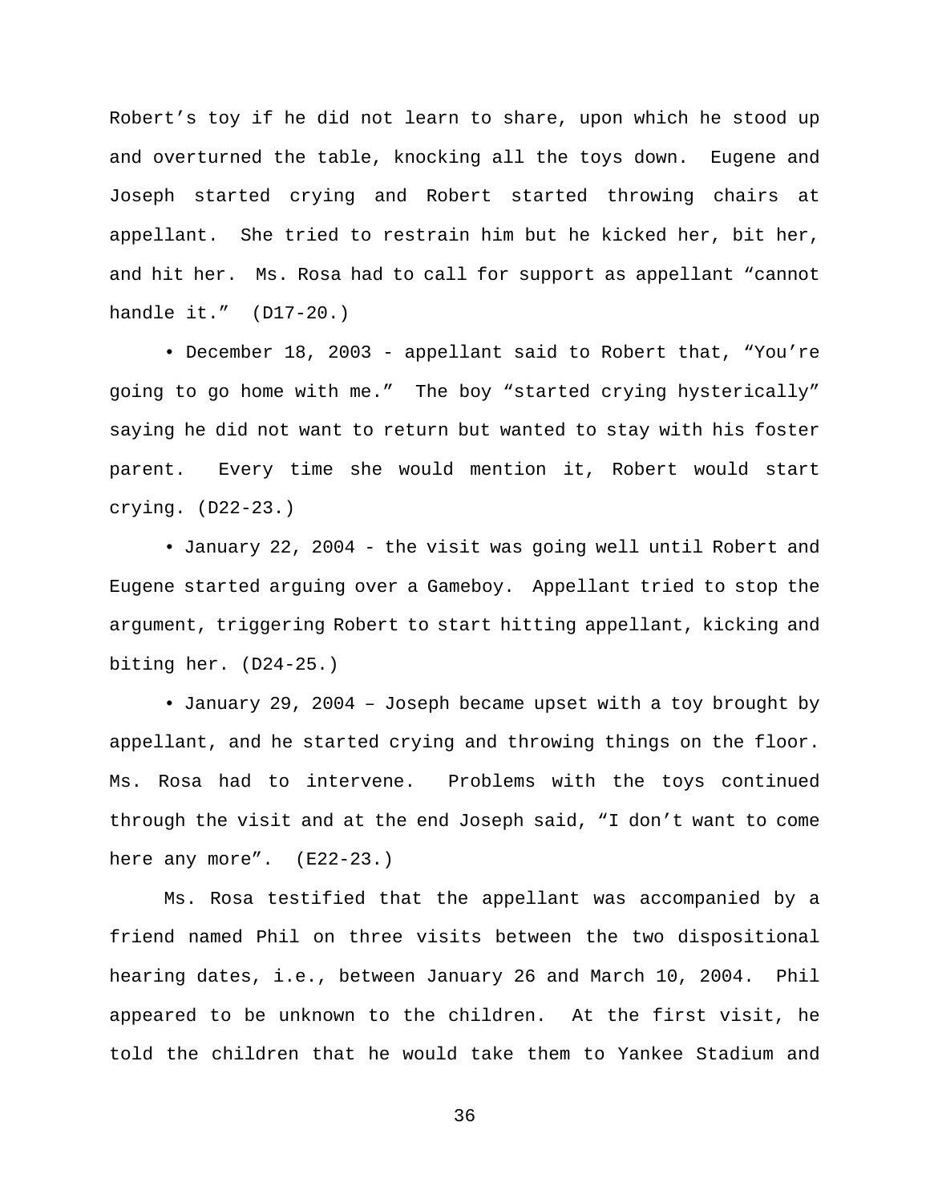Robert's toy if he did not learn to share, upon which he stood up and overturned the table, knocking all the toys down. Eugene and Joseph started crying and Robert started throwing chairs at appellant. She tried to restrain him but he kicked her, bit her, and hit her. Ms. Rosa had to call for support as appellant "cannot handle it." (D17-20.)

• December 18, 2003 - appellant said to Robert that, "You're going to go home with me." The boy "started crying hysterically" saying he did not want to return but wanted to stay with his foster parent. Every time she would mention it, Robert would start crying. (D22-23.)

• January 22, 2004 - the visit was going well until Robert and Eugene started arguing over a Gameboy. Appellant tried to stop the argument, triggering Robert to start hitting appellant, kicking and biting her. (D24-25.)

• January 29, 2004 – Joseph became upset with a toy brought by appellant, and he started crying and throwing things on the floor. Ms. Rosa had to intervene. Problems with the toys continued through the visit and at the end Joseph said, "I don't want to come here any more". (E22-23.)

Ms. Rosa testified that the appellant was accompanied by a friend named Phil on three visits between the two dispositional hearing dates, i.e., between January 26 and March 10, 2004. Phil appeared to be unknown to the children. At the first visit, he told the children that he would take them to Yankee Stadium and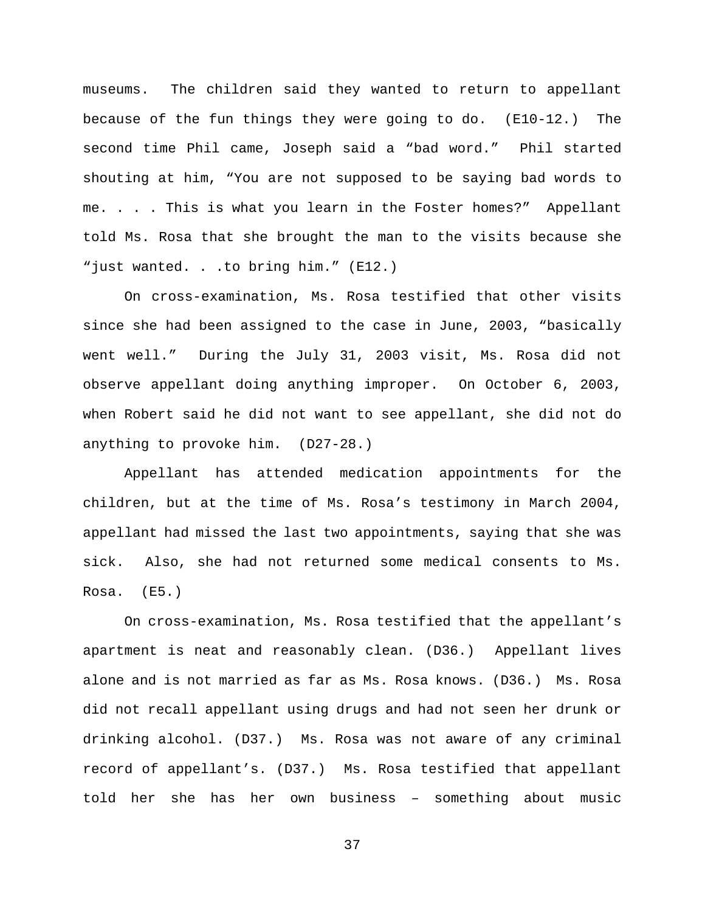museums. The children said they wanted to return to appellant because of the fun things they were going to do. (E10-12.) The second time Phil came, Joseph said a “bad word.” Phil started shouting at him, “You are not supposed to be saying bad words to me. . . . This is what you learn in the Foster homes?” Appellant told Ms. Rosa that she brought the man to the visits because she “just wanted. . .to bring him.” (E12.)

On cross-examination, Ms. Rosa testified that other visits since she had been assigned to the case in June, 2003, “basically went well.” During the July 31, 2003 visit, Ms. Rosa did not observe appellant doing anything improper. On October 6, 2003, when Robert said he did not want to see appellant, she did not do anything to provoke him. (D27-28.)

Appellant has attended medication appointments for the children, but at the time of Ms. Rosa’s testimony in March 2004, appellant had missed the last two appointments, saying that she was sick. Also, she had not returned some medical consents to Ms. Rosa. (E5.)

On cross-examination, Ms. Rosa testified that the appellant’s apartment is neat and reasonably clean. (D36.) Appellant lives alone and is not married as far as Ms. Rosa knows. (D36.) Ms. Rosa did not recall appellant using drugs and had not seen her drunk or drinking alcohol. (D37.) Ms. Rosa was not aware of any criminal record of appellant’s. (D37.) Ms. Rosa testified that appellant told her she has her own business – something about music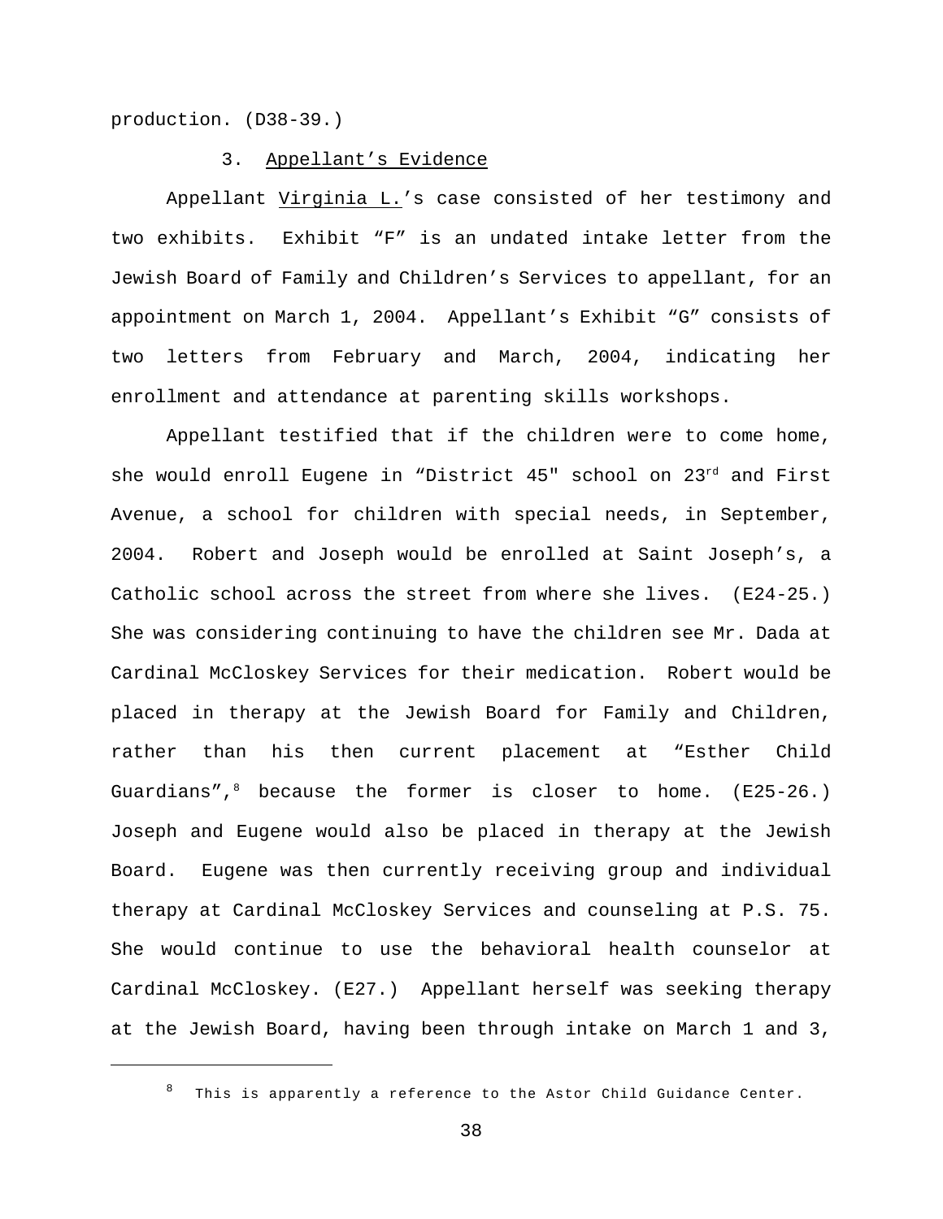production. (D38-39.)

3. Appellant's Evidence

Appellant Virginia L.'s case consisted of her testimony and two exhibits. Exhibit "F" is an undated intake letter from the Jewish Board of Family and Children's Services to appellant, for an appointment on March 1, 2004. Appellant's Exhibit "G" consists of two letters from February and March, 2004, indicating her enrollment and attendance at parenting skills workshops.

Appellant testified that if the children were to come home, she would enroll Eugene in "District 45" school on 23rd and First Avenue, a school for children with special needs, in September, 2004. Robert and Joseph would be enrolled at Saint Joseph's, a Catholic school across the street from where she lives. (E24-25.) She was considering continuing to have the children see Mr. Dada at Cardinal McCloskey Services for their medication. Robert would be placed in therapy at the Jewish Board for Family and Children, rather than his then current placement at "Esther Child Guardians",[8] because the former is closer to home. (E25-26.) Joseph and Eugene would also be placed in therapy at the Jewish Board. Eugene was then currently receiving group and individual therapy at Cardinal McCloskey Services and counseling at P.S. 75. She would continue to use the behavioral health counselor at Cardinal McCloskey. (E27.) Appellant herself was seeking therapy at the Jewish Board, having been through intake on March 1 and 3,

---

[8] This is apparently a reference to the Astor Child Guidance Center.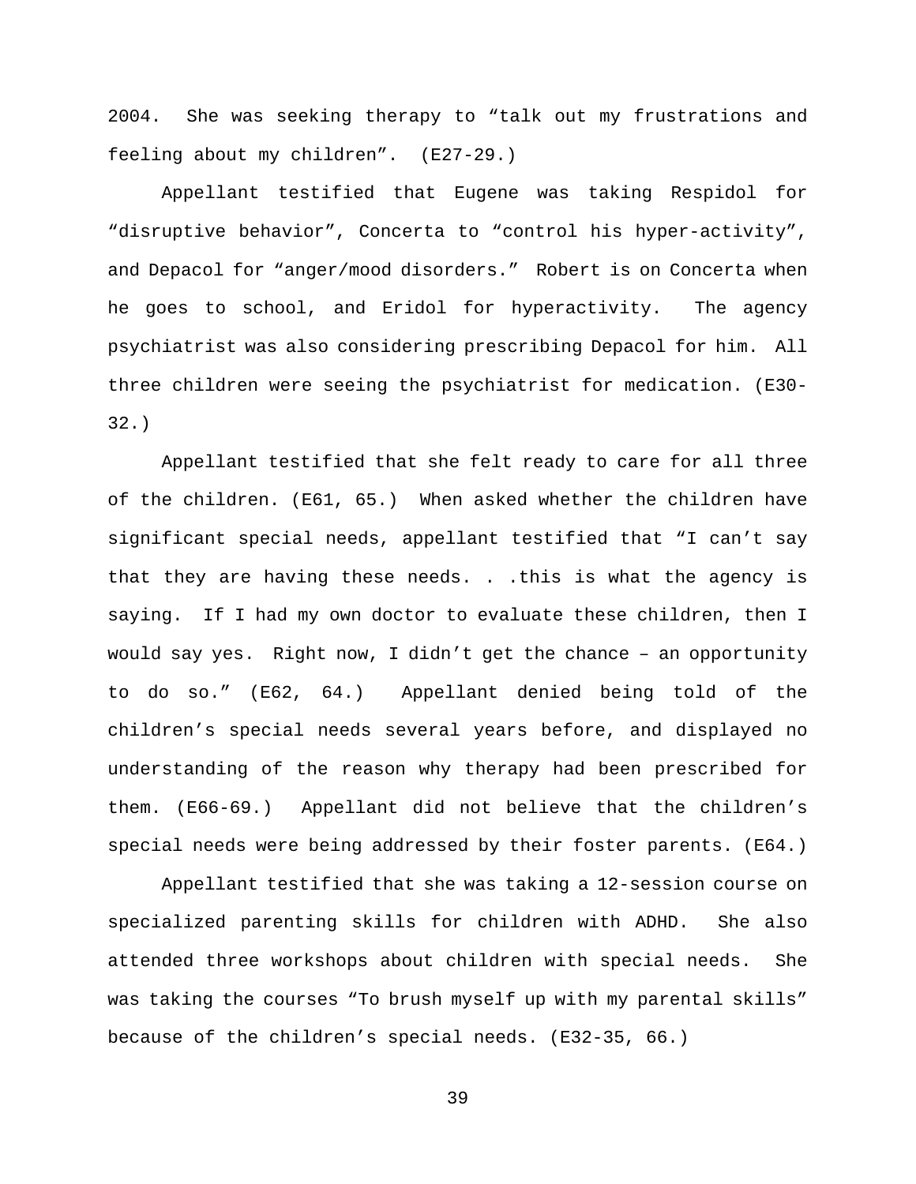2004. She was seeking therapy to "talk out my frustrations and feeling about my children". (E27-29.)

Appellant testified that Eugene was taking Respidol for "disruptive behavior", Concerta to "control his hyper-activity", and Depacol for "anger/mood disorders." Robert is on Concerta when he goes to school, and Eridol for hyperactivity. The agency psychiatrist was also considering prescribing Depacol for him. All three children were seeing the psychiatrist for medication. (E30-32.)

Appellant testified that she felt ready to care for all three of the children. (E61, 65.) When asked whether the children have significant special needs, appellant testified that "I can't say that they are having these needs. . .this is what the agency is saying. If I had my own doctor to evaluate these children, then I would say yes. Right now, I didn't get the chance – an opportunity to do so." (E62, 64.) Appellant denied being told of the children's special needs several years before, and displayed no understanding of the reason why therapy had been prescribed for them. (E66-69.) Appellant did not believe that the children's special needs were being addressed by their foster parents. (E64.)

Appellant testified that she was taking a 12-session course on specialized parenting skills for children with ADHD. She also attended three workshops about children with special needs. She was taking the courses "To brush myself up with my parental skills" because of the children's special needs. (E32-35, 66.)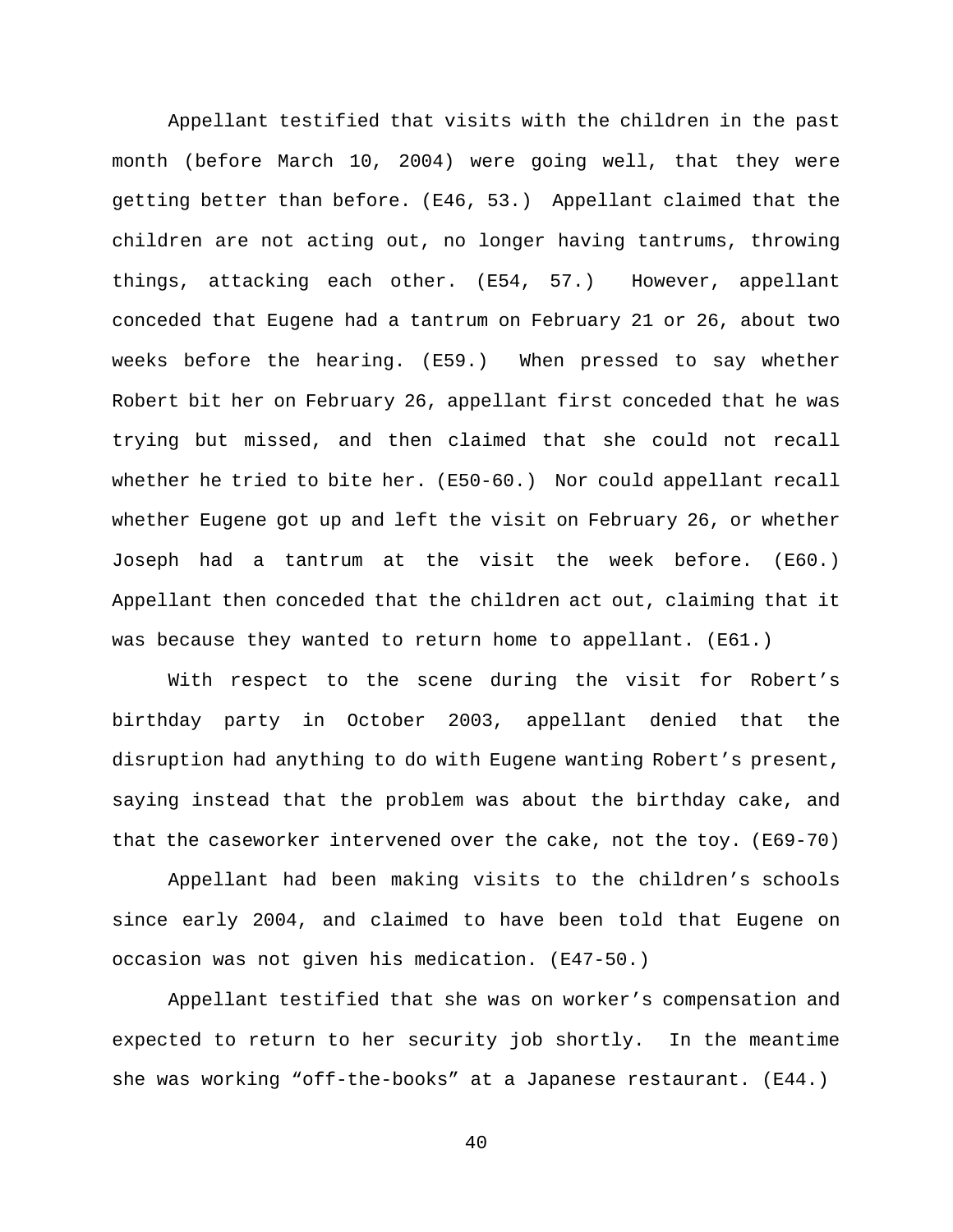Appellant testified that visits with the children in the past month (before March 10, 2004) were going well, that they were getting better than before. (E46, 53.) Appellant claimed that the children are not acting out, no longer having tantrums, throwing things, attacking each other. (E54, 57.) However, appellant conceded that Eugene had a tantrum on February 21 or 26, about two weeks before the hearing. (E59.) When pressed to say whether Robert bit her on February 26, appellant first conceded that he was trying but missed, and then claimed that she could not recall whether he tried to bite her. (E50-60.) Nor could appellant recall whether Eugene got up and left the visit on February 26, or whether Joseph had a tantrum at the visit the week before. (E60.) Appellant then conceded that the children act out, claiming that it was because they wanted to return home to appellant. (E61.)

With respect to the scene during the visit for Robert's birthday party in October 2003, appellant denied that the disruption had anything to do with Eugene wanting Robert's present, saying instead that the problem was about the birthday cake, and that the caseworker intervened over the cake, not the toy. (E69-70)

Appellant had been making visits to the children's schools since early 2004, and claimed to have been told that Eugene on occasion was not given his medication. (E47-50.)

Appellant testified that she was on worker's compensation and expected to return to her security job shortly. In the meantime she was working "off-the-books" at a Japanese restaurant. (E44.)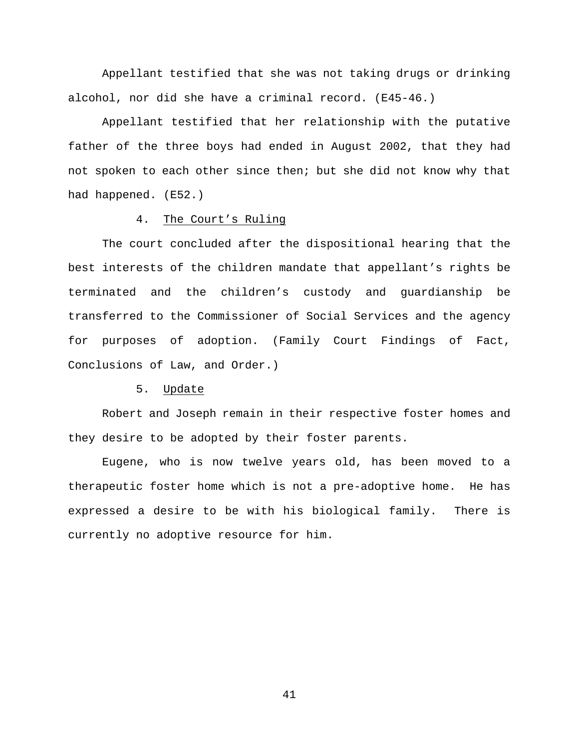Appellant testified that she was not taking drugs or drinking alcohol, nor did she have a criminal record. (E45-46.)

Appellant testified that her relationship with the putative father of the three boys had ended in August 2002, that they had not spoken to each other since then; but she did not know why that had happened. (E52.)

4. <u>The Court's Ruling</u>

The court concluded after the dispositional hearing that the best interests of the children mandate that appellant's rights be terminated and the children's custody and guardianship be transferred to the Commissioner of Social Services and the agency for purposes of adoption. (Family Court Findings of Fact, Conclusions of Law, and Order.)

5. <u>Update</u>

Robert and Joseph remain in their respective foster homes and they desire to be adopted by their foster parents.

Eugene, who is now twelve years old, has been moved to a therapeutic foster home which is not a pre-adoptive home. He has expressed a desire to be with his biological family. There is currently no adoptive resource for him.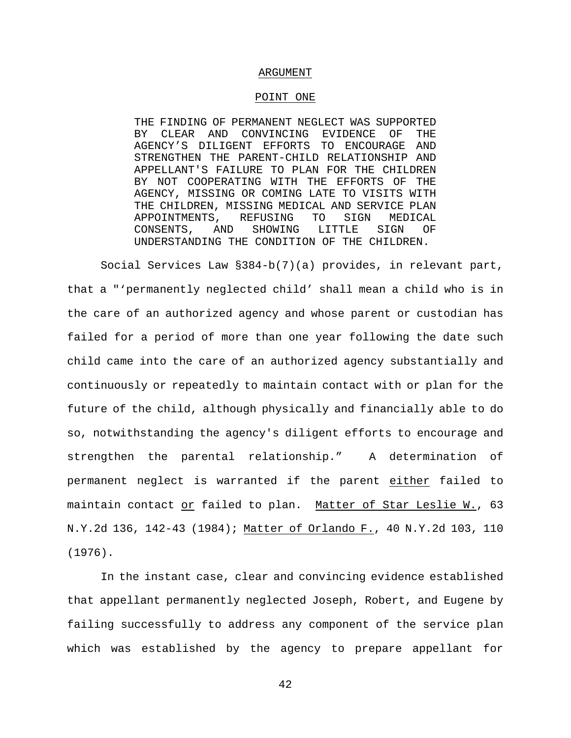## ARGUMENT

### POINT ONE

THE FINDING OF PERMANENT NEGLECT WAS SUPPORTED BY CLEAR AND CONVINCING EVIDENCE OF THE AGENCY'S DILIGENT EFFORTS TO ENCOURAGE AND STRENGTHEN THE PARENT-CHILD RELATIONSHIP AND APPELLANT'S FAILURE TO PLAN FOR THE CHILDREN BY NOT COOPERATING WITH THE EFFORTS OF THE AGENCY, MISSING OR COMING LATE TO VISITS WITH THE CHILDREN, MISSING MEDICAL AND SERVICE PLAN APPOINTMENTS, REFUSING TO SIGN MEDICAL CONSENTS, AND SHOWING LITTLE SIGN OF UNDERSTANDING THE CONDITION OF THE CHILDREN.

Social Services Law §384-b(7)(a) provides, in relevant part, that a "'permanently neglected child' shall mean a child who is in the care of an authorized agency and whose parent or custodian has failed for a period of more than one year following the date such child came into the care of an authorized agency substantially and continuously or repeatedly to maintain contact with or plan for the future of the child, although physically and financially able to do so, notwithstanding the agency's diligent efforts to encourage and strengthen the parental relationship." A determination of permanent neglect is warranted if the parent <u>either</u> failed to maintain contact <u>or</u> failed to plan. <u>Matter of Star Leslie W.</u>, 63 N.Y.2d 136, 142-43 (1984); <u>Matter of Orlando F.</u>, 40 N.Y.2d 103, 110 (1976).

In the instant case, clear and convincing evidence established that appellant permanently neglected Joseph, Robert, and Eugene by failing successfully to address any component of the service plan which was established by the agency to prepare appellant for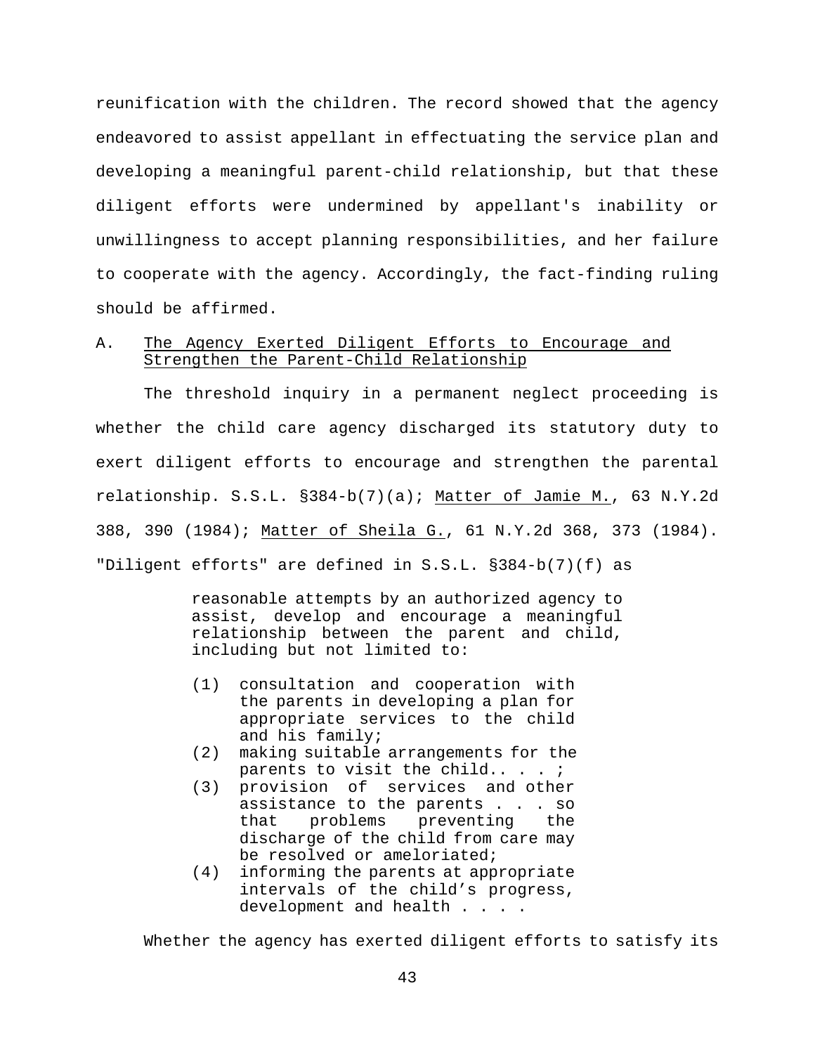reunification with the children. The record showed that the agency endeavored to assist appellant in effectuating the service plan and developing a meaningful parent-child relationship, but that these diligent efforts were undermined by appellant's inability or unwillingness to accept planning responsibilities, and her failure to cooperate with the agency. Accordingly, the fact-finding ruling should be affirmed.

### A. The Agency Exerted Diligent Efforts to Encourage and Strengthen the Parent-Child Relationship

The threshold inquiry in a permanent neglect proceeding is whether the child care agency discharged its statutory duty to exert diligent efforts to encourage and strengthen the parental relationship. S.S.L. §384-b(7)(a); Matter of Jamie M., 63 N.Y.2d 388, 390 (1984); Matter of Sheila G., 61 N.Y.2d 368, 373 (1984). "Diligent efforts" are defined in S.S.L. §384-b(7)(f) as

> reasonable attempts by an authorized agency to assist, develop and encourage a meaningful relationship between the parent and child, including but not limited to:
>
> (1) consultation and cooperation with the parents in developing a plan for appropriate services to the child and his family;
> (2) making suitable arrangements for the parents to visit the child.. . . ;
> (3) provision of services and other assistance to the parents . . . so that problems preventing the discharge of the child from care may be resolved or ameliorated;
> (4) informing the parents at appropriate intervals of the child’s progress, development and health . . . .

Whether the agency has exerted diligent efforts to satisfy its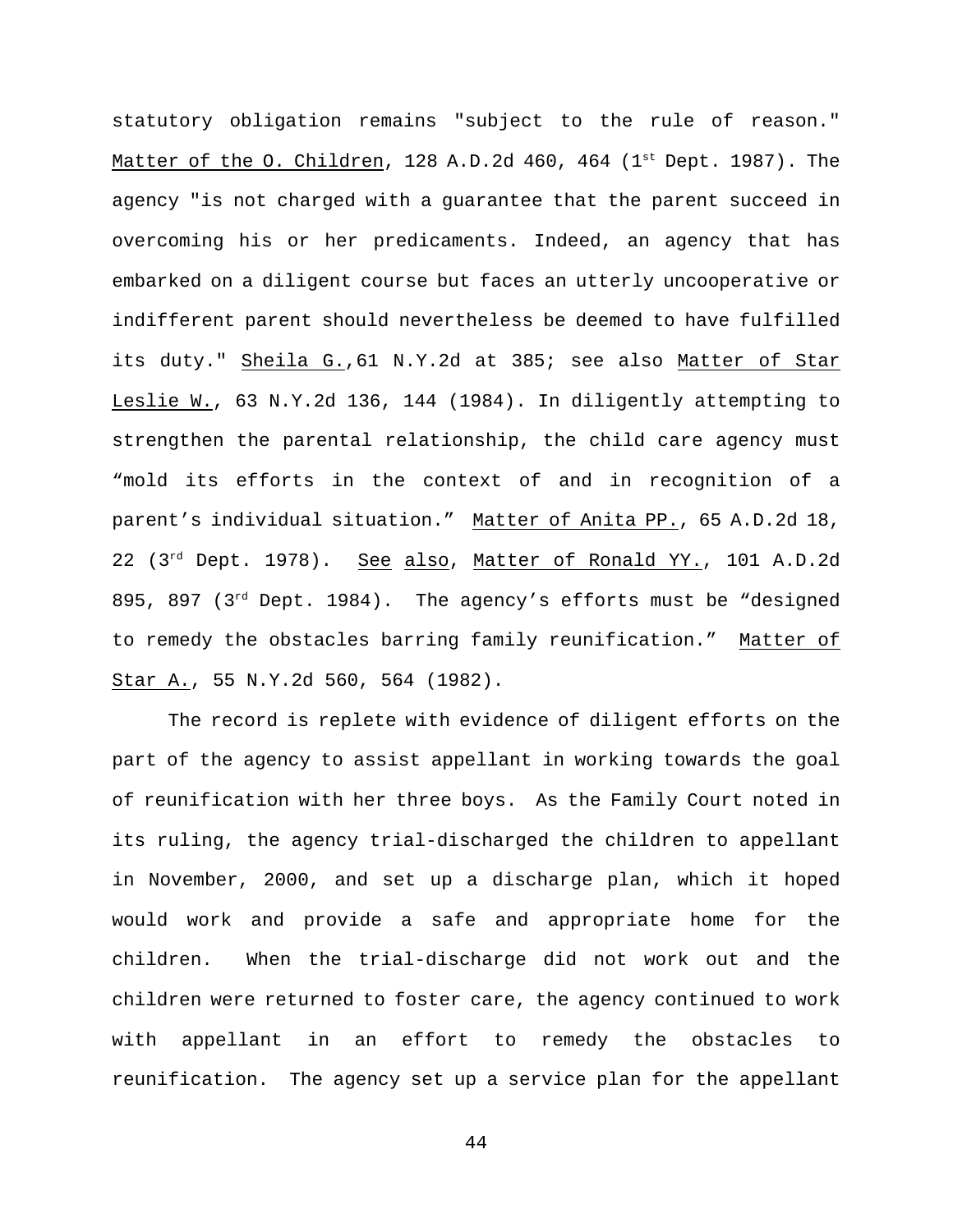statutory obligation remains "subject to the rule of reason." Matter of the O. Children, 128 A.D.2d 460, 464 (1st Dept. 1987). The agency "is not charged with a guarantee that the parent succeed in overcoming his or her predicaments. Indeed, an agency that has embarked on a diligent course but faces an utterly uncooperative or indifferent parent should nevertheless be deemed to have fulfilled its duty." Sheila G.,61 N.Y.2d at 385; see also Matter of Star Leslie W., 63 N.Y.2d 136, 144 (1984). In diligently attempting to strengthen the parental relationship, the child care agency must "mold its efforts in the context of and in recognition of a parent's individual situation." Matter of Anita PP., 65 A.D.2d 18, 22 (3rd Dept. 1978). See also, Matter of Ronald YY., 101 A.D.2d 895, 897 (3rd Dept. 1984). The agency's efforts must be "designed to remedy the obstacles barring family reunification." Matter of Star A., 55 N.Y.2d 560, 564 (1982).

The record is replete with evidence of diligent efforts on the part of the agency to assist appellant in working towards the goal of reunification with her three boys. As the Family Court noted in its ruling, the agency trial-discharged the children to appellant in November, 2000, and set up a discharge plan, which it hoped would work and provide a safe and appropriate home for the children. When the trial-discharge did not work out and the children were returned to foster care, the agency continued to work with appellant in an effort to remedy the obstacles to reunification. The agency set up a service plan for the appellant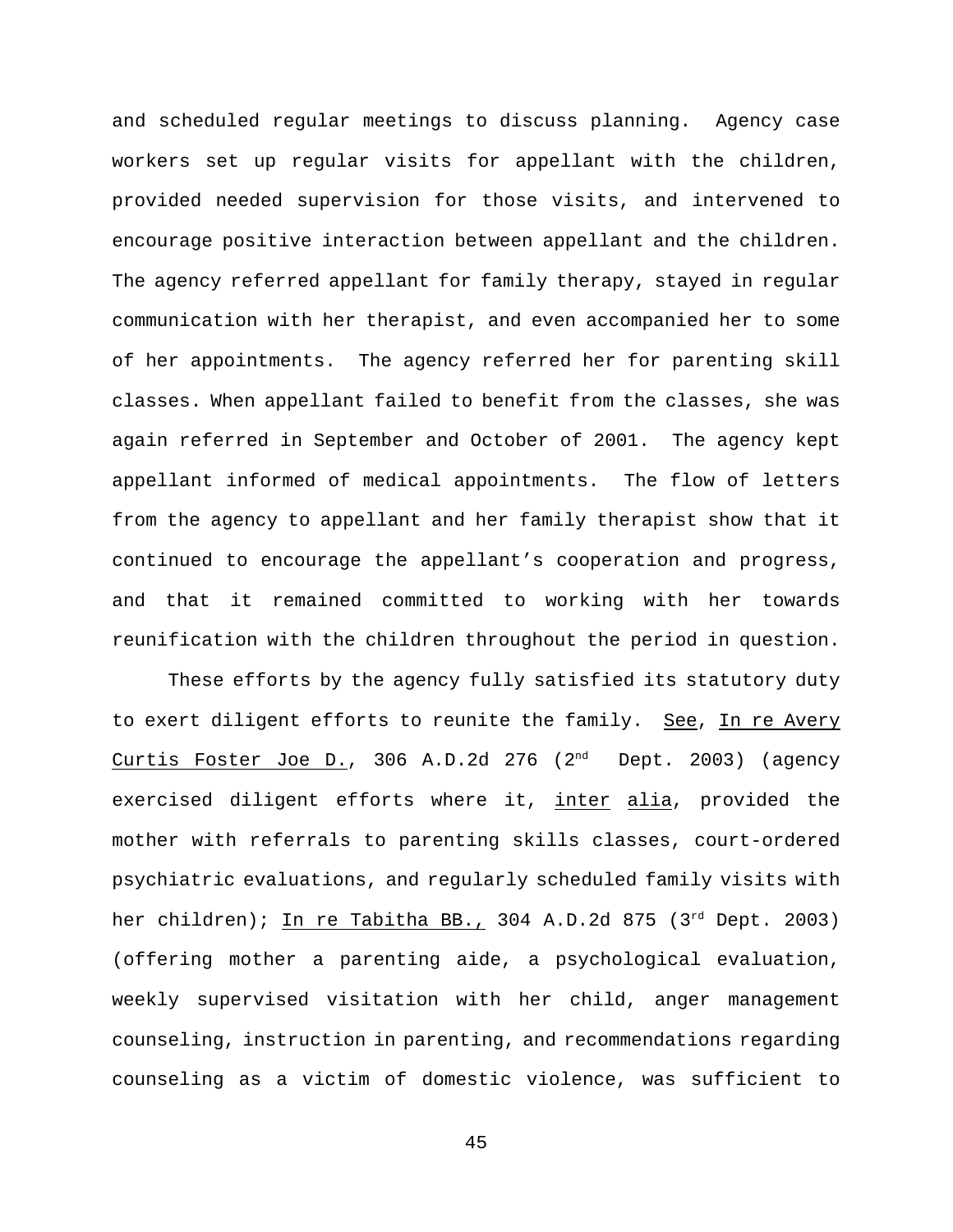and scheduled regular meetings to discuss planning. Agency case workers set up regular visits for appellant with the children, provided needed supervision for those visits, and intervened to encourage positive interaction between appellant and the children. The agency referred appellant for family therapy, stayed in regular communication with her therapist, and even accompanied her to some of her appointments. The agency referred her for parenting skill classes. When appellant failed to benefit from the classes, she was again referred in September and October of 2001. The agency kept appellant informed of medical appointments. The flow of letters from the agency to appellant and her family therapist show that it continued to encourage the appellant's cooperation and progress, and that it remained committed to working with her towards reunification with the children throughout the period in question.

These efforts by the agency fully satisfied its statutory duty to exert diligent efforts to reunite the family. See, In re Avery Curtis Foster Joe D., 306 A.D.2d 276 (2nd Dept. 2003) (agency exercised diligent efforts where it, inter alia, provided the mother with referrals to parenting skills classes, court-ordered psychiatric evaluations, and regularly scheduled family visits with her children); In re Tabitha BB., 304 A.D.2d 875 (3rd Dept. 2003) (offering mother a parenting aide, a psychological evaluation, weekly supervised visitation with her child, anger management counseling, instruction in parenting, and recommendations regarding counseling as a victim of domestic violence, was sufficient to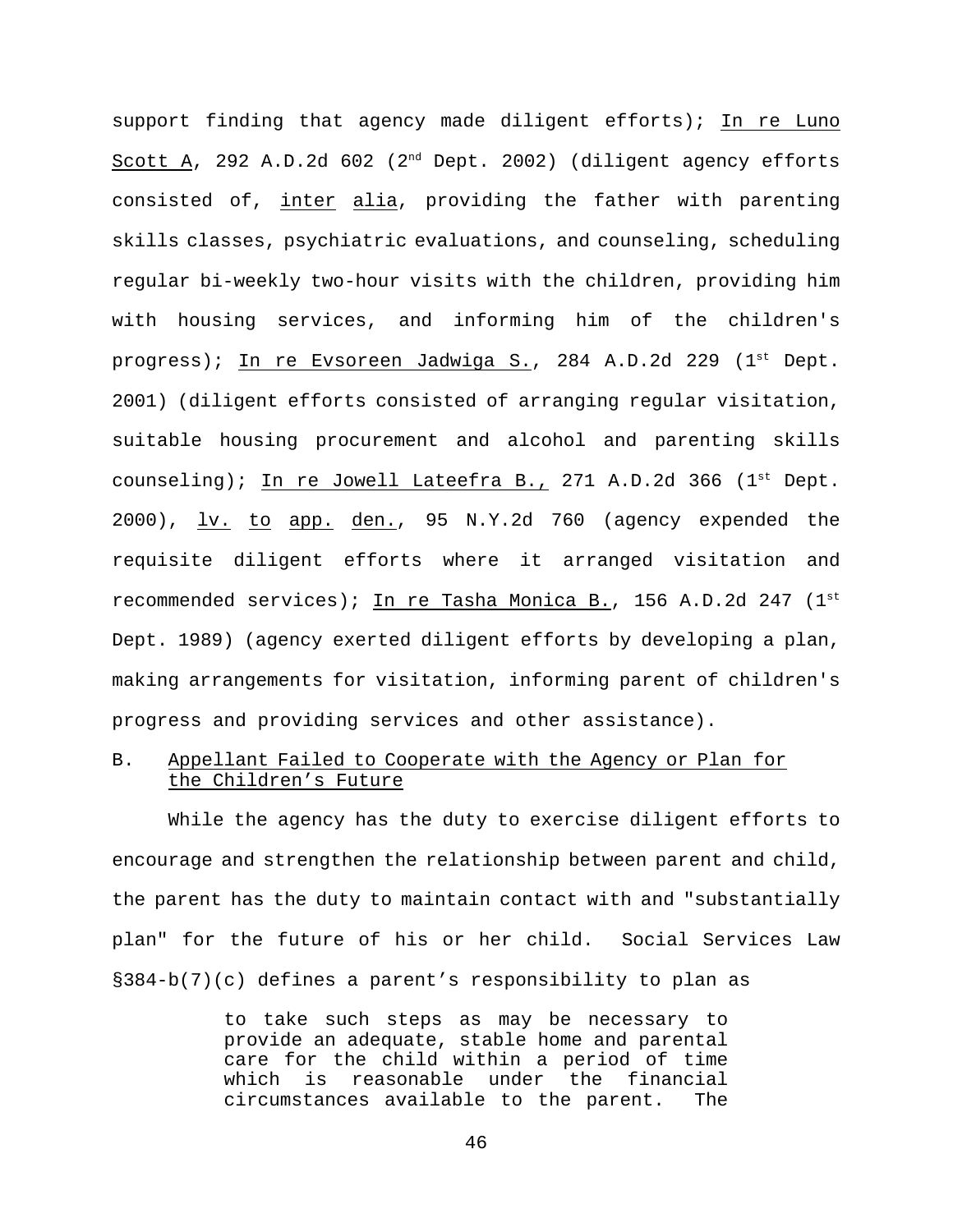support finding that agency made diligent efforts); In re Luno Scott A, 292 A.D.2d 602 (2nd Dept. 2002) (diligent agency efforts consisted of, *inter alia*, providing the father with parenting skills classes, psychiatric evaluations, and counseling, scheduling regular bi-weekly two-hour visits with the children, providing him with housing services, and informing him of the children's progress); In re Evsoreen Jadwiga S., 284 A.D.2d 229 (1st Dept. 2001) (diligent efforts consisted of arranging regular visitation, suitable housing procurement and alcohol and parenting skills counseling); In re Jowell Lateefra B., 271 A.D.2d 366 (1st Dept. 2000), *lv. to app. den.*, 95 N.Y.2d 760 (agency expended the requisite diligent efforts where it arranged visitation and recommended services); In re Tasha Monica B., 156 A.D.2d 247 (1st Dept. 1989) (agency exerted diligent efforts by developing a plan, making arrangements for visitation, informing parent of children's progress and providing services and other assistance).

## B. Appellant Failed to Cooperate with the Agency or Plan for the Children's Future

While the agency has the duty to exercise diligent efforts to encourage and strengthen the relationship between parent and child, the parent has the duty to maintain contact with and "substantially plan" for the future of his or her child. Social Services Law §384-b(7)(c) defines a parent's responsibility to plan as

> to take such steps as may be necessary to provide an adequate, stable home and parental care for the child within a period of time which is reasonable under the financial circumstances available to the parent. The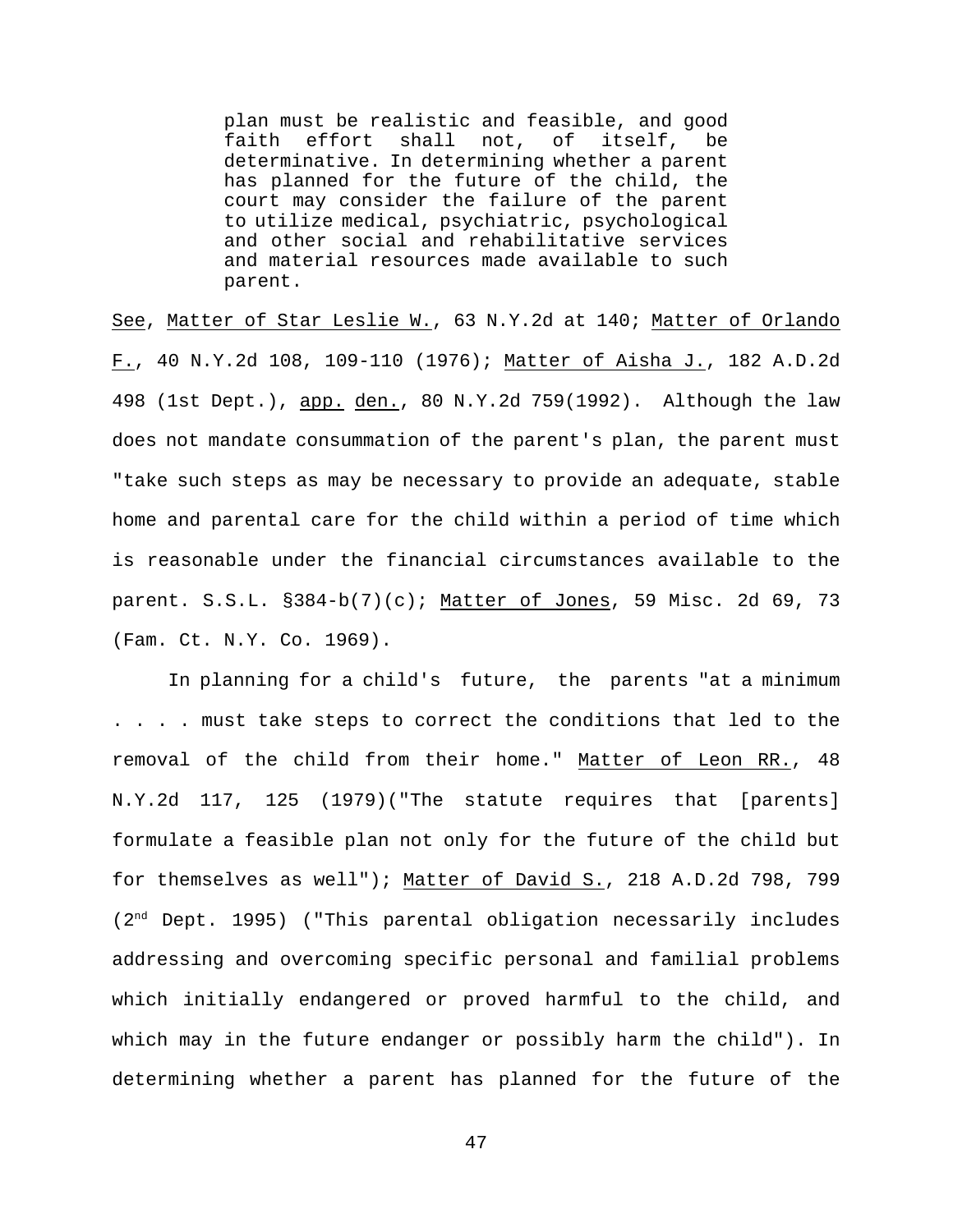> plan must be realistic and feasible, and good faith effort shall not, of itself, be determinative. In determining whether a parent has planned for the future of the child, the court may consider the failure of the parent to utilize medical, psychiatric, psychological and other social and rehabilitative services and material resources made available to such parent.

See, Matter of Star Leslie W., 63 N.Y.2d at 140; Matter of Orlando F., 40 N.Y.2d 108, 109-110 (1976); Matter of Aisha J., 182 A.D.2d 498 (1st Dept.), app. den., 80 N.Y.2d 759(1992). Although the law does not mandate consummation of the parent's plan, the parent must "take such steps as may be necessary to provide an adequate, stable home and parental care for the child within a period of time which is reasonable under the financial circumstances available to the parent. S.S.L. §384-b(7)(c); Matter of Jones, 59 Misc. 2d 69, 73 (Fam. Ct. N.Y. Co. 1969).

In planning for a child's future, the parents "at a minimum . . . . must take steps to correct the conditions that led to the removal of the child from their home." Matter of Leon RR., 48 N.Y.2d 117, 125 (1979)("The statute requires that [parents] formulate a feasible plan not only for the future of the child but for themselves as well"); Matter of David S., 218 A.D.2d 798, 799 (2nd Dept. 1995) ("This parental obligation necessarily includes addressing and overcoming specific personal and familial problems which initially endangered or proved harmful to the child, and which may in the future endanger or possibly harm the child"). In determining whether a parent has planned for the future of the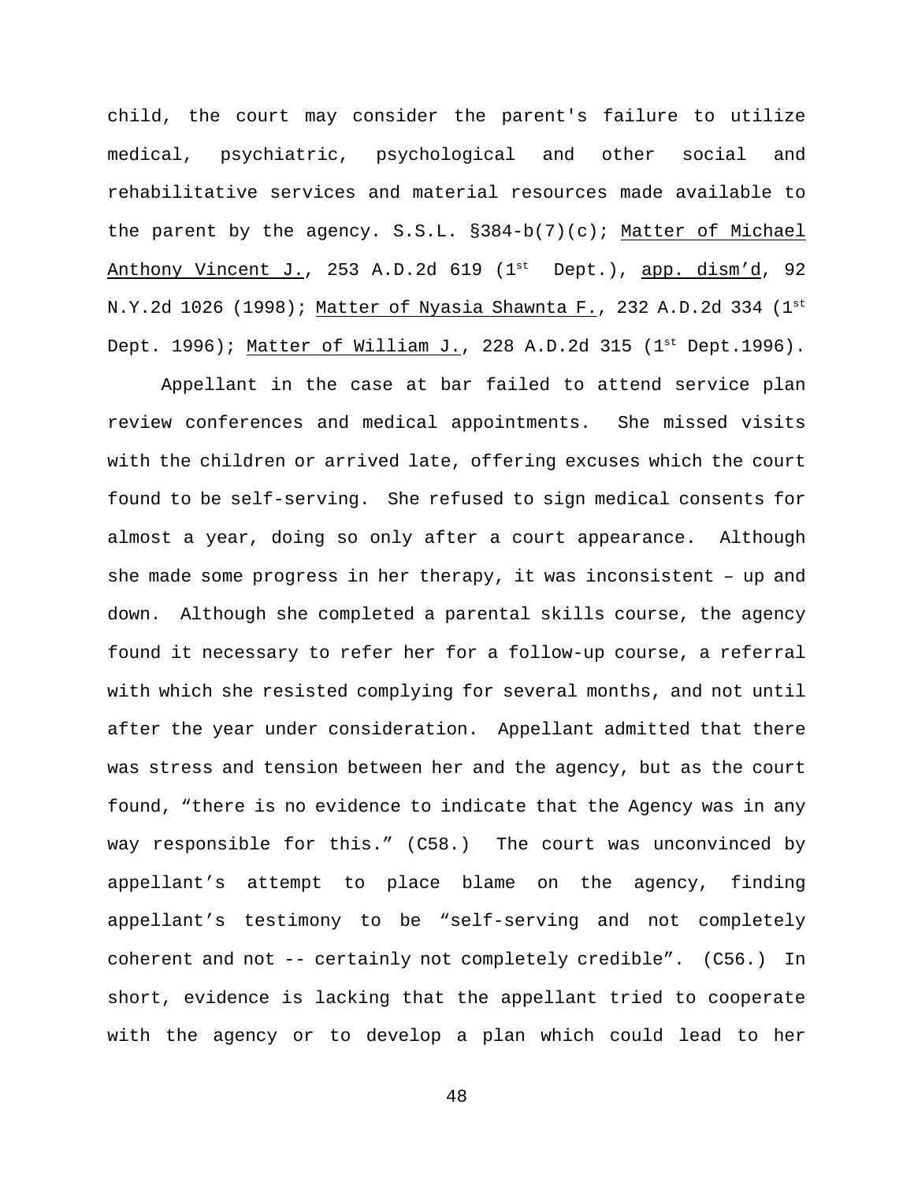child, the court may consider the parent's failure to utilize medical, psychiatric, psychological and other social and rehabilitative services and material resources made available to the parent by the agency. S.S.L. §384-b(7)(c); Matter of Michael Anthony Vincent J., 253 A.D.2d 619 (1st Dept.), app. dism'd, 92 N.Y.2d 1026 (1998); Matter of Nyasia Shawnta F., 232 A.D.2d 334 (1st Dept. 1996); Matter of William J., 228 A.D.2d 315 (1st Dept.1996).

Appellant in the case at bar failed to attend service plan review conferences and medical appointments. She missed visits with the children or arrived late, offering excuses which the court found to be self-serving. She refused to sign medical consents for almost a year, doing so only after a court appearance. Although she made some progress in her therapy, it was inconsistent – up and down. Although she completed a parental skills course, the agency found it necessary to refer her for a follow-up course, a referral with which she resisted complying for several months, and not until after the year under consideration. Appellant admitted that there was stress and tension between her and the agency, but as the court found, "there is no evidence to indicate that the Agency was in any way responsible for this." (C58.) The court was unconvinced by appellant's attempt to place blame on the agency, finding appellant's testimony to be "self-serving and not completely coherent and not -- certainly not completely credible". (C56.) In short, evidence is lacking that the appellant tried to cooperate with the agency or to develop a plan which could lead to her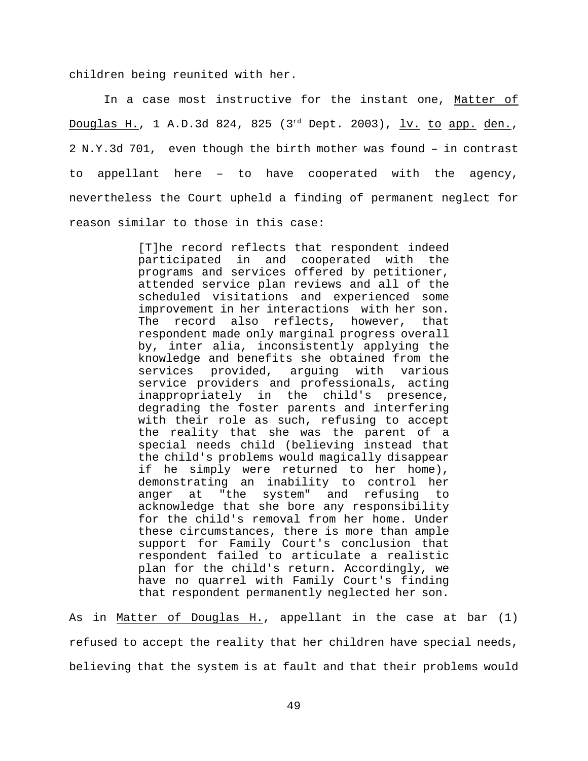children being reunited with her.

In a case most instructive for the instant one, Matter of Douglas H., 1 A.D.3d 824, 825 (3rd Dept. 2003), lv. to app. den., 2 N.Y.3d 701, even though the birth mother was found – in contrast to appellant here – to have cooperated with the agency, nevertheless the Court upheld a finding of permanent neglect for reason similar to those in this case:

> [T]he record reflects that respondent indeed participated in and cooperated with the programs and services offered by petitioner, attended service plan reviews and all of the scheduled visitations and experienced some improvement in her interactions with her son. The record also reflects, however, that respondent made only marginal progress overall by, inter alia, inconsistently applying the knowledge and benefits she obtained from the services provided, arguing with various service providers and professionals, acting inappropriately in the child's presence, degrading the foster parents and interfering with their role as such, refusing to accept the reality that she was the parent of a special needs child (believing instead that the child's problems would magically disappear if he simply were returned to her home), demonstrating an inability to control her anger at "the system" and refusing to acknowledge that she bore any responsibility for the child's removal from her home. Under these circumstances, there is more than ample support for Family Court's conclusion that respondent failed to articulate a realistic plan for the child's return. Accordingly, we have no quarrel with Family Court's finding that respondent permanently neglected her son.

As in Matter of Douglas H., appellant in the case at bar (1) refused to accept the reality that her children have special needs, believing that the system is at fault and that their problems would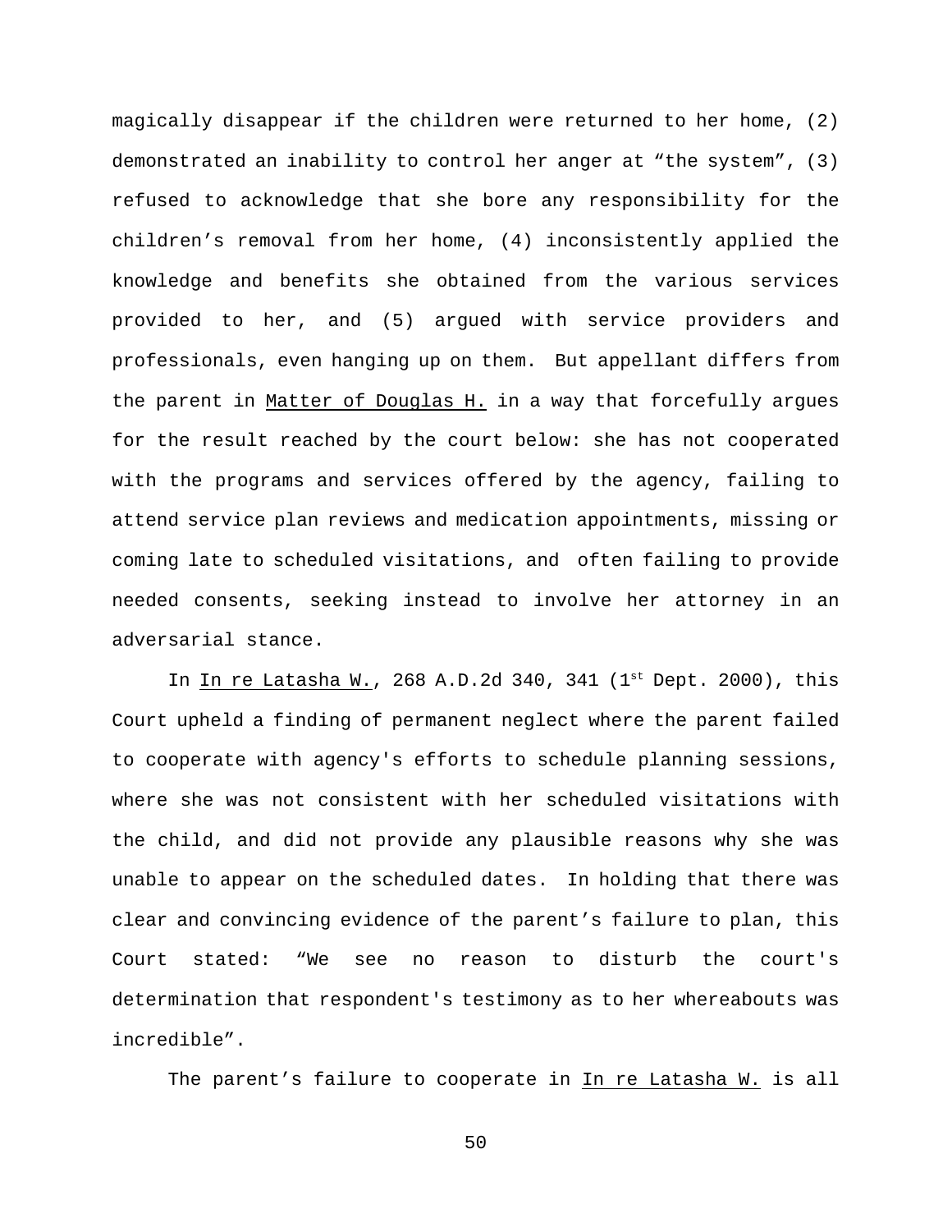magically disappear if the children were returned to her home, (2) demonstrated an inability to control her anger at “the system”, (3) refused to acknowledge that she bore any responsibility for the children’s removal from her home, (4) inconsistently applied the knowledge and benefits she obtained from the various services provided to her, and (5) argued with service providers and professionals, even hanging up on them. But appellant differs from the parent in Matter of Douglas H. in a way that forcefully argues for the result reached by the court below: she has not cooperated with the programs and services offered by the agency, failing to attend service plan reviews and medication appointments, missing or coming late to scheduled visitations, and often failing to provide needed consents, seeking instead to involve her attorney in an adversarial stance.

In In re Latasha W., 268 A.D.2d 340, 341 (1st Dept. 2000), this Court upheld a finding of permanent neglect where the parent failed to cooperate with agency's efforts to schedule planning sessions, where she was not consistent with her scheduled visitations with the child, and did not provide any plausible reasons why she was unable to appear on the scheduled dates. In holding that there was clear and convincing evidence of the parent’s failure to plan, this Court stated: “We see no reason to disturb the court's determination that respondent's testimony as to her whereabouts was incredible”.

The parent’s failure to cooperate in In re Latasha W. is all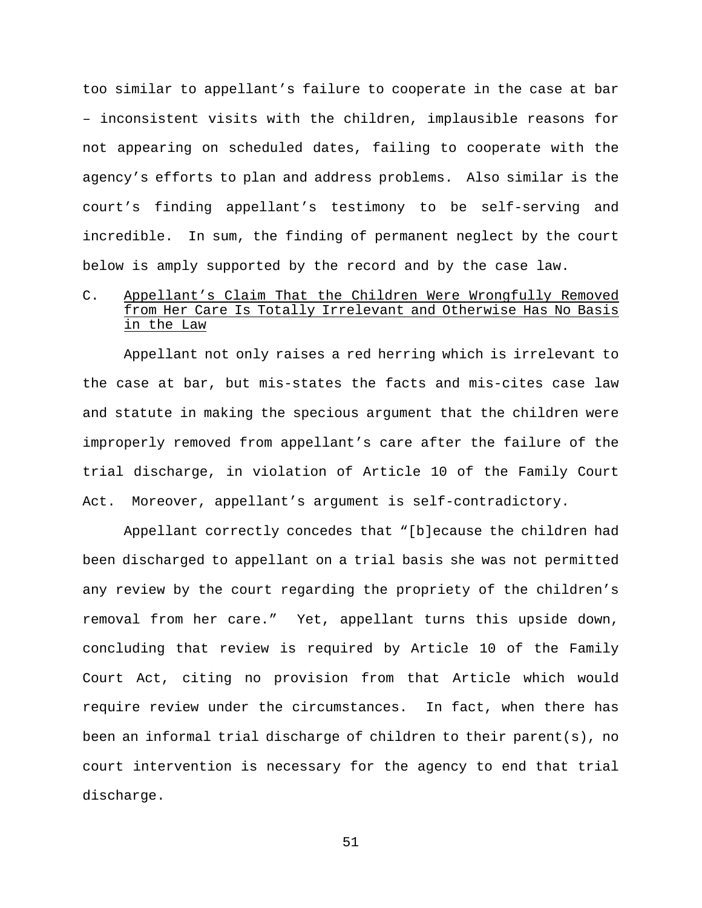too similar to appellant's failure to cooperate in the case at bar – inconsistent visits with the children, implausible reasons for not appearing on scheduled dates, failing to cooperate with the agency's efforts to plan and address problems. Also similar is the court's finding appellant's testimony to be self-serving and incredible. In sum, the finding of permanent neglect by the court below is amply supported by the record and by the case law.

### C. Appellant's Claim That the Children Were Wrongfully Removed from Her Care Is Totally Irrelevant and Otherwise Has No Basis in the Law

Appellant not only raises a red herring which is irrelevant to the case at bar, but mis-states the facts and mis-cites case law and statute in making the specious argument that the children were improperly removed from appellant's care after the failure of the trial discharge, in violation of Article 10 of the Family Court Act. Moreover, appellant's argument is self-contradictory.

Appellant correctly concedes that "[b]ecause the children had been discharged to appellant on a trial basis she was not permitted any review by the court regarding the propriety of the children's removal from her care." Yet, appellant turns this upside down, concluding that review is required by Article 10 of the Family Court Act, citing no provision from that Article which would require review under the circumstances. In fact, when there has been an informal trial discharge of children to their parent(s), no court intervention is necessary for the agency to end that trial discharge.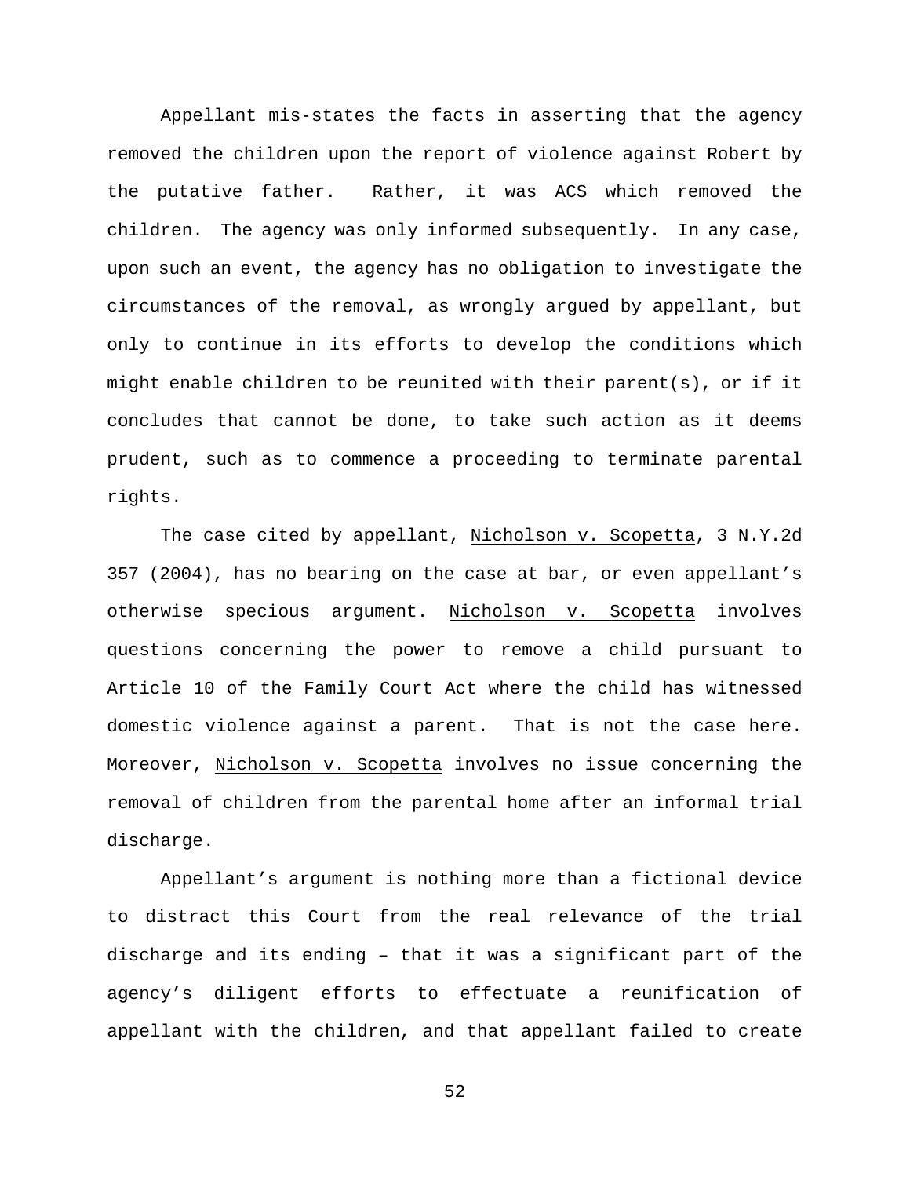Appellant mis-states the facts in asserting that the agency removed the children upon the report of violence against Robert by the putative father. Rather, it was ACS which removed the children. The agency was only informed subsequently. In any case, upon such an event, the agency has no obligation to investigate the circumstances of the removal, as wrongly argued by appellant, but only to continue in its efforts to develop the conditions which might enable children to be reunited with their parent(s), or if it concludes that cannot be done, to take such action as it deems prudent, such as to commence a proceeding to terminate parental rights.

The case cited by appellant, Nicholson v. Scopetta, 3 N.Y.2d 357 (2004), has no bearing on the case at bar, or even appellant's otherwise specious argument. Nicholson v. Scopetta involves questions concerning the power to remove a child pursuant to Article 10 of the Family Court Act where the child has witnessed domestic violence against a parent. That is not the case here. Moreover, Nicholson v. Scopetta involves no issue concerning the removal of children from the parental home after an informal trial discharge.

Appellant's argument is nothing more than a fictional device to distract this Court from the real relevance of the trial discharge and its ending – that it was a significant part of the agency's diligent efforts to effectuate a reunification of appellant with the children, and that appellant failed to create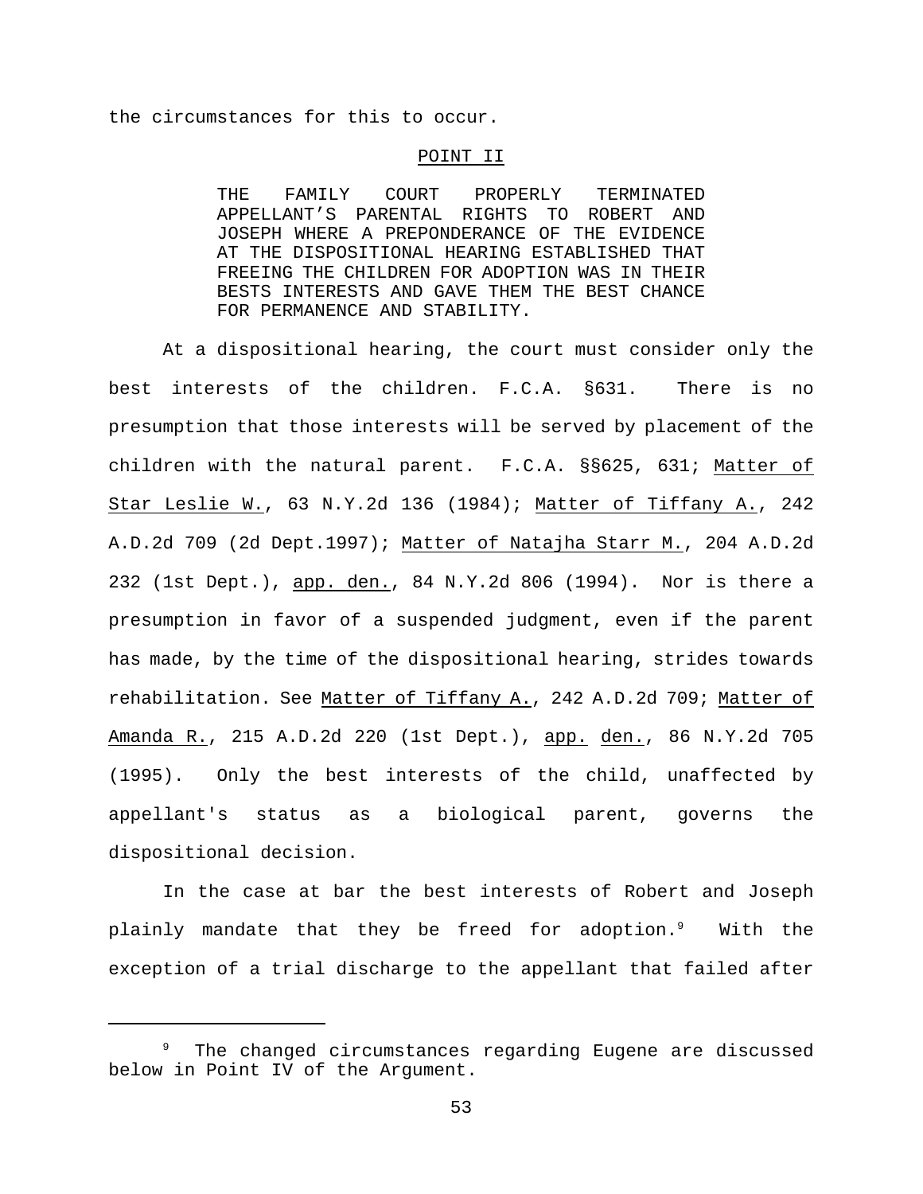the circumstances for this to occur.

## POINT II

THE FAMILY COURT PROPERLY TERMINATED APPELLANT'S PARENTAL RIGHTS TO ROBERT AND JOSEPH WHERE A PREPONDERANCE OF THE EVIDENCE AT THE DISPOSITIONAL HEARING ESTABLISHED THAT FREEING THE CHILDREN FOR ADOPTION WAS IN THEIR BESTS INTERESTS AND GAVE THEM THE BEST CHANCE FOR PERMANENCE AND STABILITY.

At a dispositional hearing, the court must consider only the best interests of the children. F.C.A. §631. There is no presumption that those interests will be served by placement of the children with the natural parent. F.C.A. §§625, 631; Matter of Star Leslie W., 63 N.Y.2d 136 (1984); Matter of Tiffany A., 242 A.D.2d 709 (2d Dept.1997); Matter of Natajha Starr M., 204 A.D.2d 232 (1st Dept.), app. den., 84 N.Y.2d 806 (1994). Nor is there a presumption in favor of a suspended judgment, even if the parent has made, by the time of the dispositional hearing, strides towards rehabilitation. See Matter of Tiffany A., 242 A.D.2d 709; Matter of Amanda R., 215 A.D.2d 220 (1st Dept.), app. den., 86 N.Y.2d 705 (1995). Only the best interests of the child, unaffected by appellant's status as a biological parent, governs the dispositional decision.

In the case at bar the best interests of Robert and Joseph plainly mandate that they be freed for adoption.[9] With the exception of a trial discharge to the appellant that failed after

---

[9] The changed circumstances regarding Eugene are discussed below in Point IV of the Argument.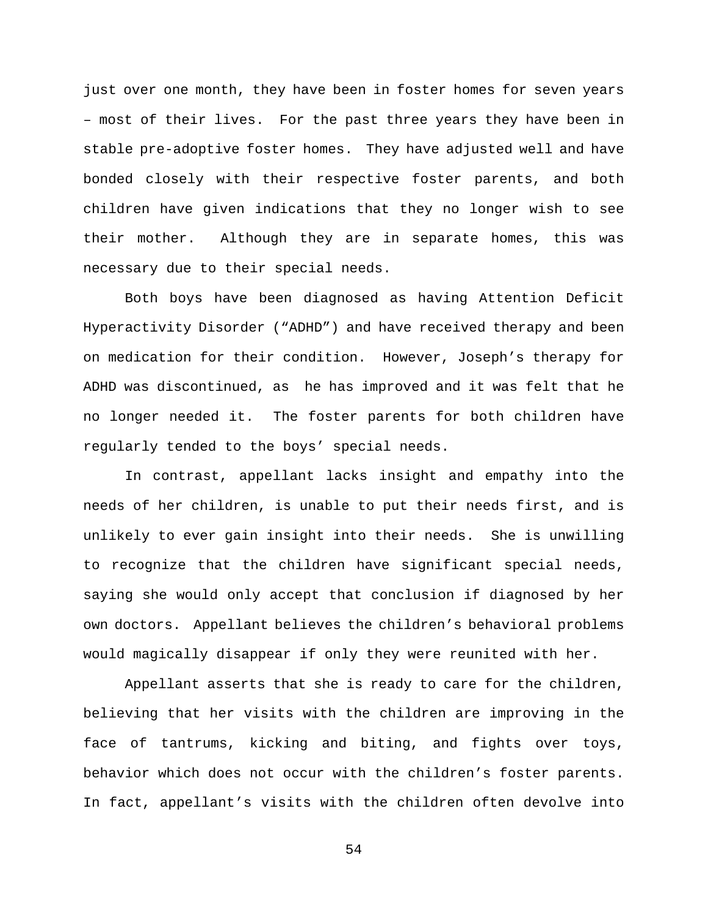just over one month, they have been in foster homes for seven years – most of their lives. For the past three years they have been in stable pre-adoptive foster homes. They have adjusted well and have bonded closely with their respective foster parents, and both children have given indications that they no longer wish to see their mother. Although they are in separate homes, this was necessary due to their special needs.

Both boys have been diagnosed as having Attention Deficit Hyperactivity Disorder ("ADHD") and have received therapy and been on medication for their condition. However, Joseph's therapy for ADHD was discontinued, as he has improved and it was felt that he no longer needed it. The foster parents for both children have regularly tended to the boys' special needs.

In contrast, appellant lacks insight and empathy into the needs of her children, is unable to put their needs first, and is unlikely to ever gain insight into their needs. She is unwilling to recognize that the children have significant special needs, saying she would only accept that conclusion if diagnosed by her own doctors. Appellant believes the children's behavioral problems would magically disappear if only they were reunited with her.

Appellant asserts that she is ready to care for the children, believing that her visits with the children are improving in the face of tantrums, kicking and biting, and fights over toys, behavior which does not occur with the children's foster parents. In fact, appellant's visits with the children often devolve into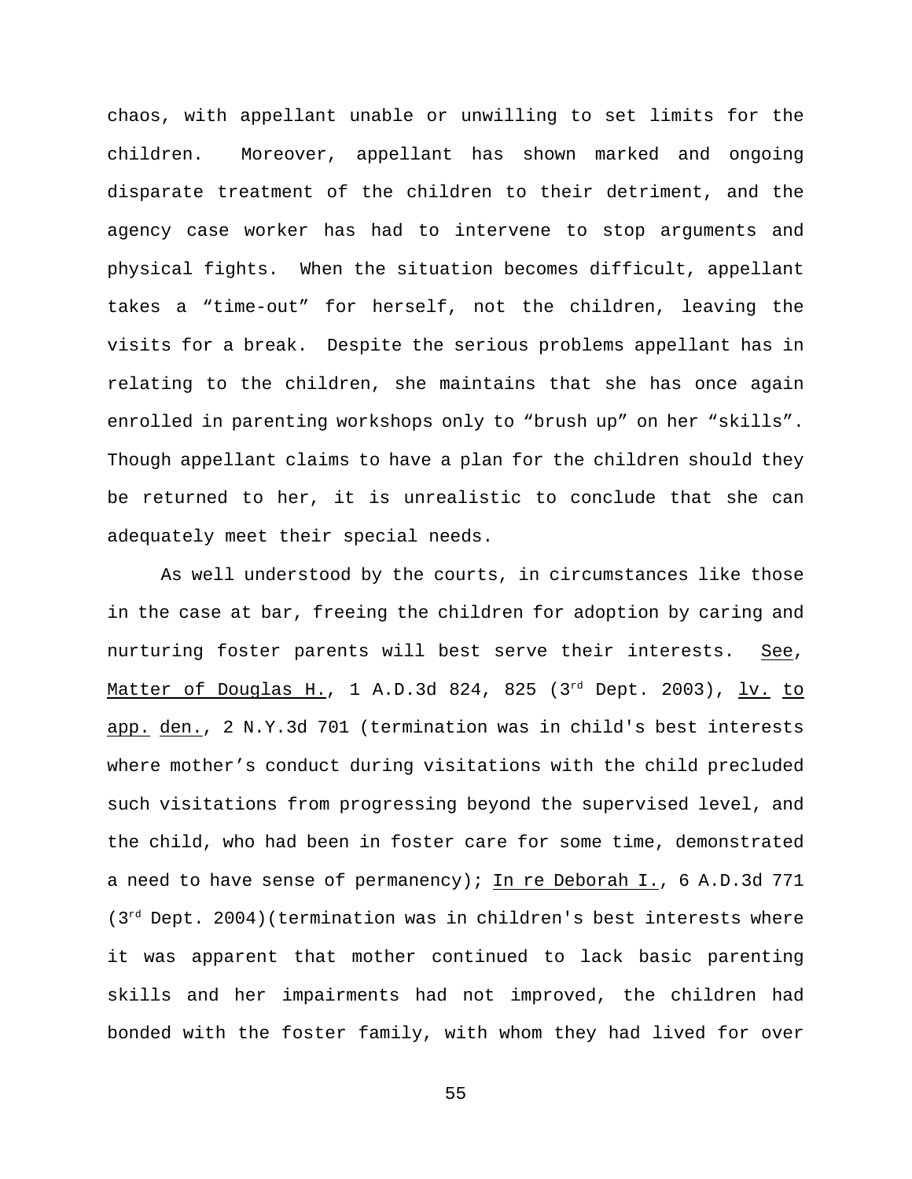chaos, with appellant unable or unwilling to set limits for the children. Moreover, appellant has shown marked and ongoing disparate treatment of the children to their detriment, and the agency case worker has had to intervene to stop arguments and physical fights. When the situation becomes difficult, appellant takes a "time-out" for herself, not the children, leaving the visits for a break. Despite the serious problems appellant has in relating to the children, she maintains that she has once again enrolled in parenting workshops only to "brush up" on her "skills". Though appellant claims to have a plan for the children should they be returned to her, it is unrealistic to conclude that she can adequately meet their special needs.

As well understood by the courts, in circumstances like those in the case at bar, freeing the children for adoption by caring and nurturing foster parents will best serve their interests. See, Matter of Douglas H., 1 A.D.3d 824, 825 (3rd Dept. 2003), lv. to app. den., 2 N.Y.3d 701 (termination was in child's best interests where mother's conduct during visitations with the child precluded such visitations from progressing beyond the supervised level, and the child, who had been in foster care for some time, demonstrated a need to have sense of permanency); In re Deborah I., 6 A.D.3d 771 (3rd Dept. 2004)(termination was in children's best interests where it was apparent that mother continued to lack basic parenting skills and her impairments had not improved, the children had bonded with the foster family, with whom they had lived for over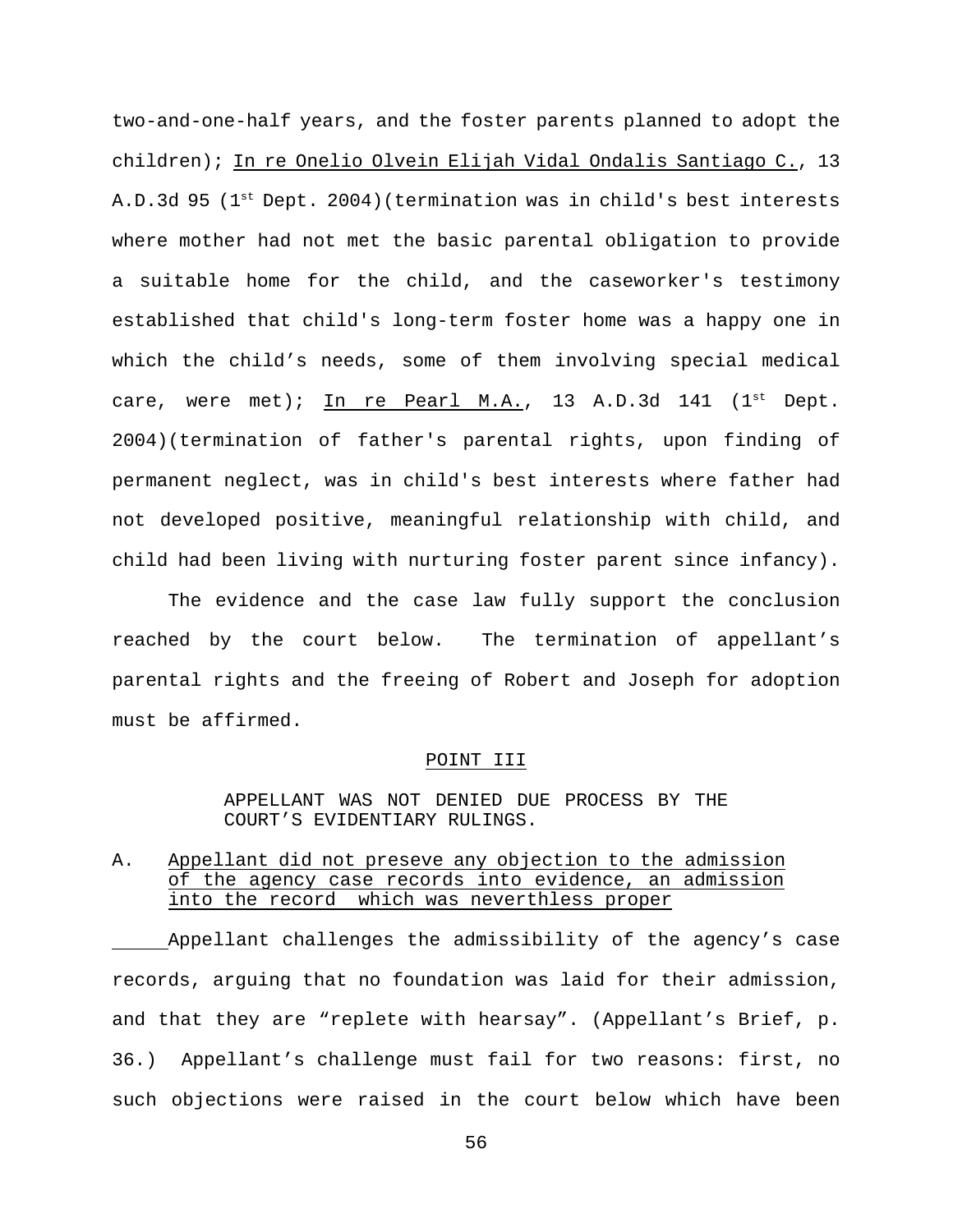two-and-one-half years, and the foster parents planned to adopt the children); In re Onelio Olvein Elijah Vidal Ondalis Santiago C., 13 A.D.3d 95 (1st Dept. 2004)(termination was in child's best interests where mother had not met the basic parental obligation to provide a suitable home for the child, and the caseworker's testimony established that child's long-term foster home was a happy one in which the child's needs, some of them involving special medical care, were met); In re Pearl M.A., 13 A.D.3d 141 (1st Dept. 2004)(termination of father's parental rights, upon finding of permanent neglect, was in child's best interests where father had not developed positive, meaningful relationship with child, and child had been living with nurturing foster parent since infancy).

The evidence and the case law fully support the conclusion reached by the court below. The termination of appellant's parental rights and the freeing of Robert and Joseph for adoption must be affirmed.

## POINT III

### APPELLANT WAS NOT DENIED DUE PROCESS BY THE COURT'S EVIDENTIARY RULINGS.

#### A. Appellant did not preseve any objection to the admission of the agency case records into evidence, an admission into the record which was neverthless proper

Appellant challenges the admissibility of the agency's case records, arguing that no foundation was laid for their admission, and that they are "replete with hearsay". (Appellant's Brief, p. 36.) Appellant's challenge must fail for two reasons: first, no such objections were raised in the court below which have been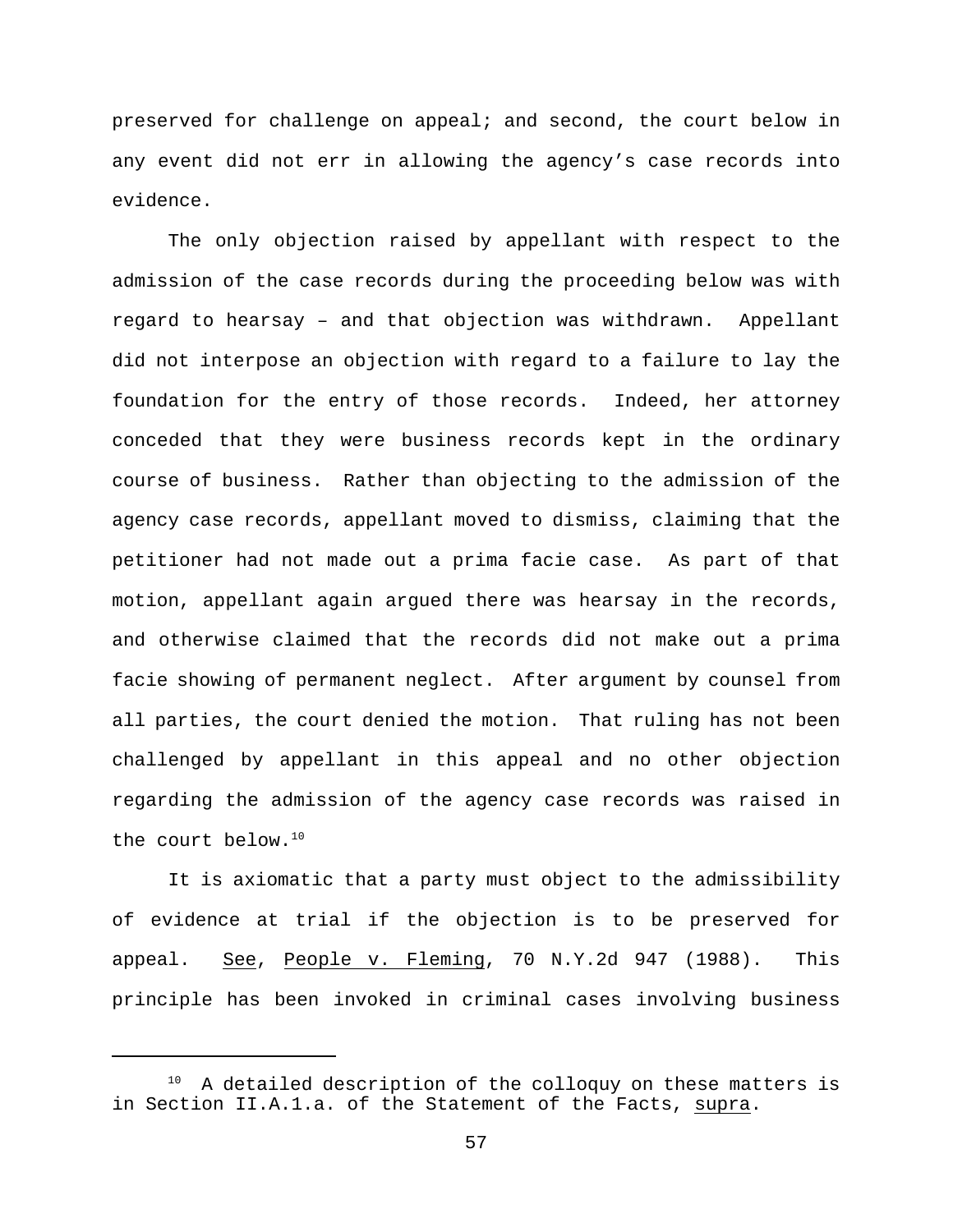preserved for challenge on appeal; and second, the court below in any event did not err in allowing the agency's case records into evidence.

The only objection raised by appellant with respect to the admission of the case records during the proceeding below was with regard to hearsay – and that objection was withdrawn. Appellant did not interpose an objection with regard to a failure to lay the foundation for the entry of those records. Indeed, her attorney conceded that they were business records kept in the ordinary course of business. Rather than objecting to the admission of the agency case records, appellant moved to dismiss, claiming that the petitioner had not made out a prima facie case. As part of that motion, appellant again argued there was hearsay in the records, and otherwise claimed that the records did not make out a prima facie showing of permanent neglect. After argument by counsel from all parties, the court denied the motion. That ruling has not been challenged by appellant in this appeal and no other objection regarding the admission of the agency case records was raised in the court below.[10]

It is axiomatic that a party must object to the admissibility of evidence at trial if the objection is to be preserved for appeal. See, People v. Fleming, 70 N.Y.2d 947 (1988). This principle has been invoked in criminal cases involving business

---

[10] A detailed description of the colloquy on these matters is in Section II.A.1.a. of the Statement of the Facts, supra.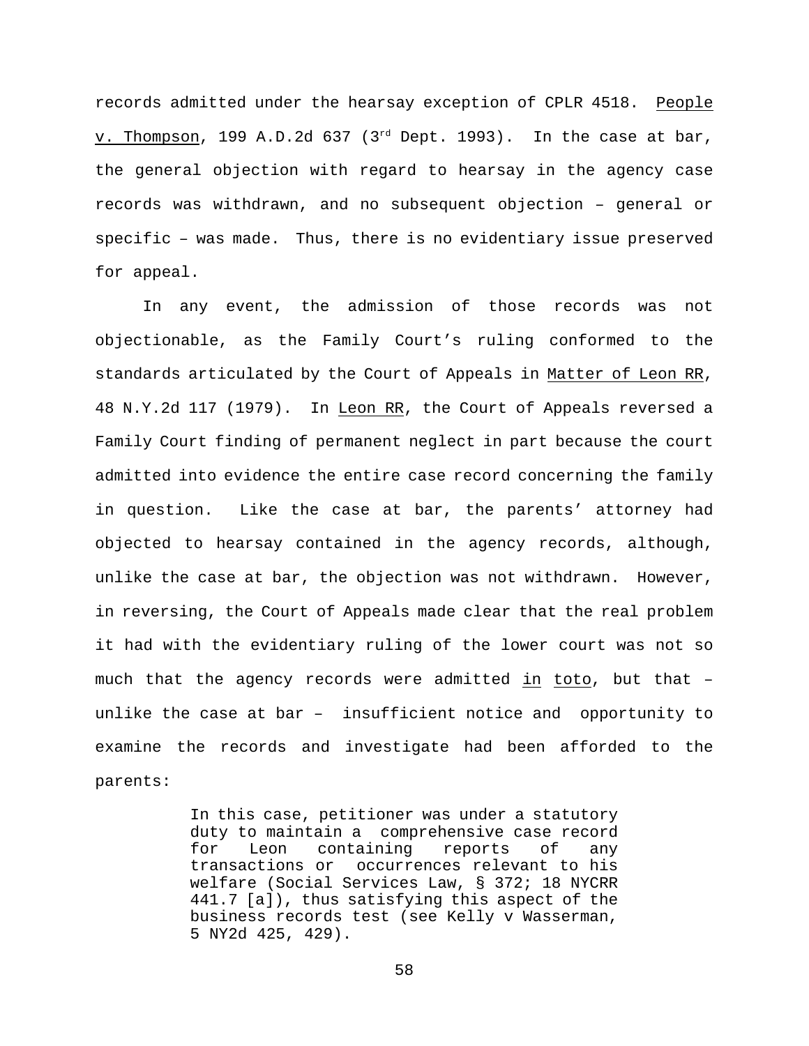records admitted under the hearsay exception of CPLR 4518. People v. Thompson, 199 A.D.2d 637 (3rd Dept. 1993). In the case at bar, the general objection with regard to hearsay in the agency case records was withdrawn, and no subsequent objection – general or specific – was made. Thus, there is no evidentiary issue preserved for appeal.

In any event, the admission of those records was not objectionable, as the Family Court's ruling conformed to the standards articulated by the Court of Appeals in Matter of Leon RR, 48 N.Y.2d 117 (1979). In Leon RR, the Court of Appeals reversed a Family Court finding of permanent neglect in part because the court admitted into evidence the entire case record concerning the family in question. Like the case at bar, the parents' attorney had objected to hearsay contained in the agency records, although, unlike the case at bar, the objection was not withdrawn. However, in reversing, the Court of Appeals made clear that the real problem it had with the evidentiary ruling of the lower court was not so much that the agency records were admitted in toto, but that – unlike the case at bar – insufficient notice and opportunity to examine the records and investigate had been afforded to the parents:

> In this case, petitioner was under a statutory duty to maintain a comprehensive case record for Leon containing reports of any transactions or occurrences relevant to his welfare (Social Services Law, § 372; 18 NYCRR 441.7 [a]), thus satisfying this aspect of the business records test (see Kelly v Wasserman, 5 NY2d 425, 429).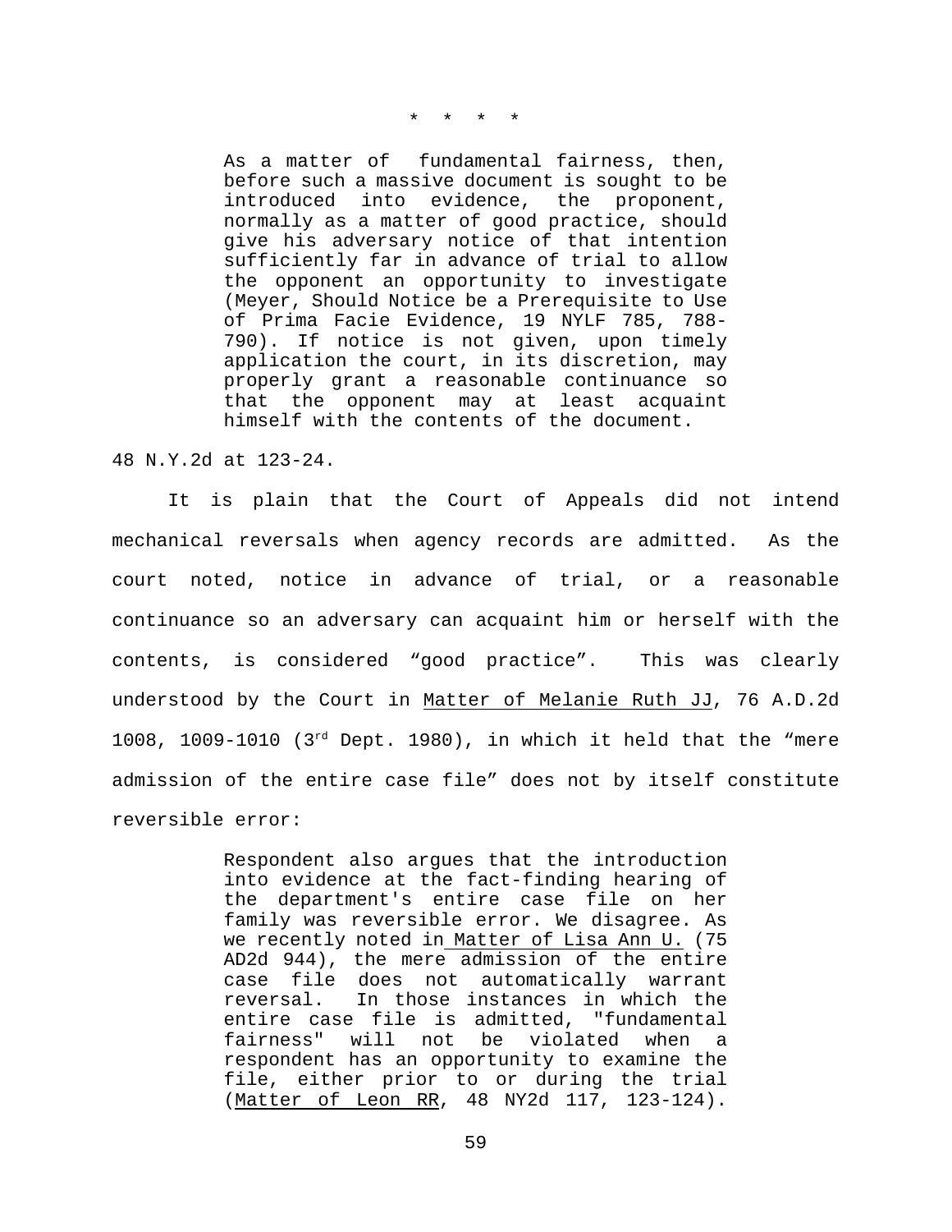\* \* \* \*

> As a matter of fundamental fairness, then, before such a massive document is sought to be introduced into evidence, the proponent, normally as a matter of good practice, should give his adversary notice of that intention sufficiently far in advance of trial to allow the opponent an opportunity to investigate (Meyer, Should Notice be a Prerequisite to Use of Prima Facie Evidence, 19 NYLF 785, 788-790). If notice is not given, upon timely application the court, in its discretion, may properly grant a reasonable continuance so that the opponent may at least acquaint himself with the contents of the document.

48 N.Y.2d at 123-24.

It is plain that the Court of Appeals did not intend mechanical reversals when agency records are admitted. As the court noted, notice in advance of trial, or a reasonable continuance so an adversary can acquaint him or herself with the contents, is considered "good practice". This was clearly understood by the Court in Matter of Melanie Ruth JJ, 76 A.D.2d 1008, 1009-1010 (3rd Dept. 1980), in which it held that the "mere admission of the entire case file" does not by itself constitute reversible error:

> Respondent also argues that the introduction into evidence at the fact-finding hearing of the department's entire case file on her family was reversible error. We disagree. As we recently noted in Matter of Lisa Ann U. (75 AD2d 944), the mere admission of the entire case file does not automatically warrant reversal. In those instances in which the entire case file is admitted, "fundamental fairness" will not be violated when a respondent has an opportunity to examine the file, either prior to or during the trial (Matter of Leon RR, 48 NY2d 117, 123-124).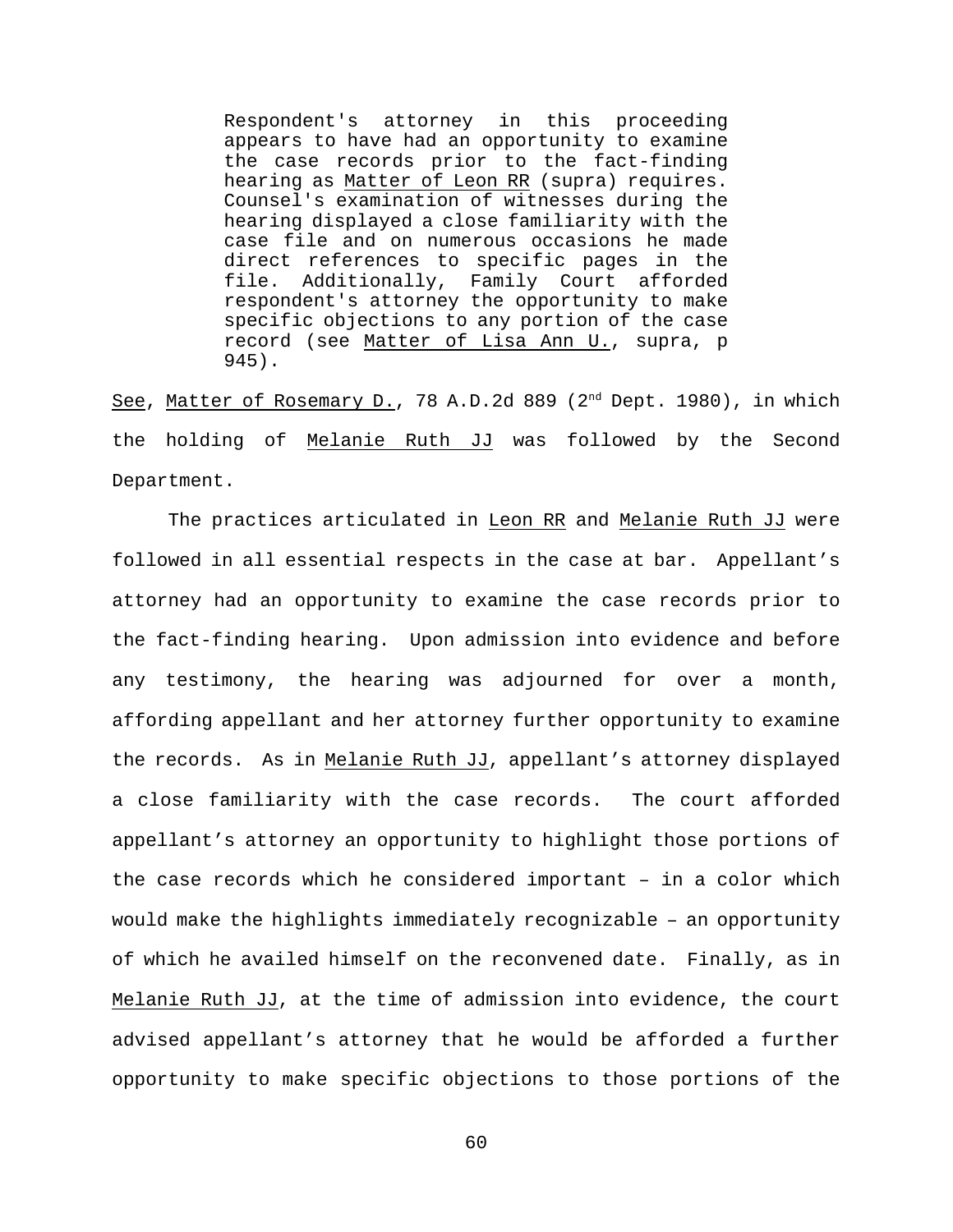> Respondent's attorney in this proceeding appears to have had an opportunity to examine the case records prior to the fact-finding hearing as Matter of Leon RR (supra) requires. Counsel's examination of witnesses during the hearing displayed a close familiarity with the case file and on numerous occasions he made direct references to specific pages in the file. Additionally, Family Court afforded respondent's attorney the opportunity to make specific objections to any portion of the case record (see Matter of Lisa Ann U., supra, p 945).

See, Matter of Rosemary D., 78 A.D.2d 889 (2nd Dept. 1980), in which the holding of Melanie Ruth JJ was followed by the Second Department.

The practices articulated in Leon RR and Melanie Ruth JJ were followed in all essential respects in the case at bar. Appellant's attorney had an opportunity to examine the case records prior to the fact-finding hearing. Upon admission into evidence and before any testimony, the hearing was adjourned for over a month, affording appellant and her attorney further opportunity to examine the records. As in Melanie Ruth JJ, appellant's attorney displayed a close familiarity with the case records. The court afforded appellant's attorney an opportunity to highlight those portions of the case records which he considered important – in a color which would make the highlights immediately recognizable – an opportunity of which he availed himself on the reconvened date. Finally, as in Melanie Ruth JJ, at the time of admission into evidence, the court advised appellant's attorney that he would be afforded a further opportunity to make specific objections to those portions of the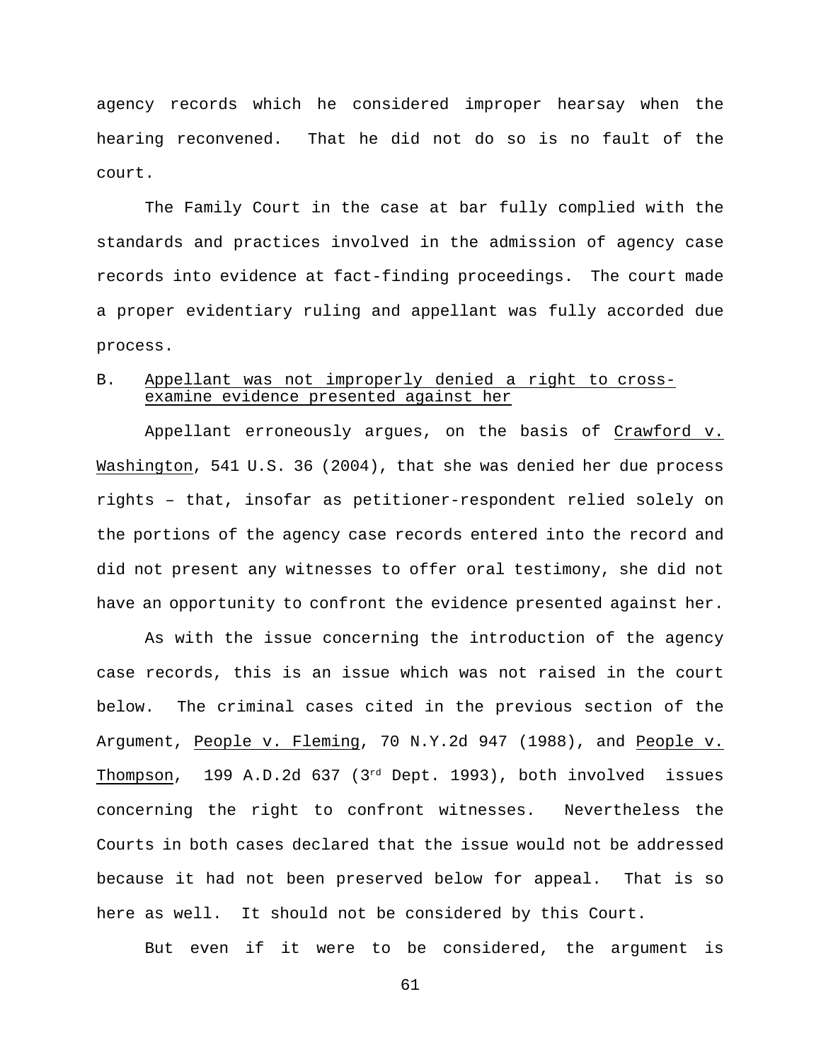agency records which he considered improper hearsay when the hearing reconvened. That he did not do so is no fault of the court.

The Family Court in the case at bar fully complied with the standards and practices involved in the admission of agency case records into evidence at fact-finding proceedings. The court made a proper evidentiary ruling and appellant was fully accorded due process.

B. Appellant was not improperly denied a right to cross-examine evidence presented against her

Appellant erroneously argues, on the basis of Crawford v. Washington, 541 U.S. 36 (2004), that she was denied her due process rights – that, insofar as petitioner-respondent relied solely on the portions of the agency case records entered into the record and did not present any witnesses to offer oral testimony, she did not have an opportunity to confront the evidence presented against her.

As with the issue concerning the introduction of the agency case records, this is an issue which was not raised in the court below. The criminal cases cited in the previous section of the Argument, People v. Fleming, 70 N.Y.2d 947 (1988), and People v. Thompson, 199 A.D.2d 637 (3rd Dept. 1993), both involved issues concerning the right to confront witnesses. Nevertheless the Courts in both cases declared that the issue would not be addressed because it had not been preserved below for appeal. That is so here as well. It should not be considered by this Court.

But even if it were to be considered, the argument is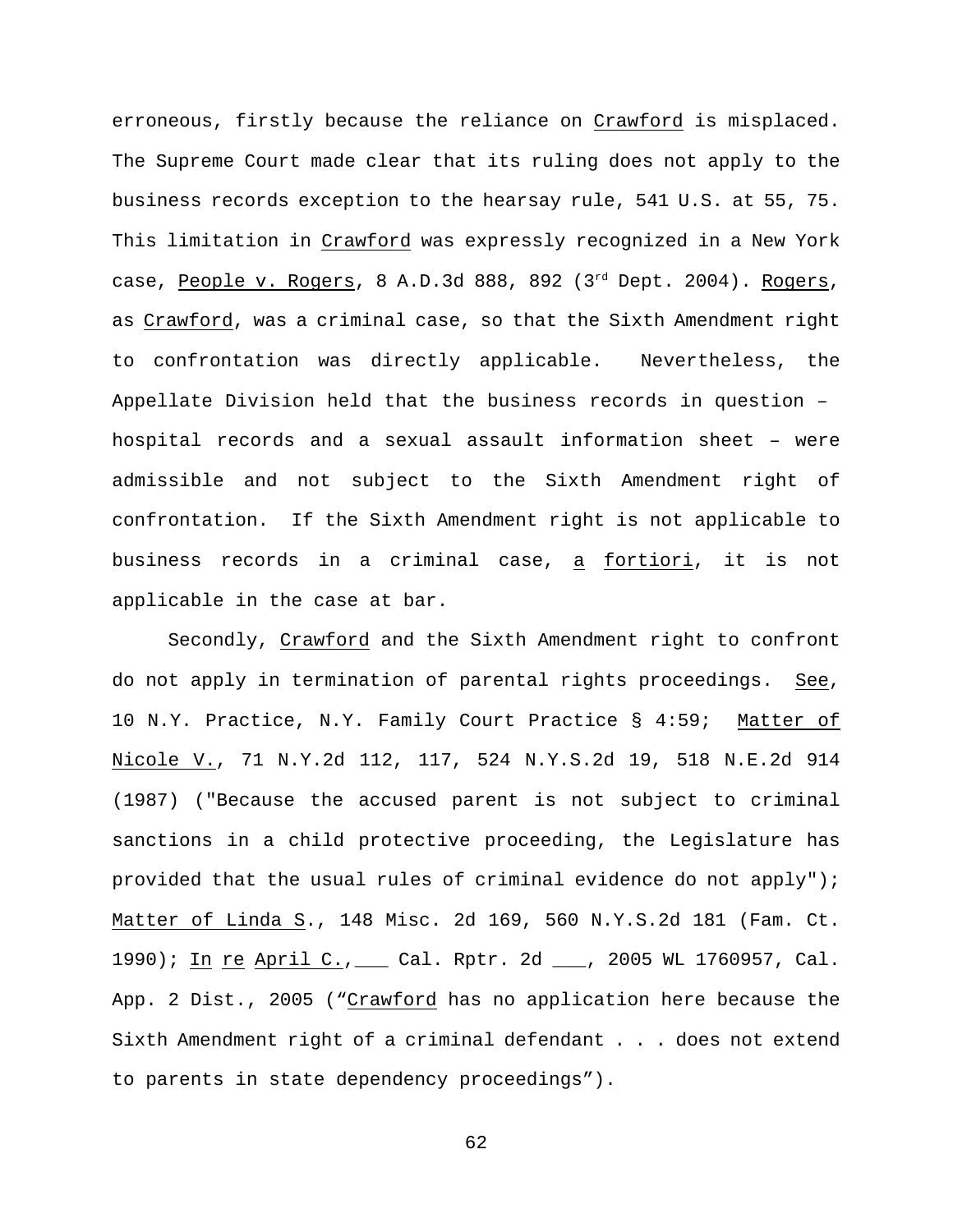erroneous, firstly because the reliance on Crawford is misplaced. The Supreme Court made clear that its ruling does not apply to the business records exception to the hearsay rule, 541 U.S. at 55, 75. This limitation in Crawford was expressly recognized in a New York case, People v. Rogers, 8 A.D.3d 888, 892 (3rd Dept. 2004). Rogers, as Crawford, was a criminal case, so that the Sixth Amendment right to confrontation was directly applicable. Nevertheless, the Appellate Division held that the business records in question – hospital records and a sexual assault information sheet – were admissible and not subject to the Sixth Amendment right of confrontation. If the Sixth Amendment right is not applicable to business records in a criminal case, a fortiori, it is not applicable in the case at bar.

Secondly, Crawford and the Sixth Amendment right to confront do not apply in termination of parental rights proceedings. See, 10 N.Y. Practice, N.Y. Family Court Practice § 4:59; Matter of Nicole V., 71 N.Y.2d 112, 117, 524 N.Y.S.2d 19, 518 N.E.2d 914 (1987) ("Because the accused parent is not subject to criminal sanctions in a child protective proceeding, the Legislature has provided that the usual rules of criminal evidence do not apply"); Matter of Linda S., 148 Misc. 2d 169, 560 N.Y.S.2d 181 (Fam. Ct. 1990); In re April C., ___ Cal. Rptr. 2d ___, 2005 WL 1760957, Cal. App. 2 Dist., 2005 ("Crawford has no application here because the Sixth Amendment right of a criminal defendant . . . does not extend to parents in state dependency proceedings").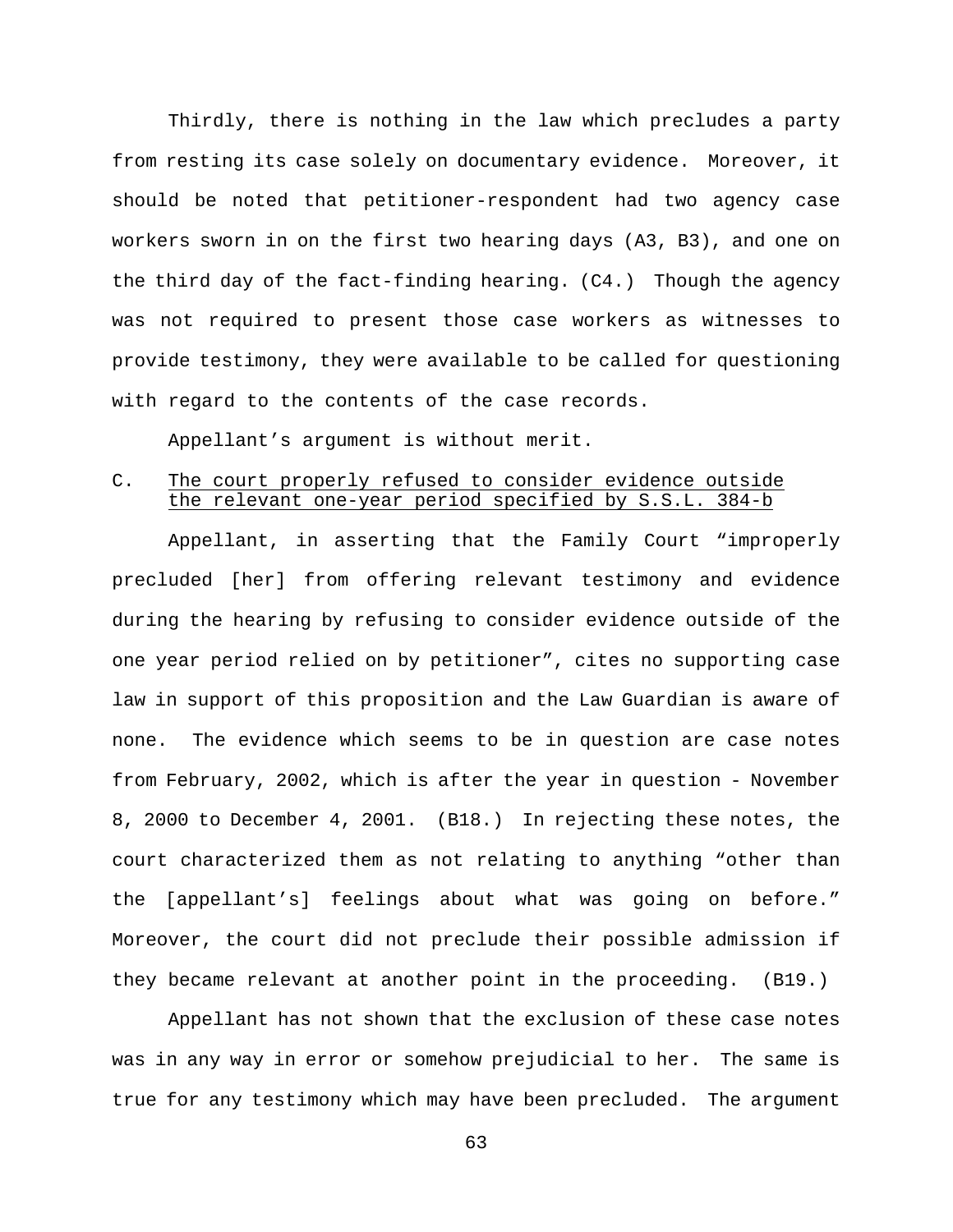Thirdly, there is nothing in the law which precludes a party from resting its case solely on documentary evidence. Moreover, it should be noted that petitioner-respondent had two agency case workers sworn in on the first two hearing days (A3, B3), and one on the third day of the fact-finding hearing. (C4.) Though the agency was not required to present those case workers as witnesses to provide testimony, they were available to be called for questioning with regard to the contents of the case records.

Appellant's argument is without merit.

### C. The court properly refused to consider evidence outside the relevant one-year period specified by S.S.L. 384-b

Appellant, in asserting that the Family Court "improperly precluded [her] from offering relevant testimony and evidence during the hearing by refusing to consider evidence outside of the one year period relied on by petitioner", cites no supporting case law in support of this proposition and the Law Guardian is aware of none. The evidence which seems to be in question are case notes from February, 2002, which is after the year in question - November 8, 2000 to December 4, 2001. (B18.) In rejecting these notes, the court characterized them as not relating to anything "other than the [appellant's] feelings about what was going on before." Moreover, the court did not preclude their possible admission if they became relevant at another point in the proceeding. (B19.)

Appellant has not shown that the exclusion of these case notes was in any way in error or somehow prejudicial to her. The same is true for any testimony which may have been precluded. The argument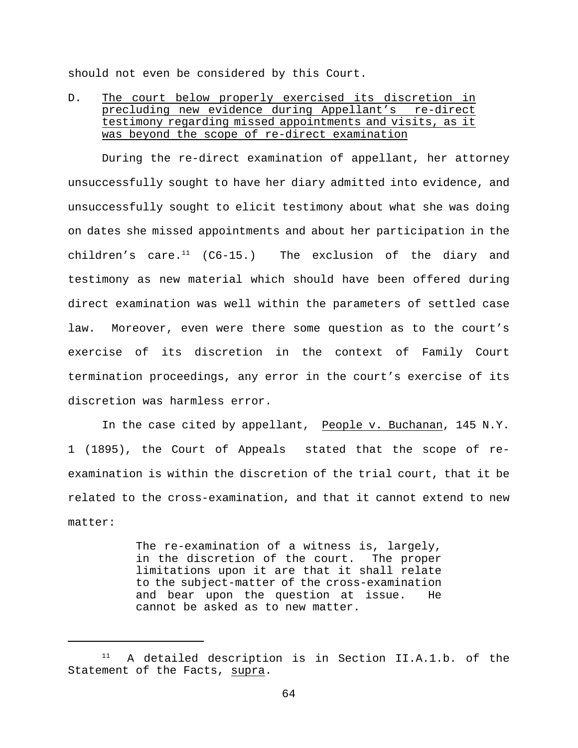should not even be considered by this Court.

D. <u>The court below properly exercised its discretion in precluding new evidence during Appellant's re-direct testimony regarding missed appointments and visits, as it was beyond the scope of re-direct examination</u>

During the re-direct examination of appellant, her attorney unsuccessfully sought to have her diary admitted into evidence, and unsuccessfully sought to elicit testimony about what she was doing on dates she missed appointments and about her participation in the children's care.[11] (C6-15.) The exclusion of the diary and testimony as new material which should have been offered during direct examination was well within the parameters of settled case law. Moreover, even were there some question as to the court's exercise of its discretion in the context of Family Court termination proceedings, any error in the court's exercise of its discretion was harmless error.

In the case cited by appellant, <u>People v. Buchanan</u>, 145 N.Y. 1 (1895), the Court of Appeals stated that the scope of re-examination is within the discretion of the trial court, that it be related to the cross-examination, and that it cannot extend to new matter:

> The re-examination of a witness is, largely, in the discretion of the court. The proper limitations upon it are that it shall relate to the subject-matter of the cross-examination and bear upon the question at issue. He cannot be asked as to new matter.

---

[11] A detailed description is in Section II.A.1.b. of the Statement of the Facts, <u>supra</u>.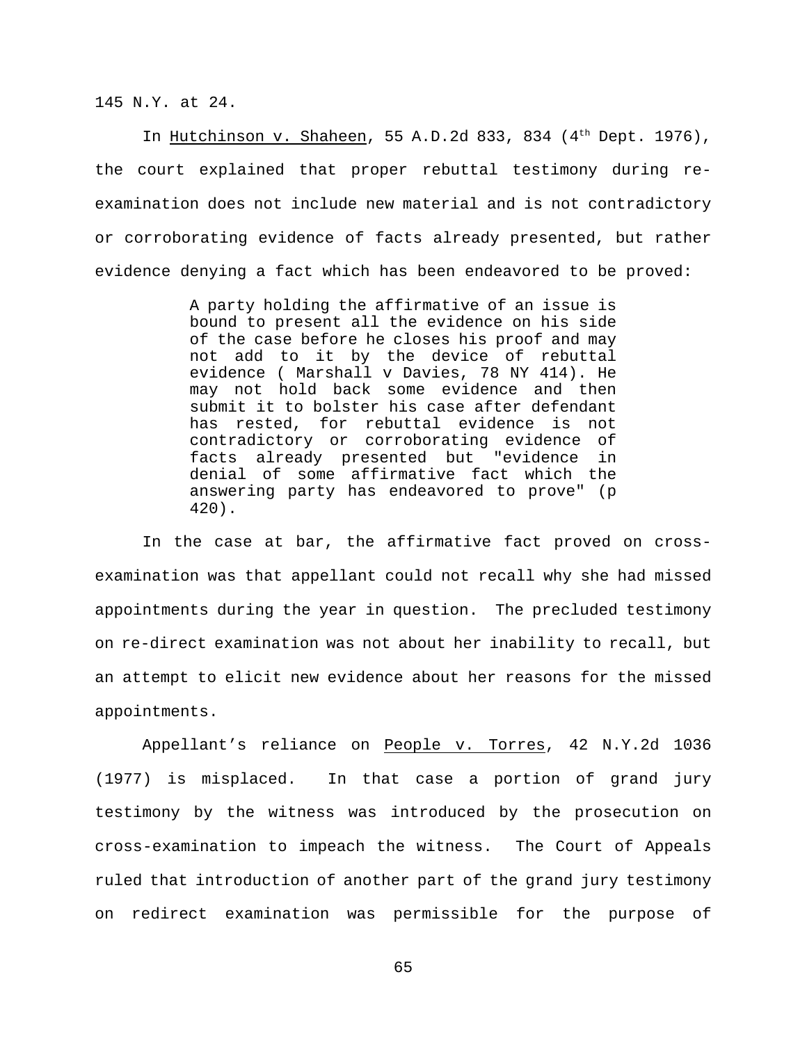145 N.Y. at 24.

In Hutchinson v. Shaheen, 55 A.D.2d 833, 834 (4th Dept. 1976), the court explained that proper rebuttal testimony during re-examination does not include new material and is not contradictory or corroborating evidence of facts already presented, but rather evidence denying a fact which has been endeavored to be proved:

> A party holding the affirmative of an issue is bound to present all the evidence on his side of the case before he closes his proof and may not add to it by the device of rebuttal evidence ( Marshall v Davies, 78 NY 414). He may not hold back some evidence and then submit it to bolster his case after defendant has rested, for rebuttal evidence is not contradictory or corroborating evidence of facts already presented but "evidence in denial of some affirmative fact which the answering party has endeavored to prove" (p 420).

In the case at bar, the affirmative fact proved on cross-examination was that appellant could not recall why she had missed appointments during the year in question. The precluded testimony on re-direct examination was not about her inability to recall, but an attempt to elicit new evidence about her reasons for the missed appointments.

Appellant's reliance on People v. Torres, 42 N.Y.2d 1036 (1977) is misplaced. In that case a portion of grand jury testimony by the witness was introduced by the prosecution on cross-examination to impeach the witness. The Court of Appeals ruled that introduction of another part of the grand jury testimony on redirect examination was permissible for the purpose of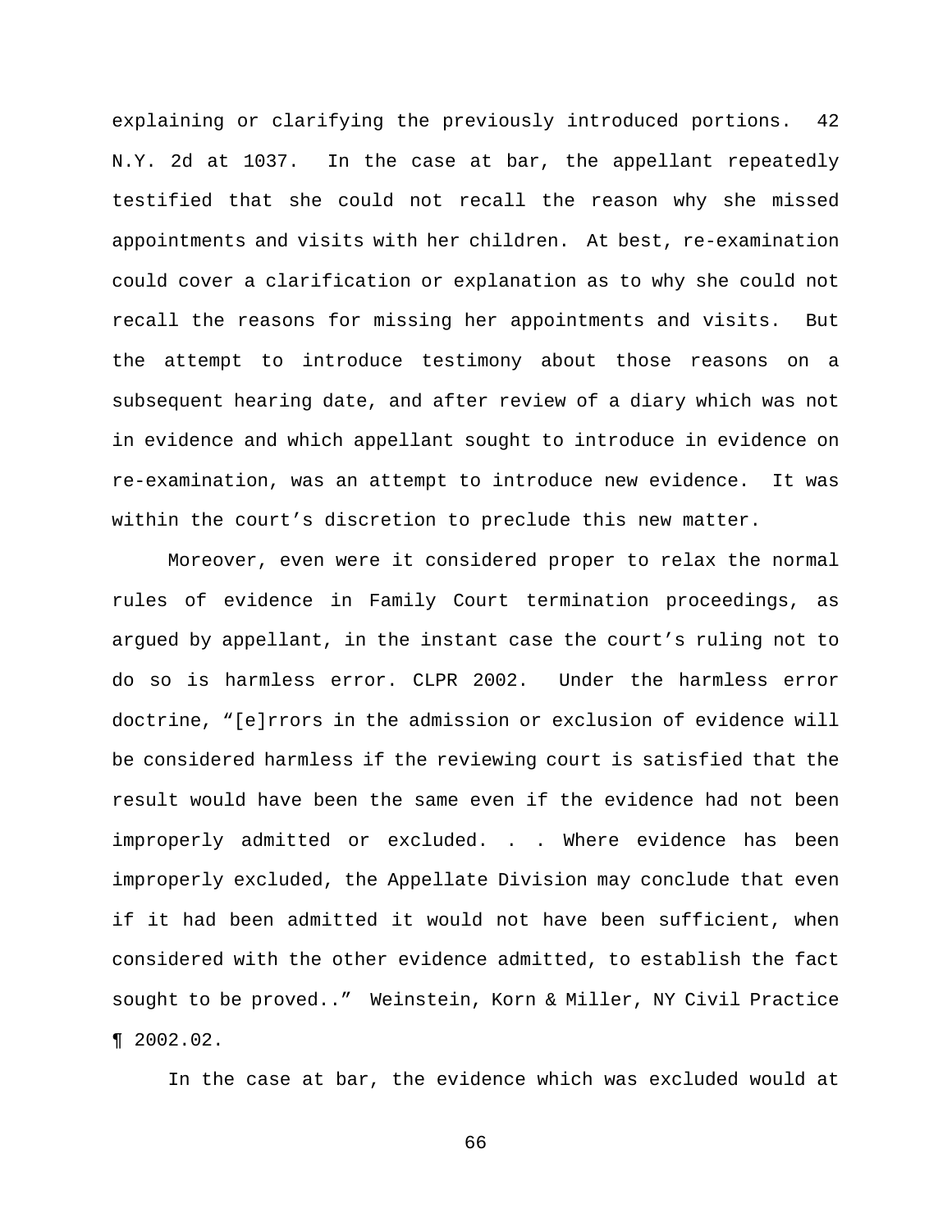explaining or clarifying the previously introduced portions. 42 N.Y. 2d at 1037. In the case at bar, the appellant repeatedly testified that she could not recall the reason why she missed appointments and visits with her children. At best, re-examination could cover a clarification or explanation as to why she could not recall the reasons for missing her appointments and visits. But the attempt to introduce testimony about those reasons on a subsequent hearing date, and after review of a diary which was not in evidence and which appellant sought to introduce in evidence on re-examination, was an attempt to introduce new evidence. It was within the court's discretion to preclude this new matter.

Moreover, even were it considered proper to relax the normal rules of evidence in Family Court termination proceedings, as argued by appellant, in the instant case the court's ruling not to do so is harmless error. CLPR 2002. Under the harmless error doctrine, "[e]rrors in the admission or exclusion of evidence will be considered harmless if the reviewing court is satisfied that the result would have been the same even if the evidence had not been improperly admitted or excluded. . . Where evidence has been improperly excluded, the Appellate Division may conclude that even if it had been admitted it would not have been sufficient, when considered with the other evidence admitted, to establish the fact sought to be proved.." Weinstein, Korn & Miller, NY Civil Practice ¶ 2002.02.

In the case at bar, the evidence which was excluded would at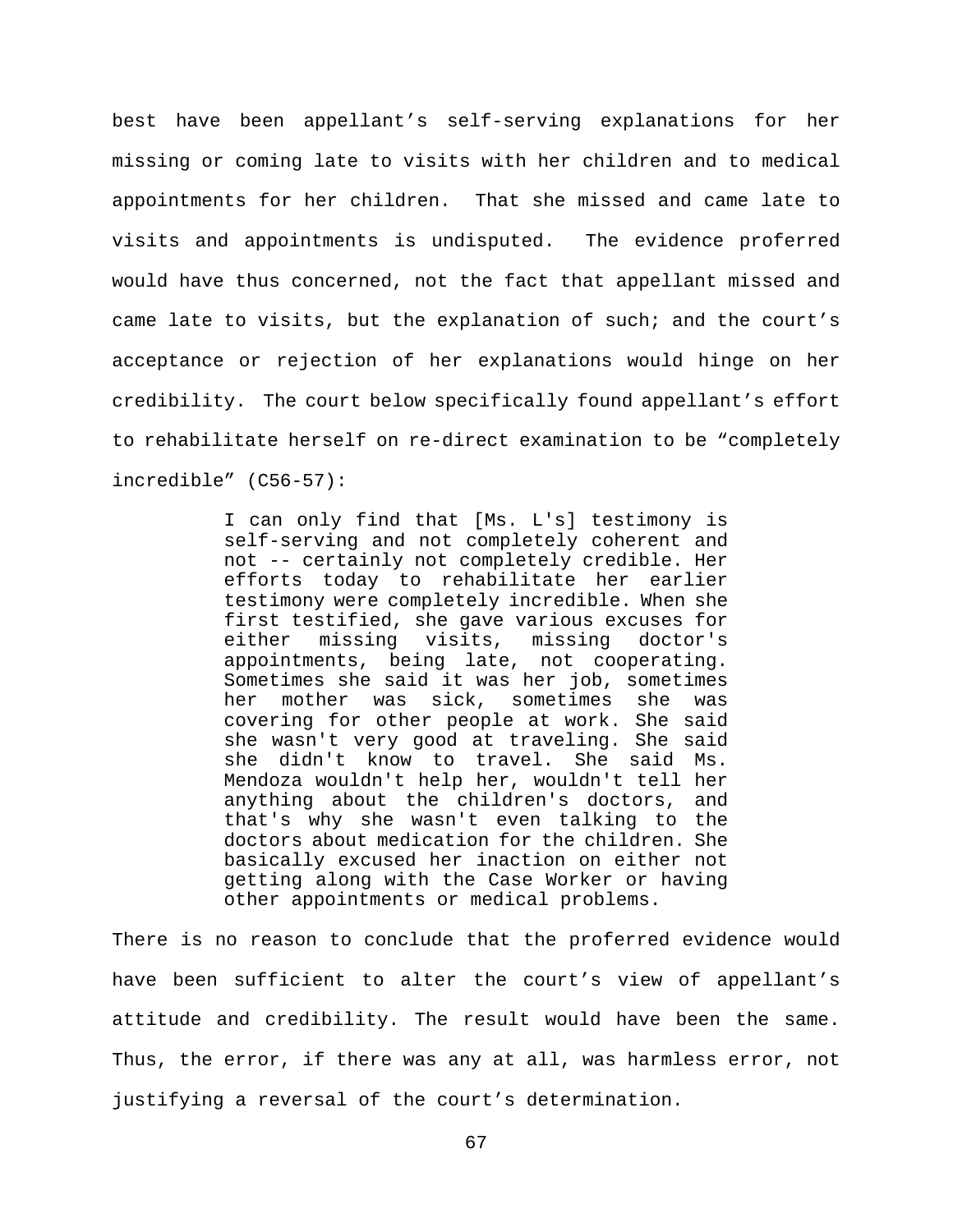best have been appellant's self-serving explanations for her missing or coming late to visits with her children and to medical appointments for her children. That she missed and came late to visits and appointments is undisputed. The evidence proferred would have thus concerned, not the fact that appellant missed and came late to visits, but the explanation of such; and the court's acceptance or rejection of her explanations would hinge on her credibility. The court below specifically found appellant's effort to rehabilitate herself on re-direct examination to be "completely incredible" (C56-57):

> I can only find that [Ms. L's] testimony is self-serving and not completely coherent and not -- certainly not completely credible. Her efforts today to rehabilitate her earlier testimony were completely incredible. When she first testified, she gave various excuses for either missing visits, missing doctor's appointments, being late, not cooperating. Sometimes she said it was her job, sometimes her mother was sick, sometimes she was covering for other people at work. She said she wasn't very good at traveling. She said she didn't know to travel. She said Ms. Mendoza wouldn't help her, wouldn't tell her anything about the children's doctors, and that's why she wasn't even talking to the doctors about medication for the children. She basically excused her inaction on either not getting along with the Case Worker or having other appointments or medical problems.

There is no reason to conclude that the proferred evidence would have been sufficient to alter the court's view of appellant's attitude and credibility. The result would have been the same. Thus, the error, if there was any at all, was harmless error, not justifying a reversal of the court's determination.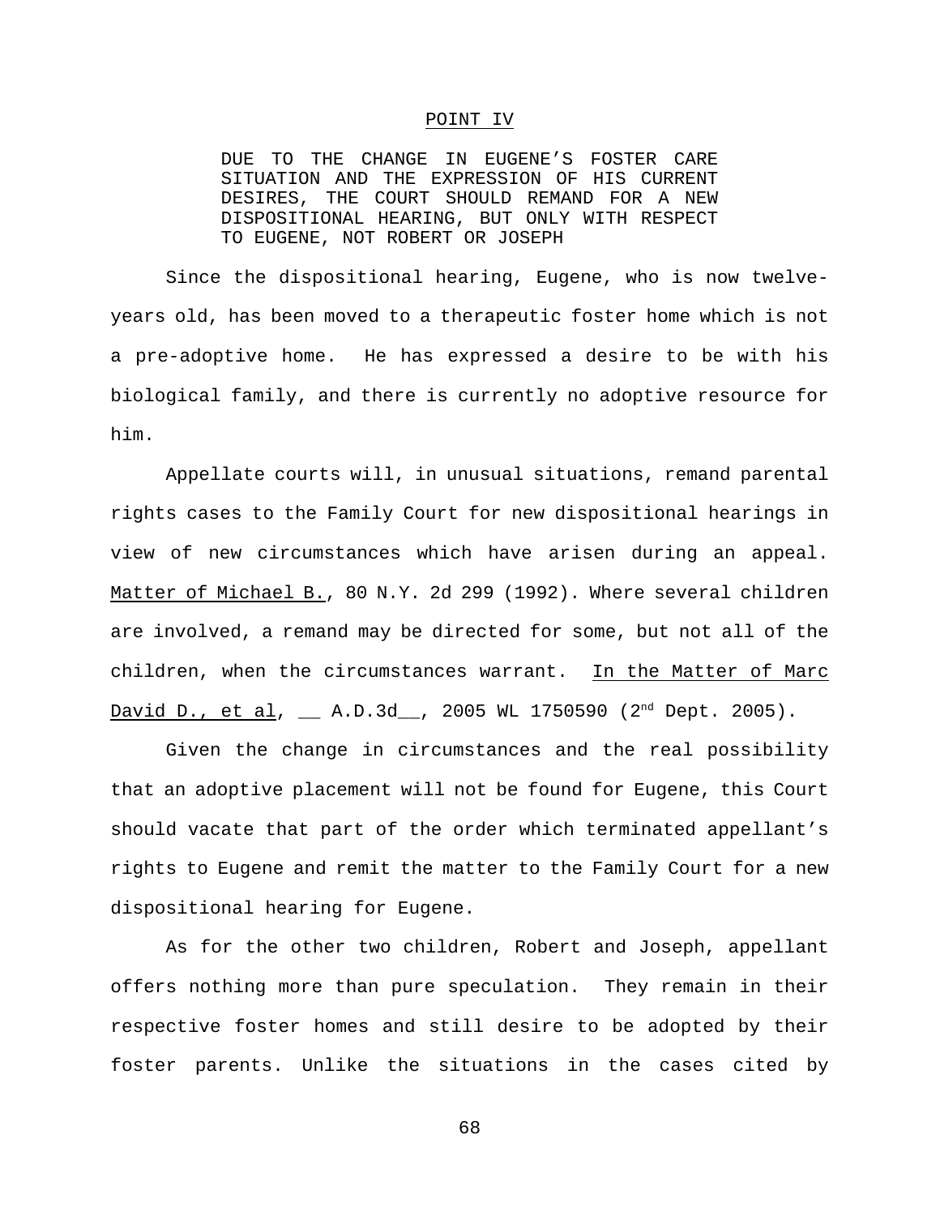## POINT IV

DUE TO THE CHANGE IN EUGENE'S FOSTER CARE SITUATION AND THE EXPRESSION OF HIS CURRENT DESIRES, THE COURT SHOULD REMAND FOR A NEW DISPOSITIONAL HEARING, BUT ONLY WITH RESPECT TO EUGENE, NOT ROBERT OR JOSEPH

Since the dispositional hearing, Eugene, who is now twelve-years old, has been moved to a therapeutic foster home which is not a pre-adoptive home. He has expressed a desire to be with his biological family, and there is currently no adoptive resource for him.

Appellate courts will, in unusual situations, remand parental rights cases to the Family Court for new dispositional hearings in view of new circumstances which have arisen during an appeal. Matter of Michael B., 80 N.Y. 2d 299 (1992). Where several children are involved, a remand may be directed for some, but not all of the children, when the circumstances warrant. In the Matter of Marc David D., et al, __ A.D.3d__, 2005 WL 1750590 (2nd Dept. 2005).

Given the change in circumstances and the real possibility that an adoptive placement will not be found for Eugene, this Court should vacate that part of the order which terminated appellant's rights to Eugene and remit the matter to the Family Court for a new dispositional hearing for Eugene.

As for the other two children, Robert and Joseph, appellant offers nothing more than pure speculation. They remain in their respective foster homes and still desire to be adopted by their foster parents. Unlike the situations in the cases cited by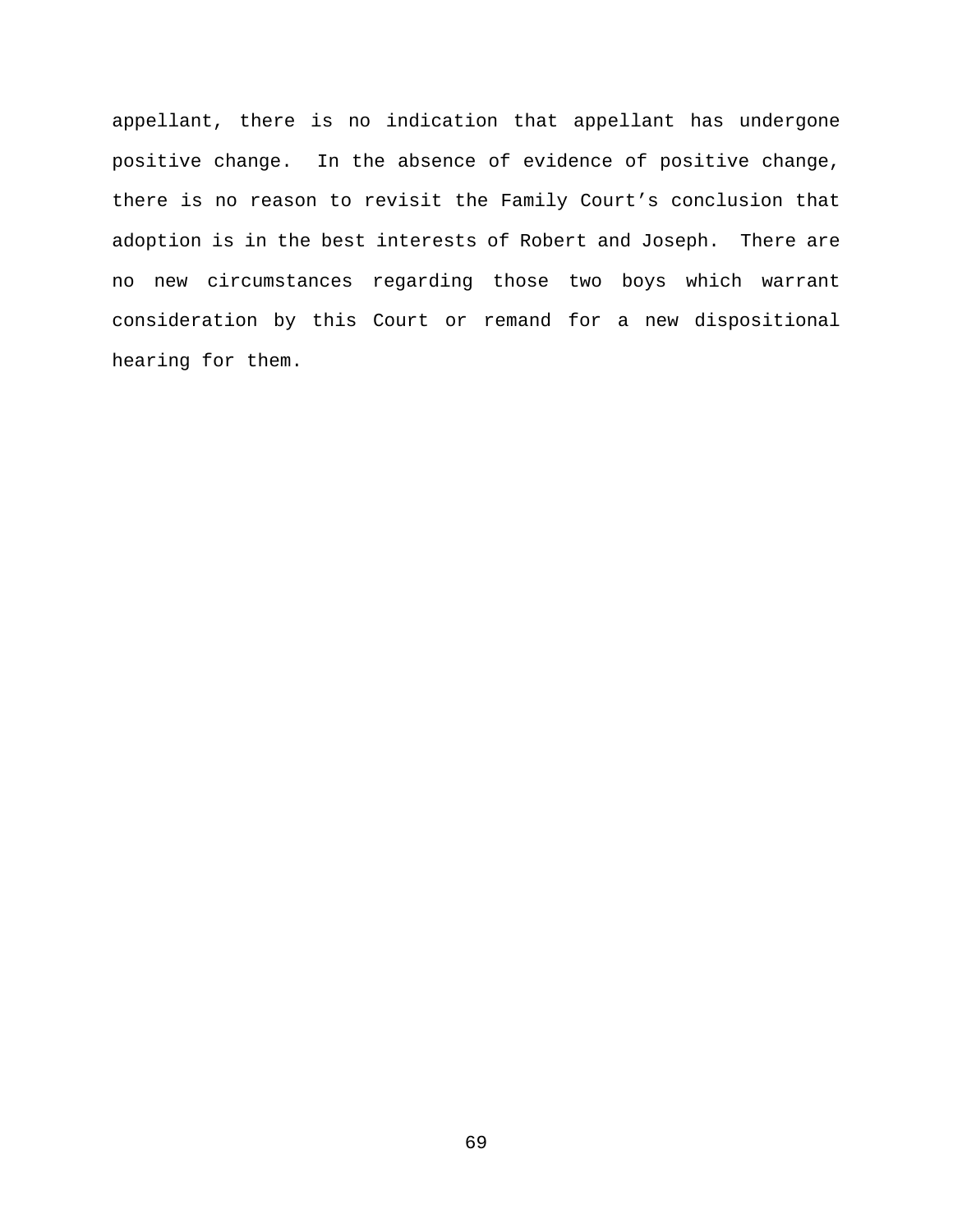appellant, there is no indication that appellant has undergone positive change. In the absence of evidence of positive change, there is no reason to revisit the Family Court's conclusion that adoption is in the best interests of Robert and Joseph. There are no new circumstances regarding those two boys which warrant consideration by this Court or remand for a new dispositional hearing for them.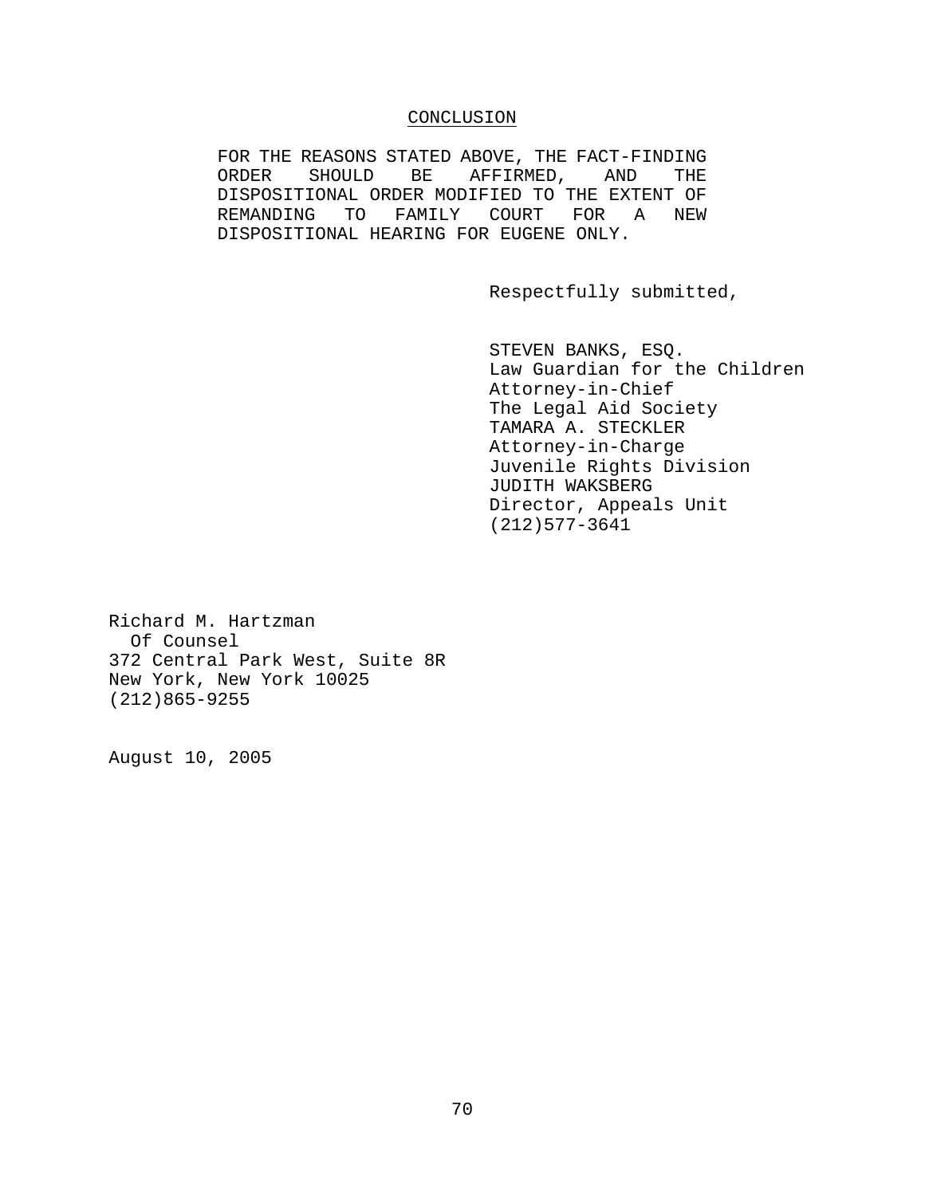## CONCLUSION

FOR THE REASONS STATED ABOVE, THE FACT-FINDING ORDER SHOULD BE AFFIRMED, AND THE DISPOSITIONAL ORDER MODIFIED TO THE EXTENT OF REMANDING TO FAMILY COURT FOR A NEW DISPOSITIONAL HEARING FOR EUGENE ONLY.

Respectfully submitted,

STEVEN BANKS, ESQ.
Law Guardian for the Children
Attorney-in-Chief
The Legal Aid Society
TAMARA A. STECKLER
Attorney-in-Charge
Juvenile Rights Division
JUDITH WAKSBERG
Director, Appeals Unit
(212)577-3641

Richard M. Hartzman
Of Counsel
372 Central Park West, Suite 8R
New York, New York 10025
(212)865-9255

August 10, 2005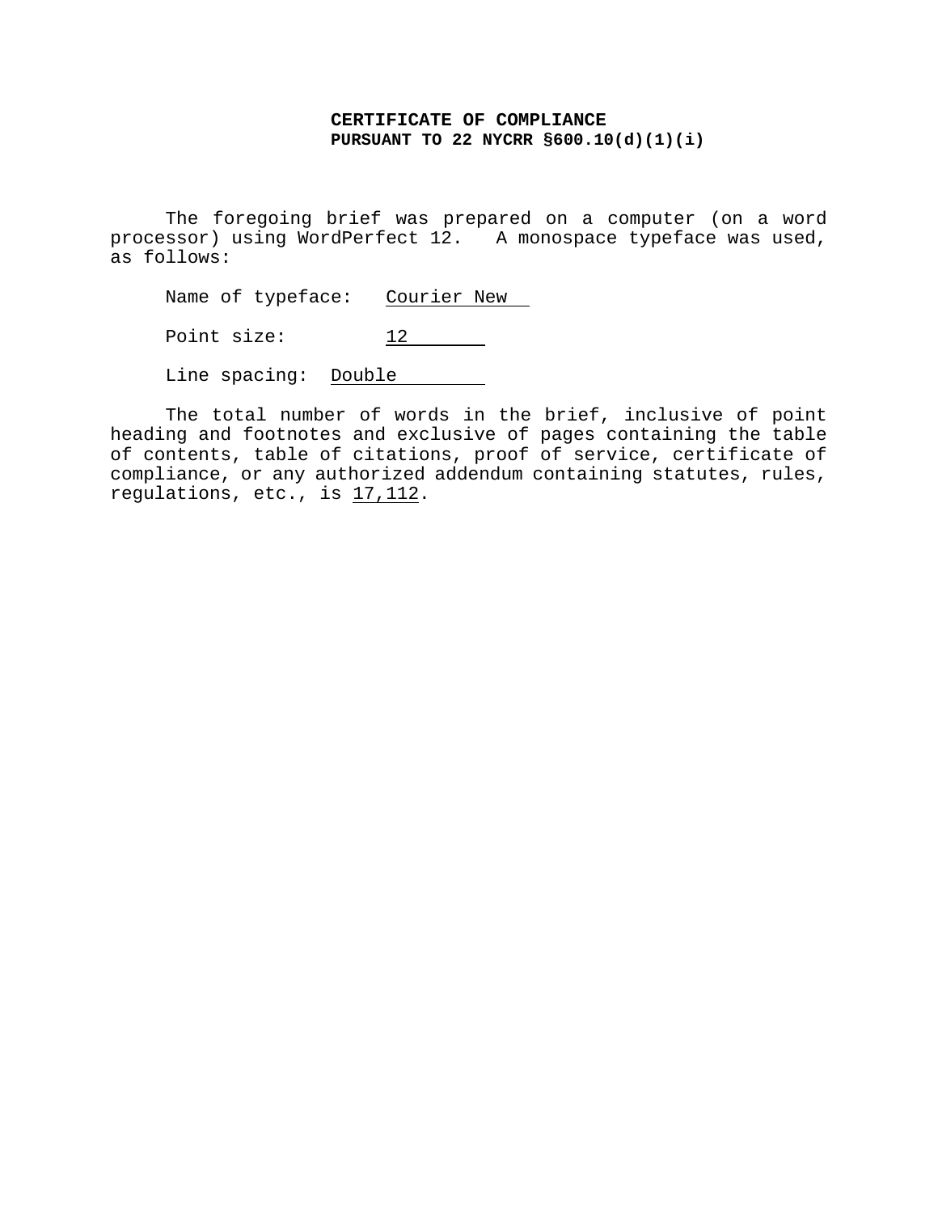**CERTIFICATE OF COMPLIANCE**
**PURSUANT TO 22 NYCRR §600.10(d)(1)(i)**

The foregoing brief was prepared on a computer (on a word processor) using WordPerfect 12. A monospace typeface was used, as follows:

Name of typeface: Courier New

Point size: 12

Line spacing: Double

The total number of words in the brief, inclusive of point heading and footnotes and exclusive of pages containing the table of contents, table of citations, proof of service, certificate of compliance, or any authorized addendum containing statutes, rules, regulations, etc., is 17,112.